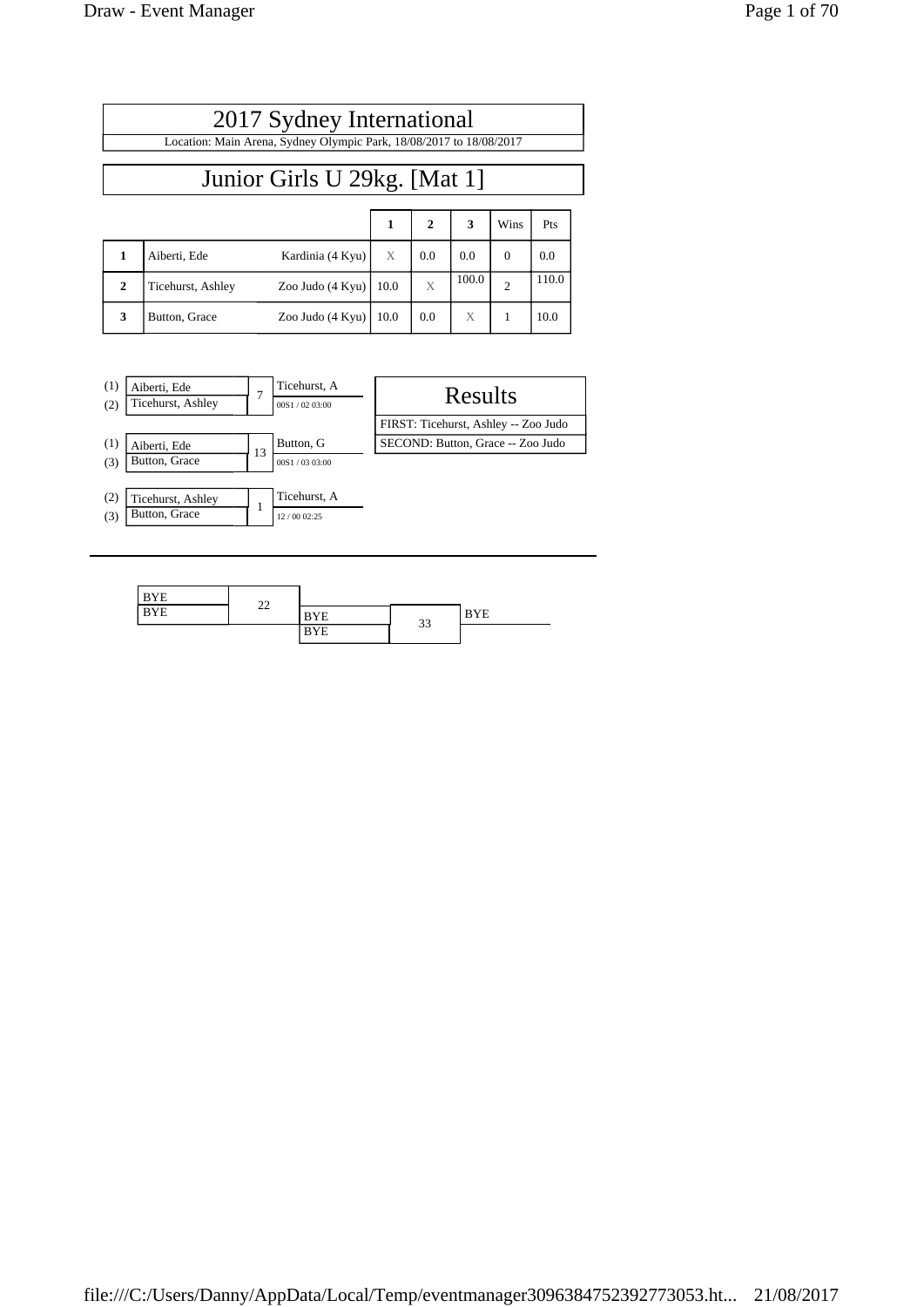# 2017 Sydney International

Location: Main Arena, Sydney Olympic Park, 18/08/2017 to 18/08/2017

## Junior Girls U 29kg. [Mat 1]

| | | | 1 | 2 | 3 | Wins | Pts |
|---|---|---|---|---|---|---|---|
| 1 | Aiberti, Ede | Kardinia (4 Kyu) | X | 0.0 | 0.0 | 0 | 0.0 |
| 2 | Ticehurst, Ashley | Zoo Judo (4 Kyu) | 10.0 | X | 100.0 | 2 | 110.0 |
| 3 | Button, Grace | Zoo Judo (4 Kyu) | 10.0 | 0.0 | X | 1 | 10.0 |

| Contest | Competitors | Winner | Score / Time |
|---|---|---|---|
| 7 | (1) Aiberti, Ede vs (2) Ticehurst, Ashley | Ticehurst, A | 00S1 / 02 03:00 |
| 13 | (1) Aiberti, Ede vs (3) Button, Grace | Button, G | 00S1 / 03 03:00 |
| 1 | (2) Ticehurst, Ashley vs (3) Button, Grace | Ticehurst, A | 12 / 00 02:25 |

### Results

FIRST: Ticehurst, Ashley -- Zoo Judo

SECOND: Button, Grace -- Zoo Judo

---

| Contest | Competitors | Winner |
|---|---|---|
| 22 | BYE vs BYE | |
| 33 | BYE vs BYE | BYE |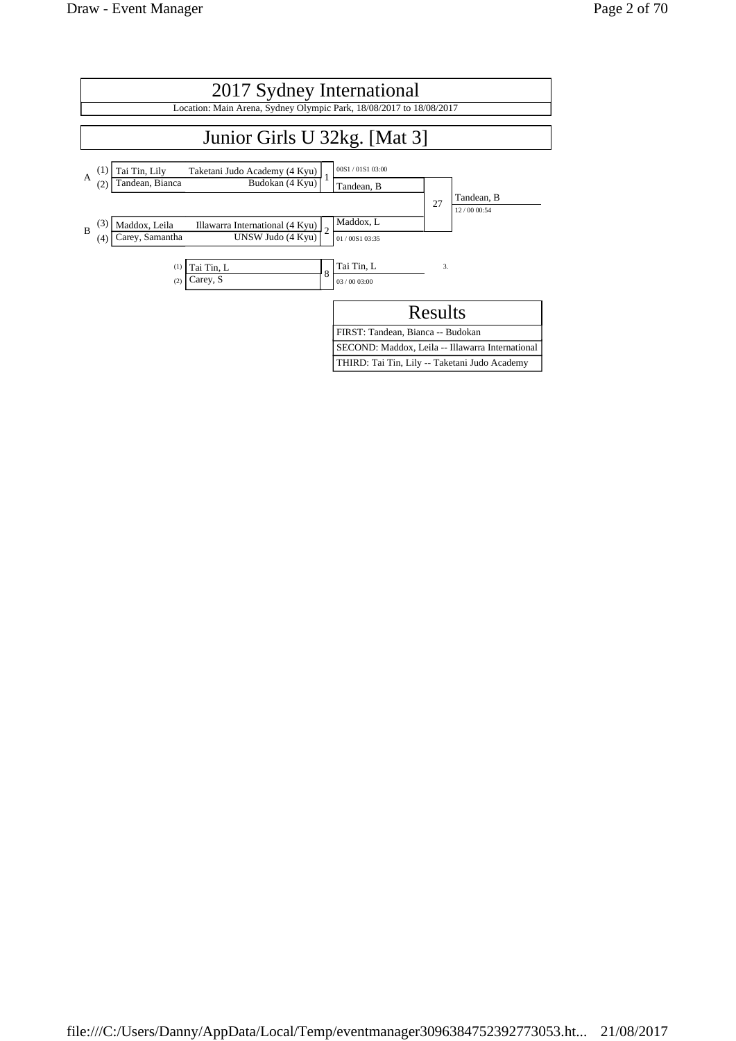# 2017 Sydney International

Location: Main Arena, Sydney Olympic Park, 18/08/2017 to 18/08/2017

## Junior Girls U 32kg. [Mat 3]

| Pool | Seed | Name | Club | Match | Winner / Score |
|---|---|---|---|---|---|
| A | (1) | Tai Tin, Lily | Taketani Judo Academy (4 Kyu) | 1 | 00S1 / 01S1 03:00 |
| | (2) | Tandean, Bianca | Budokan (4 Kyu) | | Tandean, B |
| B | (3) | Maddox, Leila | Illawarra International (4 Kyu) | 2 | Maddox, L |
| | (4) | Carey, Samantha | UNSW Judo (4 Kyu) | | 01 / 00S1 03:35 |

Match 27: Tandean, B — 12 / 00 00:54

| Seed | Name | Match | Winner / Score | Place |
|---|---|---|---|---|
| (1) | Tai Tin, L | 8 | Tai Tin, L | 3. |
| (2) | Carey, S | | 03 / 00 03:00 | |

### Results

| Results |
|---|
| FIRST: Tandean, Bianca -- Budokan |
| SECOND: Maddox, Leila -- Illawarra International |
| THIRD: Tai Tin, Lily -- Taketani Judo Academy |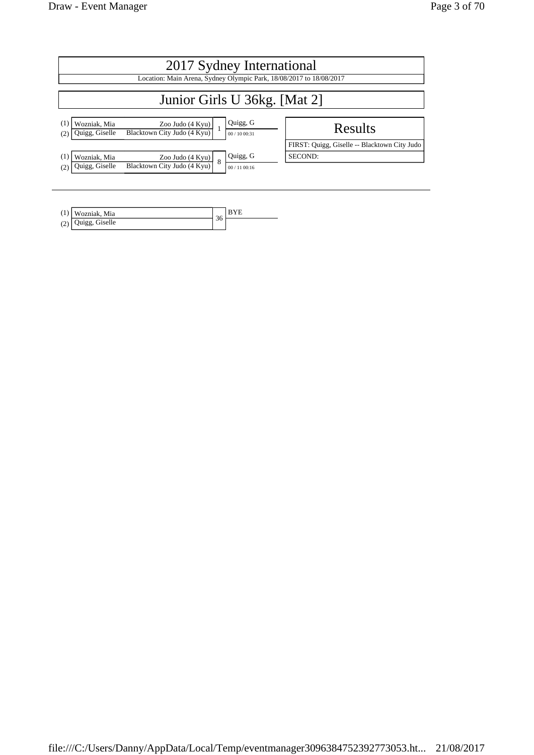# 2017 Sydney International

Location: Main Arena, Sydney Olympic Park, 18/08/2017 to 18/08/2017

## Junior Girls U 36kg. [Mat 2]

| | Competitor | Club | Contest | Winner | Score |
|---|---|---|---|---|---|
| (1) | Wozniak, Mia | Zoo Judo (4 Kyu) | 1 | Quigg, G | 00 / 10 00:31 |
| (2) | Quigg, Giselle | Blacktown City Judo (4 Kyu) | | | |
| (1) | Wozniak, Mia | Zoo Judo (4 Kyu) | 8 | Quigg, G | 00 / 11 00:16 |
| (2) | Quigg, Giselle | Blacktown City Judo (4 Kyu) | | | |

### Results

FIRST: Quigg, Giselle -- Blacktown City Judo

SECOND:

| | Competitor | Contest | Winner |
|---|---|---|---|
| (1) | Wozniak, Mia | 36 | BYE |
| (2) | Quigg, Giselle | | |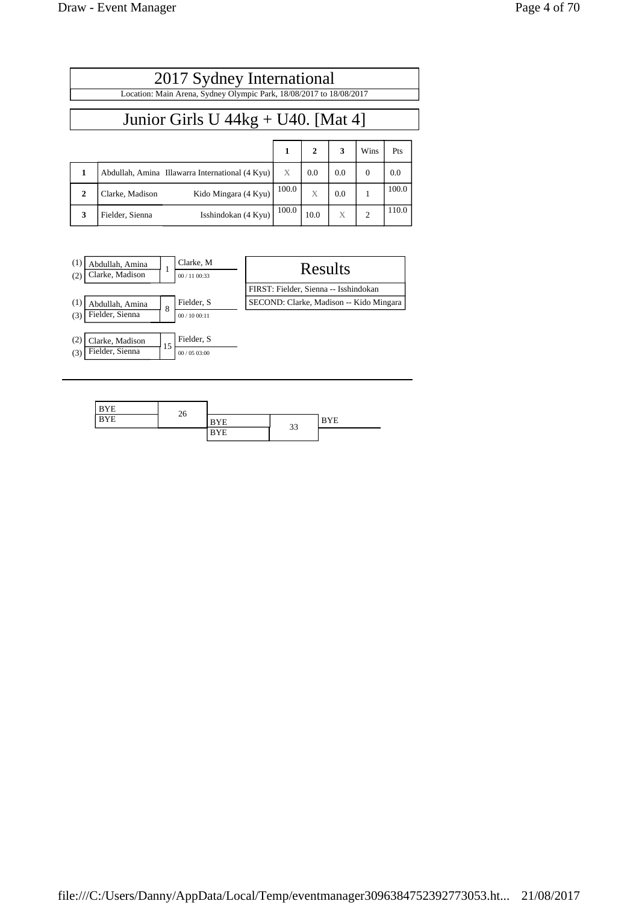# 2017 Sydney International

Location: Main Arena, Sydney Olympic Park, 18/08/2017 to 18/08/2017

## Junior Girls U 44kg + U40. [Mat 4]

| | | | 1 | 2 | 3 | Wins | Pts |
|---|---|---|---|---|---|---|---|
| 1 | Abdullah, Amina | Illawarra International (4 Kyu) | X | 0.0 | 0.0 | 0 | 0.0 |
| 2 | Clarke, Madison | Kido Mingara (4 Kyu) | 100.0 | X | 0.0 | 1 | 100.0 |
| 3 | Fielder, Sienna | Isshindokan (4 Kyu) | 100.0 | 10.0 | X | 2 | 110.0 |

| Contest | Competitors | Winner | Score / Time |
|---|---|---|---|
| 1 | (1) Abdullah, Amina vs (2) Clarke, Madison | Clarke, M | 00 / 11 00:33 |
| 8 | (1) Abdullah, Amina vs (3) Fielder, Sienna | Fielder, S | 00 / 10 00:11 |
| 15 | (2) Clarke, Madison vs (3) Fielder, Sienna | Fielder, S | 00 / 05 03:00 |

### Results

FIRST: Fielder, Sienna -- Isshindokan

SECOND: Clarke, Madison -- Kido Mingara

| Contest | Competitors | Winner |
|---|---|---|
| 26 | BYE vs BYE | BYE |
| 33 | BYE vs BYE | BYE |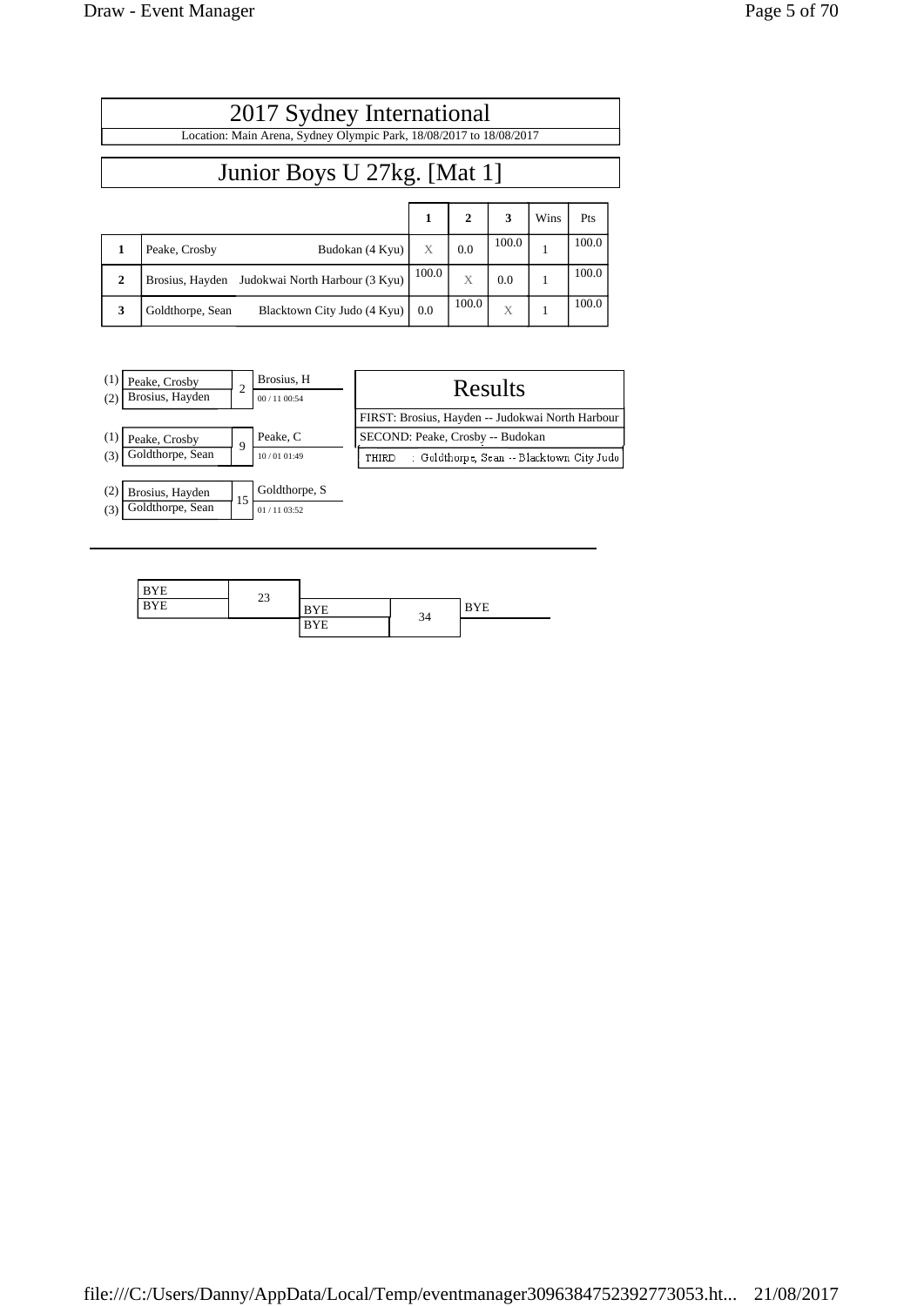# 2017 Sydney International

Location: Main Arena, Sydney Olympic Park, 18/08/2017 to 18/08/2017

## Junior Boys U 27kg. [Mat 1]

| | | | 1 | 2 | 3 | Wins | Pts |
|---|---|---|---|---|---|---|---|
| 1 | Peake, Crosby | Budokan (4 Kyu) | X | 0.0 | 100.0 | 1 | 100.0 |
| 2 | Brosius, Hayden | Judokwai North Harbour (3 Kyu) | 100.0 | X | 0.0 | 1 | 100.0 |
| 3 | Goldthorpe, Sean | Blacktown City Judo (4 Kyu) | 0.0 | 100.0 | X | 1 | 100.0 |

| Contestants | Match | Winner |
|---|---|---|
| (1) Peake, Crosby / (2) Brosius, Hayden | 2 | Brosius, H (00 / 11 00:54) |
| (1) Peake, Crosby / (3) Goldthorpe, Sean | 9 | Peake, C (10 / 01 01:49) |
| (2) Brosius, Hayden / (3) Goldthorpe, Sean | 15 | Goldthorpe, S (01 / 11 03:52) |

### Results

FIRST: Brosius, Hayden -- Judokwai North Harbour

SECOND: Peake, Crosby -- Budokan

THIRD : Goldthorpe, Sean -- Blacktown City Judo

| Contestants | Match | Winner |
|---|---|---|
| BYE / BYE | 23 | |
| BYE / BYE | 34 | BYE |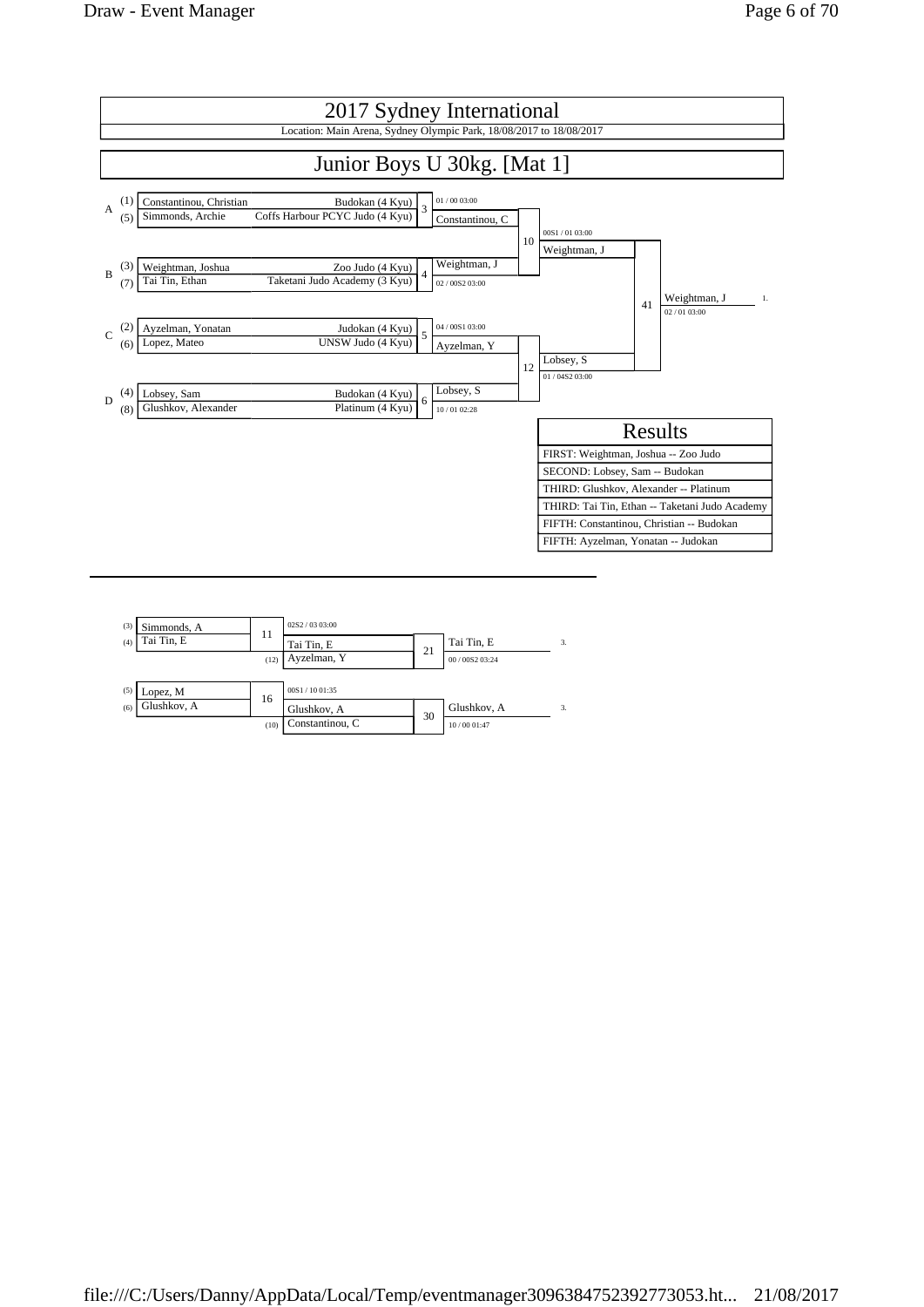# 2017 Sydney International

Location: Main Arena, Sydney Olympic Park, 18/08/2017 to 18/08/2017

## Junior Boys U 30kg. [Mat 1]

### Pool A
| Seed | Name | Club |
|---|---|---|
| (1) | Constantinou, Christian | Budokan (4 Kyu) |
| (5) | Simmonds, Archie | Coffs Harbour PCYC Judo (4 Kyu) |

Match 3: Constantinou, C (01 / 00 03:00)

### Pool B
| Seed | Name | Club |
|---|---|---|
| (3) | Weightman, Joshua | Zoo Judo (4 Kyu) |
| (7) | Tai Tin, Ethan | Taketani Judo Academy (3 Kyu) |

Match 4: Weightman, J (02 / 00S2 03:00)

### Pool C
| Seed | Name | Club |
|---|---|---|
| (2) | Ayzelman, Yonatan | Judokan (4 Kyu) |
| (6) | Lopez, Mateo | UNSW Judo (4 Kyu) |

Match 5: Ayzelman, Y (04 / 00S1 03:00)

### Pool D
| Seed | Name | Club |
|---|---|---|
| (4) | Lobsey, Sam | Budokan (4 Kyu) |
| (8) | Glushkov, Alexander | Platinum (4 Kyu) |

Match 6: Lobsey, S (10 / 01 02:28)

Match 10: Weightman, J (00S1 / 01 03:00)

Match 12: Lobsey, S (01 / 04S2 03:00)

Match 41: Weightman, J (02 / 01 03:00) — 1.

## Results

| Results |
|---|
| FIRST: Weightman, Joshua -- Zoo Judo |
| SECOND: Lobsey, Sam -- Budokan |
| THIRD: Glushkov, Alexander -- Platinum |
| THIRD: Tai Tin, Ethan -- Taketani Judo Academy |
| FIFTH: Constantinou, Christian -- Budokan |
| FIFTH: Ayzelman, Yonatan -- Judokan |

## Repechage

(3) Simmonds, A vs (4) Tai Tin, E — Match 11: Tai Tin, E (02S2 / 03 03:00)

Tai Tin, E vs (12) Ayzelman, Y — Match 21: Tai Tin, E (00 / 00S2 03:24) — 3.

(5) Lopez, M vs (6) Glushkov, A — Match 16: Glushkov, A (00S1 / 10 01:35)

Glushkov, A vs (10) Constantinou, C — Match 30: Glushkov, A (10 / 00 01:47) — 3.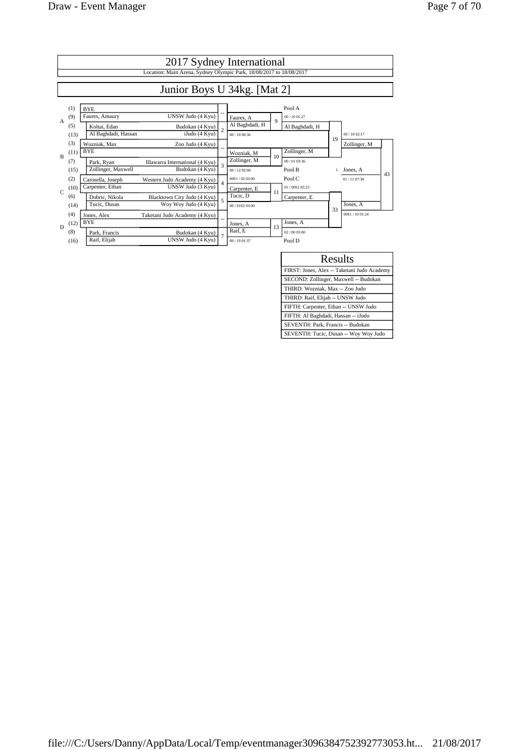# 2017 Sydney International

Location: Main Arena, Sydney Olympic Park, 18/08/2017 to 18/08/2017

## Junior Boys U 34kg. [Mat 2]

| Pool | Seed | Name | Club | Match |
|---|---|---|---|---|
| A | (1) | BYE | | -- |
| A | (9) | Faures, Amaury | UNSW Judo (4 Kyu) | -- |
| A | (5) | Koltai, Edan | Budokan (4 Kyu) | 2 |
| A | (13) | Al Baghdadi, Hassan | iJudo (4 Kyu) | 2 |
| B | (3) | Wozniak, Max | Zoo Judo (4 Kyu) | -- |
| B | (11) | BYE | | -- |
| B | (7) | Park, Ryan | Illawarra International (4 Kyu) | 3 |
| B | (15) | Zollinger, Maxwell | Budokan (4 Kyu) | 3 |
| C | (2) | Carosella, Joseph | Western Judo Academy (4 Kyu) | 4 |
| C | (10) | Carpenter, Ethan | UNSW Judo (3 Kyu) | 4 |
| C | (6) | Dobric, Nikola | Blacktown City Judo (4 Kyu) | 5 |
| C | (14) | Tucic, Dusan | Woy Woy Judo (4 Kyu) | 5 |
| D | (4) | Jones, Alex | Taketani Judo Academy (4 Kyu) | -- |
| D | (12) | BYE | | -- |
| D | (8) | Park, Francis | Budokan (4 Kyu) | 7 |
| D | (16) | Raif, Elijah | UNSW Judo (4 Kyu) | 7 |

**Match 2:** Al Baghdadi, H — 00 / 10 00:36
**Match 3:** Zollinger, M — 00 / 12 02:06
**Match 4:** Carpenter, E — 00S1 / 02 03:00
**Match 5:** Tucic, D — 00 / 01S2 03:00
**Match 7:** Raif, E — 00 / 10 01:37

**Match 9:** Faures, A vs Al Baghdadi, H — Winner: Al Baghdadi, H (00 / 10 01:27) — Pool A
**Match 10:** Wozniak, M vs Zollinger, M — Winner: Zollinger, M (00 / 01 03:36) — Pool B
**Match 11:** Carpenter, E vs Tucic, D — Winner: Carpenter, E (01 / 00S2 03:23) — Pool C
**Match 13:** Jones, A vs Raif, E — Winner: Jones, A (02 / 00 03:00) — Pool D

**Match 19:** Al Baghdadi, H vs Zollinger, M — Winner: Zollinger, M (00 / 10 02:17)
**Match 33:** Carpenter, E vs Jones, A — Winner: Jones, A (00S1 / 10 01:24)

**Match 43 (Final):** Zollinger, M vs Jones, A — 1. Jones, A (01 / 11 07:39)

| Results |
|---|
| FIRST: Jones, Alex -- Taketani Judo Academy |
| SECOND: Zollinger, Maxwell -- Budokan |
| THIRD: Wozniak, Max -- Zoo Judo |
| THIRD: Raif, Elijah -- UNSW Judo |
| FIFTH: Carpenter, Ethan -- UNSW Judo |
| FIFTH: Al Baghdadi, Hassan -- iJudo |
| SEVENTH: Park, Francis -- Budokan |
| SEVENTH: Tucic, Dusan -- Woy Woy Judo |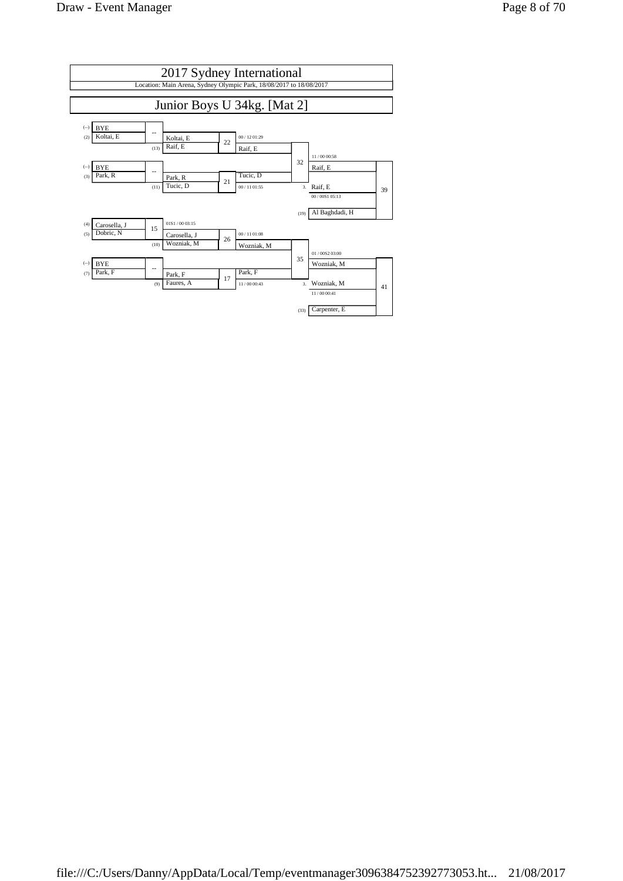# 2017 Sydney International

Location: Main Arena, Sydney Olympic Park, 18/08/2017 to 18/08/2017

## Junior Boys U 34kg. [Mat 2]

| Seed | Competitor | Match | Winner | Match | Winner | Match | Winner | Match |
|---|---|---|---|---|---|---|---|---|
| (--) | BYE | -- | Koltai, E | 22 | Raif, E (00 / 12 01:29) | 32 | Raif, E (11 / 00 00:58) | 39 |
| (2) | Koltai, E | | | | | | | |
| | (13) | | Raif, E | | | | | |
| (--) | BYE | -- | Park, R | 21 | Tucic, D (00 / 11 01:55) | | | |
| (3) | Park, R | | | | | | | |
| | (11) | | Tucic, D | | | | | |
| | | | | | 3. | | Raif, E (00 / 00S1 05:13) | |
| | | | | | (19) | | Al Baghdadi, H | |
| (4) | Carosella, J | 15 | Carosella, J (01S1 / 00 03:15) | 26 | Wozniak, M (00 / 11 01:08) | 35 | Wozniak, M (01 / 00S2 03:00) | 41 |
| (5) | Dobric, N | | | | | | | |
| | (10) | | Wozniak, M | | | | | |
| (--) | BYE | -- | Park, F | 17 | Park, F (11 / 00 00:43) | | | |
| (7) | Park, F | | | | | | | |
| | (9) | | Faures, A | | | | | |
| | | | | | 3. | | Wozniak, M (11 / 00 00:41) | |
| | | | | | (33) | | Carpenter, E | |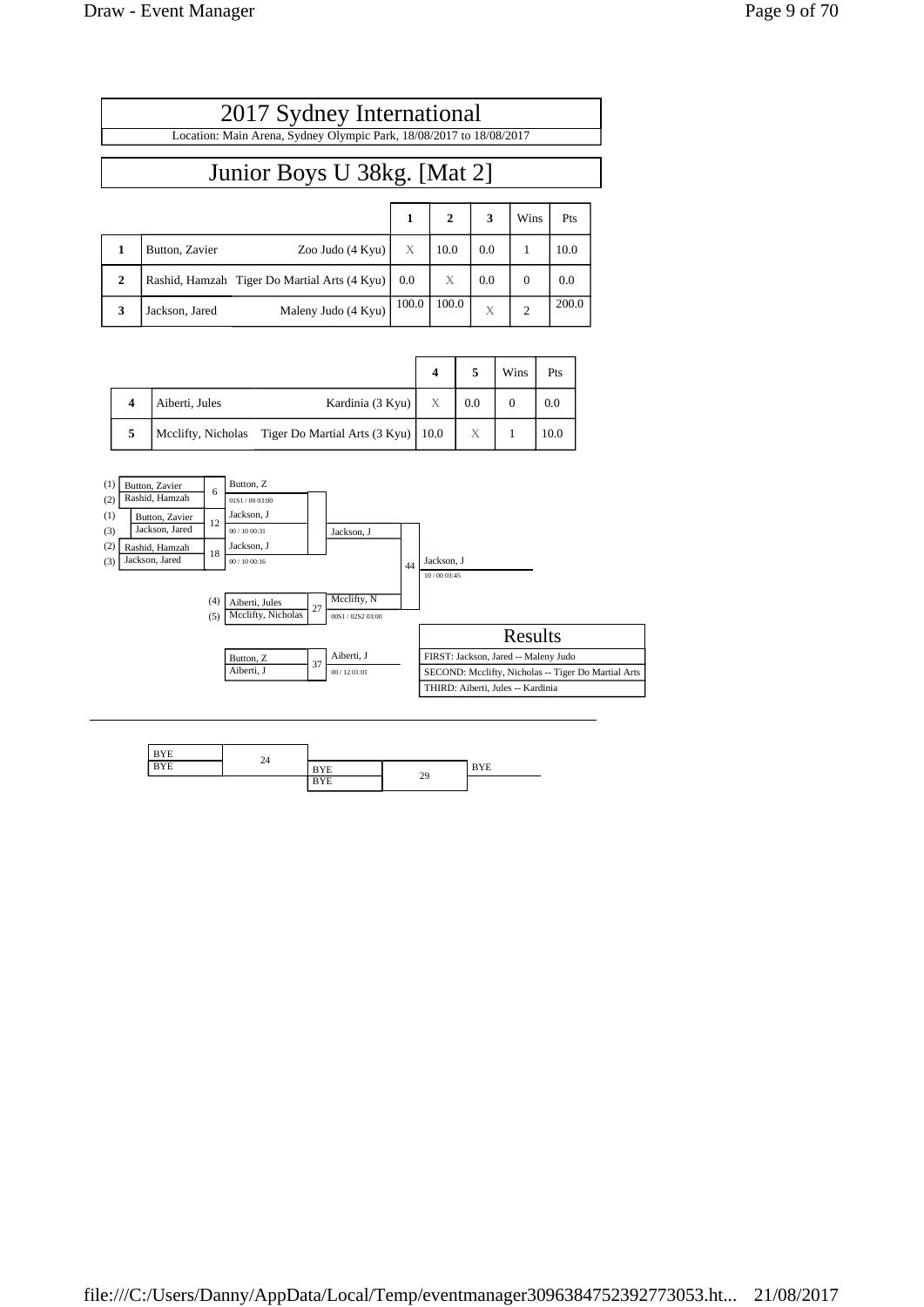# 2017 Sydney International

Location: Main Arena, Sydney Olympic Park, 18/08/2017 to 18/08/2017

## Junior Boys U 38kg. [Mat 2]

| | | | 1 | 2 | 3 | Wins | Pts |
|---|---|---|---|---|---|---|---|
| 1 | Button, Zavier | Zoo Judo (4 Kyu) | X | 10.0 | 0.0 | 1 | 10.0 |
| 2 | Rashid, Hamzah | Tiger Do Martial Arts (4 Kyu) | 0.0 | X | 0.0 | 0 | 0.0 |
| 3 | Jackson, Jared | Maleny Judo (4 Kyu) | 100.0 | 100.0 | X | 2 | 200.0 |

| | | | 4 | 5 | Wins | Pts |
|---|---|---|---|---|---|---|
| 4 | Aiberti, Jules | Kardinia (3 Kyu) | X | 0.0 | 0 | 0.0 |
| 5 | Mcclifty, Nicholas | Tiger Do Martial Arts (3 Kyu) | 10.0 | X | 1 | 10.0 |

(1) Button, Zavier
(2) Rashid, Hamzah
Contest 6: Button, Z — 01S1 / 00 03:00

(1) Button, Zavier
(3) Jackson, Jared
Contest 12: Jackson, J — 00 / 10 00:31

(2) Rashid, Hamzah
(3) Jackson, Jared
Contest 18: Jackson, J — 00 / 10 00:16

Pool winner: Jackson, J

(4) Aiberti, Jules
(5) Mcclifty, Nicholas
Contest 27: Mcclifty, N — 00S1 / 02S2 03:00

Contest 44: Jackson, J — 10 / 00 03:45

Button, Z
Aiberti, J
Contest 37: Aiberti, J — 00 / 12 01:01

### Results

FIRST: Jackson, Jared -- Maleny Judo

SECOND: Mcclifty, Nicholas -- Tiger Do Martial Arts

THIRD: Aiberti, Jules -- Kardinia

---

BYE
BYE
Contest 24

BYE
BYE
Contest 29: BYE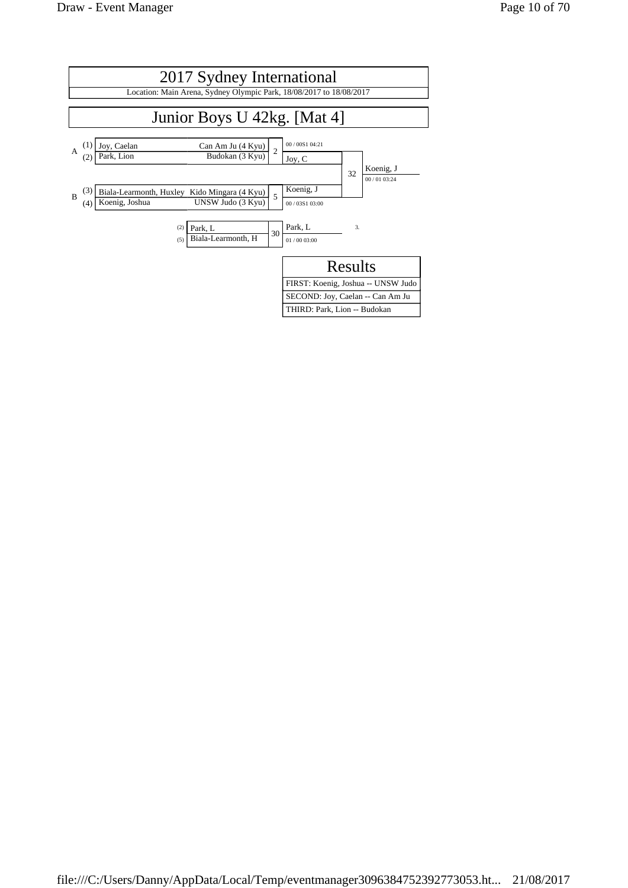# 2017 Sydney International

Location: Main Arena, Sydney Olympic Park, 18/08/2017 to 18/08/2017

## Junior Boys U 42kg. [Mat 4]

| Pool | Seed | Name | Club | Contest | Winner | Score |
|---|---|---|---|---|---|---|
| A | (1) | Joy, Caelan | Can Am Ju (4 Kyu) | 2 | Joy, C | 00 / 00S1 04:21 |
| | (2) | Park, Lion | Budokan (3 Kyu) | | | |
| B | (3) | Biala-Learmonth, Huxley | Kido Mingara (4 Kyu) | 5 | Koenig, J | 00 / 03S1 03:00 |
| | (4) | Koenig, Joshua | UNSW Judo (3 Kyu) | | | |

Final (Contest 32): Joy, C vs Koenig, J — Winner: Koenig, J (00 / 01 03:24)

| Seed | Name | Contest | Winner | Score |
|---|---|---|---|---|
| (2) | Park, L | 30 | Park, L | 01 / 00 03:00 |
| (5) | Biala-Learmonth, H | | 3. | |

### Results

| Results |
|---|
| FIRST: Koenig, Joshua -- UNSW Judo |
| SECOND: Joy, Caelan -- Can Am Ju |
| THIRD: Park, Lion -- Budokan |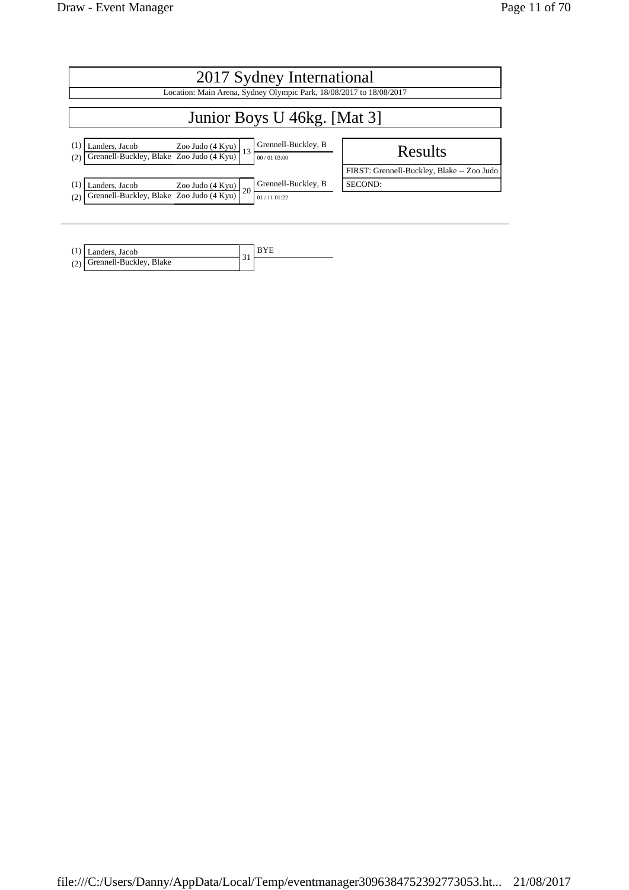# 2017 Sydney International

Location: Main Arena, Sydney Olympic Park, 18/08/2017 to 18/08/2017

## Junior Boys U 46kg. [Mat 3]

| | Competitor | Club | Match | Winner |
|---|---|---|---|---|
| (1) | Landers, Jacob | Zoo Judo (4 Kyu) | 13 | Grennell-Buckley, B |
| (2) | Grennell-Buckley, Blake | Zoo Judo (4 Kyu) | | 00 / 01 03:00 |

| | Competitor | Club | Match | Winner |
|---|---|---|---|---|
| (1) | Landers, Jacob | Zoo Judo (4 Kyu) | 20 | Grennell-Buckley, B |
| (2) | Grennell-Buckley, Blake | Zoo Judo (4 Kyu) | | 01 / 11 01:22 |

### Results

FIRST: Grennell-Buckley, Blake -- Zoo Judo

SECOND:

---

| | Competitor | Match | Winner |
|---|---|---|---|
| (1) | Landers, Jacob | 31 | BYE |
| (2) | Grennell-Buckley, Blake | | |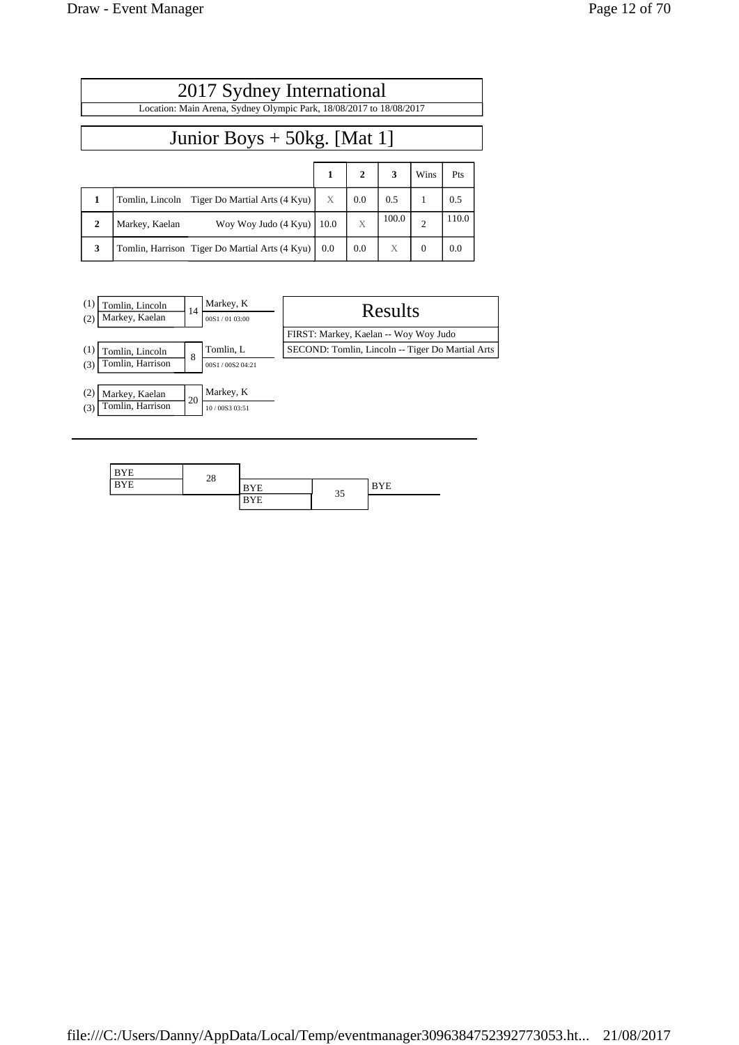# 2017 Sydney International

Location: Main Arena, Sydney Olympic Park, 18/08/2017 to 18/08/2017

## Junior Boys + 50kg. [Mat 1]

| | | | 1 | 2 | 3 | Wins | Pts |
|---|---|---|---|---|---|---|---|
| **1** | Tomlin, Lincoln | Tiger Do Martial Arts (4 Kyu) | X | 0.0 | 0.5 | 1 | 0.5 |
| **2** | Markey, Kaelan | Woy Woy Judo (4 Kyu) | 10.0 | X | 100.0 | 2 | 110.0 |
| **3** | Tomlin, Harrison | Tiger Do Martial Arts (4 Kyu) | 0.0 | 0.0 | X | 0 | 0.0 |

(1) Tomlin, Lincoln
(2) Markey, Kaelan
14 — Markey, K — 00S1 / 01 03:00

(1) Tomlin, Lincoln
(3) Tomlin, Harrison
8 — Tomlin, L — 00S1 / 00S2 04:21

(2) Markey, Kaelan
(3) Tomlin, Harrison
20 — Markey, K — 10 / 00S3 03:51

### Results

FIRST: Markey, Kaelan -- Woy Woy Judo

SECOND: Tomlin, Lincoln -- Tiger Do Martial Arts

---

BYE
BYE
28 — BYE

BYE
35 — BYE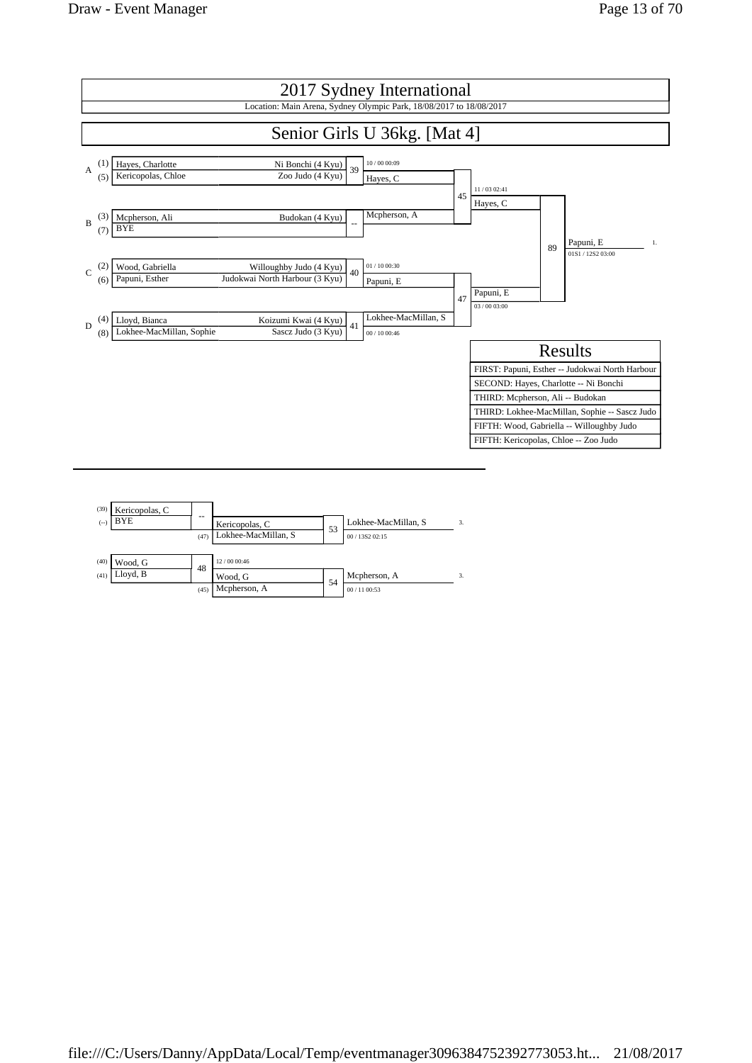# 2017 Sydney International

Location: Main Arena, Sydney Olympic Park, 18/08/2017 to 18/08/2017

## Senior Girls U 36kg. [Mat 4]

| Pool | Seed | Name | Club | Match | Winner | Score |
|---|---|---|---|---|---|---|
| A | (1) | Hayes, Charlotte | Ni Bonchi (4 Kyu) | 39 | Hayes, C | 10 / 00 00:09 |
| | (5) | Kericopolas, Chloe | Zoo Judo (4 Kyu) | | | |
| B | (3) | Mcpherson, Ali | Budokan (4 Kyu) | -- | Mcpherson, A | |
| | (7) | BYE | | | | |
| C | (2) | Wood, Gabriella | Willoughby Judo (4 Kyu) | 40 | Papuni, E | 01 / 10 00:30 |
| | (6) | Papuni, Esther | Judokwai North Harbour (3 Kyu) | | | |
| D | (4) | Lloyd, Bianca | Koizumi Kwai (4 Kyu) | 41 | Lokhee-MacMillan, S | 00 / 10 00:46 |
| | (8) | Lokhee-MacMillan, Sophie | Sascz Judo (3 Kyu) | | | |

| Match | Contest | Winner | Score |
|---|---|---|---|
| 45 | Hayes, C vs Mcpherson, A | Hayes, C | 11 / 03 02:41 |
| 47 | Papuni, E vs Lokhee-MacMillan, S | Papuni, E | 03 / 00 03:00 |
| 89 | Hayes, C vs Papuni, E | Papuni, E (1.) | 01S1 / 12S2 03:00 |

### Results

| Results |
|---|
| FIRST: Papuni, Esther -- Judokwai North Harbour |
| SECOND: Hayes, Charlotte -- Ni Bonchi |
| THIRD: Mcpherson, Ali -- Budokan |
| THIRD: Lokhee-MacMillan, Sophie -- Sascz Judo |
| FIFTH: Wood, Gabriella -- Willoughby Judo |
| FIFTH: Kericopolas, Chloe -- Zoo Judo |

### Repechage

| Match | Contest | Winner | Score |
|---|---|---|---|
| -- | (39) Kericopolas, C vs (--) BYE | Kericopolas, C | |
| 53 | Kericopolas, C vs (47) Lokhee-MacMillan, S | Lokhee-MacMillan, S (3.) | 00 / 13S2 02:15 |
| 48 | (40) Wood, G vs (41) Lloyd, B | Wood, G | 12 / 00 00:46 |
| 54 | Wood, G vs (45) Mcpherson, A | Mcpherson, A (3.) | 00 / 11 00:53 |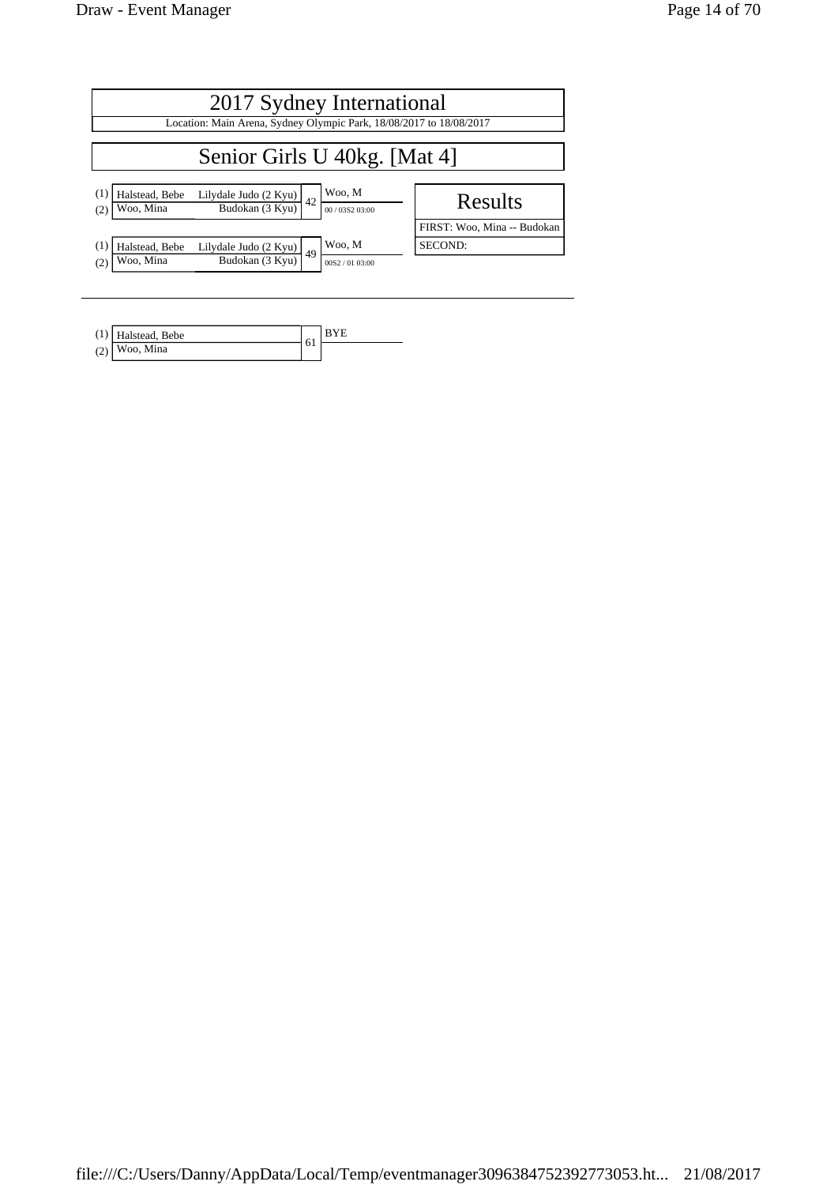# 2017 Sydney International

Location: Main Arena, Sydney Olympic Park, 18/08/2017 to 18/08/2017

## Senior Girls U 40kg. [Mat 4]

| | Competitor | Club | Contest | Winner | Score |
|---|---|---|---|---|---|
| (1) | Halstead, Bebe | Lilydale Judo (2 Kyu) | 42 | Woo, M | 00 / 03S2 03:00 |
| (2) | Woo, Mina | Budokan (3 Kyu) | | | |

| | Competitor | Club | Contest | Winner | Score |
|---|---|---|---|---|---|
| (1) | Halstead, Bebe | Lilydale Judo (2 Kyu) | 49 | Woo, M | 00S2 / 01 03:00 |
| (2) | Woo, Mina | Budokan (3 Kyu) | | | |

### Results

FIRST: Woo, Mina -- Budokan

SECOND:

| | Competitor | Contest | Winner |
|---|---|---|---|
| (1) | Halstead, Bebe | 61 | BYE |
| (2) | Woo, Mina | | |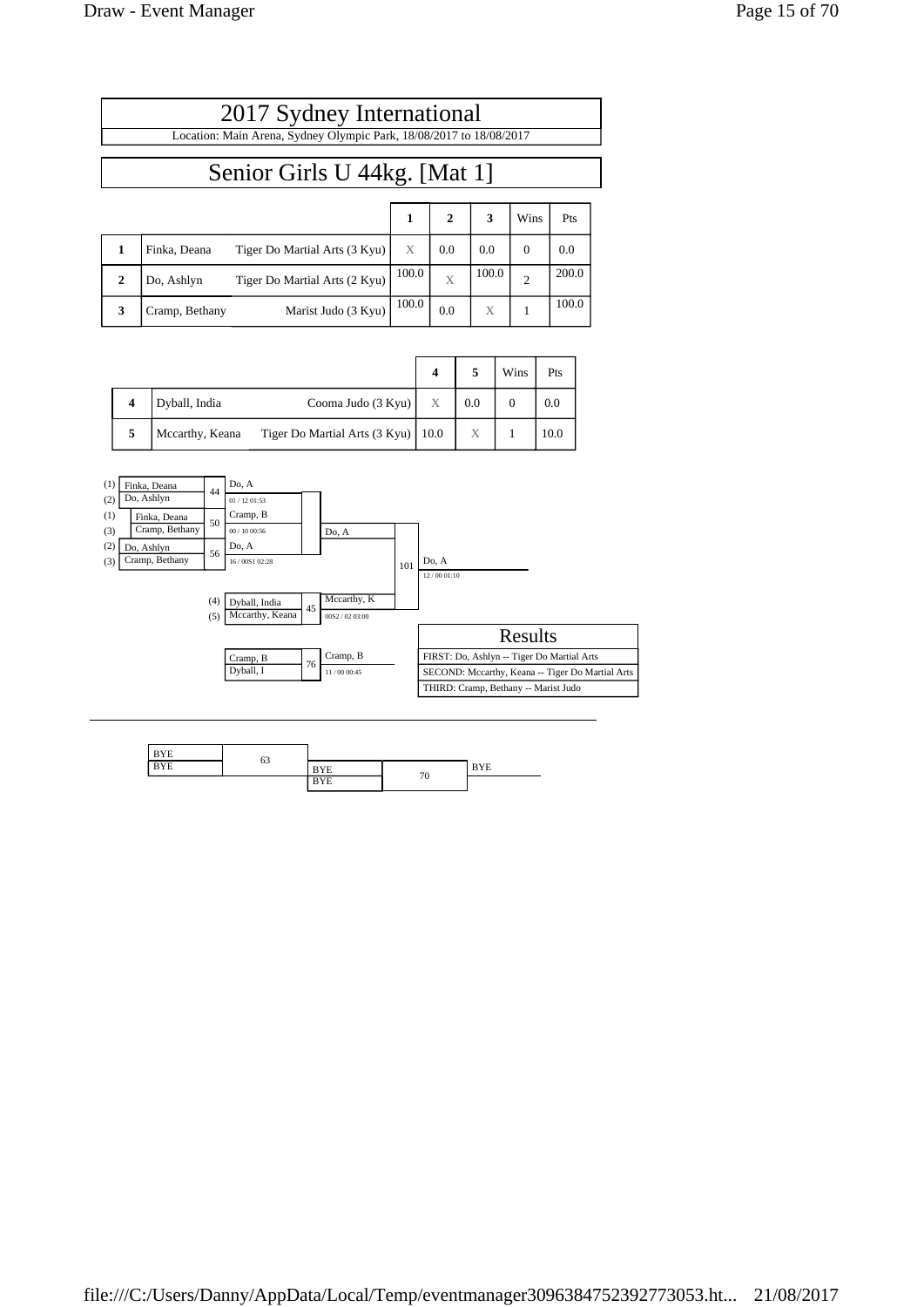# 2017 Sydney International

Location: Main Arena, Sydney Olympic Park, 18/08/2017 to 18/08/2017

## Senior Girls U 44kg. [Mat 1]

| | | | 1 | 2 | 3 | Wins | Pts |
|---|---|---|---|---|---|---|---|
| **1** | Finka, Deana | Tiger Do Martial Arts (3 Kyu) | X | 0.0 | 0.0 | 0 | 0.0 |
| **2** | Do, Ashlyn | Tiger Do Martial Arts (2 Kyu) | 100.0 | X | 100.0 | 2 | 200.0 |
| **3** | Cramp, Bethany | Marist Judo (3 Kyu) | 100.0 | 0.0 | X | 1 | 100.0 |

| | | | 4 | 5 | Wins | Pts |
|---|---|---|---|---|---|---|
| **4** | Dyball, India | Cooma Judo (3 Kyu) | X | 0.0 | 0 | 0.0 |
| **5** | Mccarthy, Keana | Tiger Do Martial Arts (3 Kyu) | 10.0 | X | 1 | 10.0 |

| Match | Competitors | Winner | Score |
|---|---|---|---|
| 44 | (1) Finka, Deana vs (2) Do, Ashlyn | Do, A | 01 / 12 01:53 |
| 50 | (1) Finka, Deana vs (3) Cramp, Bethany | Cramp, B | 00 / 10 00:56 |
| 56 | (2) Do, Ashlyn vs (3) Cramp, Bethany | Do, A | 16 / 00S1 02:28 |
| 45 | (4) Dyball, India vs (5) Mccarthy, Keana | Mccarthy, K | 00S2 / 02 03:00 |
| 101 | Do, A vs Mccarthy, K | Do, A | 12 / 00 01:10 |
| 76 | Cramp, B vs Dyball, I | Cramp, B | 11 / 00 00:45 |
| 63 | BYE vs BYE | BYE | |
| 70 | BYE vs BYE | BYE | |

### Results

FIRST: Do, Ashlyn -- Tiger Do Martial Arts

SECOND: Mccarthy, Keana -- Tiger Do Martial Arts

THIRD: Cramp, Bethany -- Marist Judo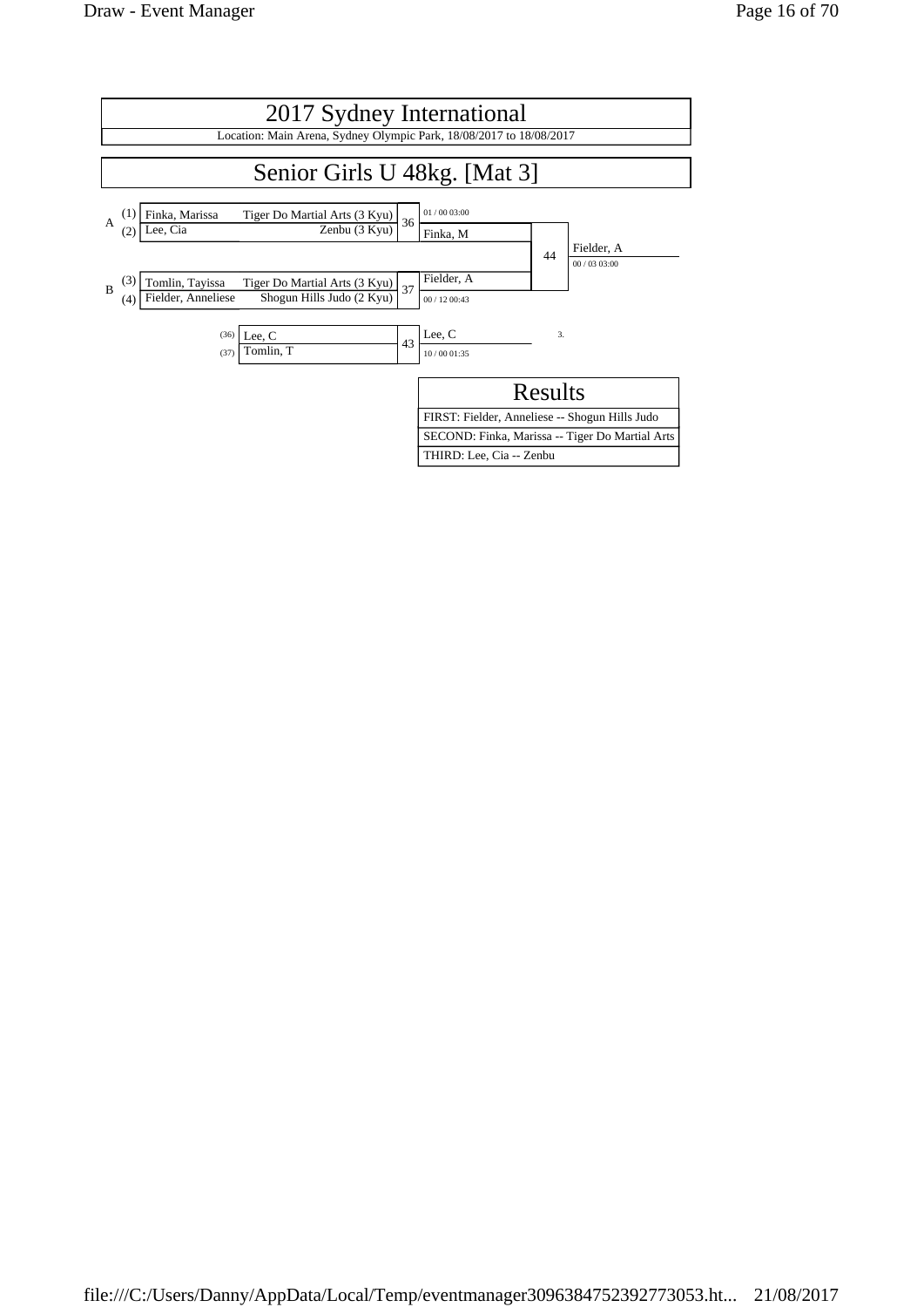# 2017 Sydney International

Location: Main Arena, Sydney Olympic Park, 18/08/2017 to 18/08/2017

## Senior Girls U 48kg. [Mat 3]

| Pool | Seed | Name | Club | Match | Winner | Score |
|---|---|---|---|---|---|---|
| A | (1) | Finka, Marissa | Tiger Do Martial Arts (3 Kyu) | 36 | Finka, M | 01 / 00 03:00 |
| A | (2) | Lee, Cia | Zenbu (3 Kyu) | | | |
| B | (3) | Tomlin, Tayissa | Tiger Do Martial Arts (3 Kyu) | 37 | Fielder, A | 00 / 12 00:43 |
| B | (4) | Fielder, Anneliese | Shogun Hills Judo (2 Kyu) | | | |

Final (Match 44): Finka, M vs Fielder, A — Winner: Fielder, A (00 / 03 03:00)

Repechage (Match 43): (36) Lee, C vs (37) Tomlin, T — Winner: Lee, C (10 / 00 01:35) — 3.

### Results

| Results |
|---|
| FIRST: Fielder, Anneliese -- Shogun Hills Judo |
| SECOND: Finka, Marissa -- Tiger Do Martial Arts |
| THIRD: Lee, Cia -- Zenbu |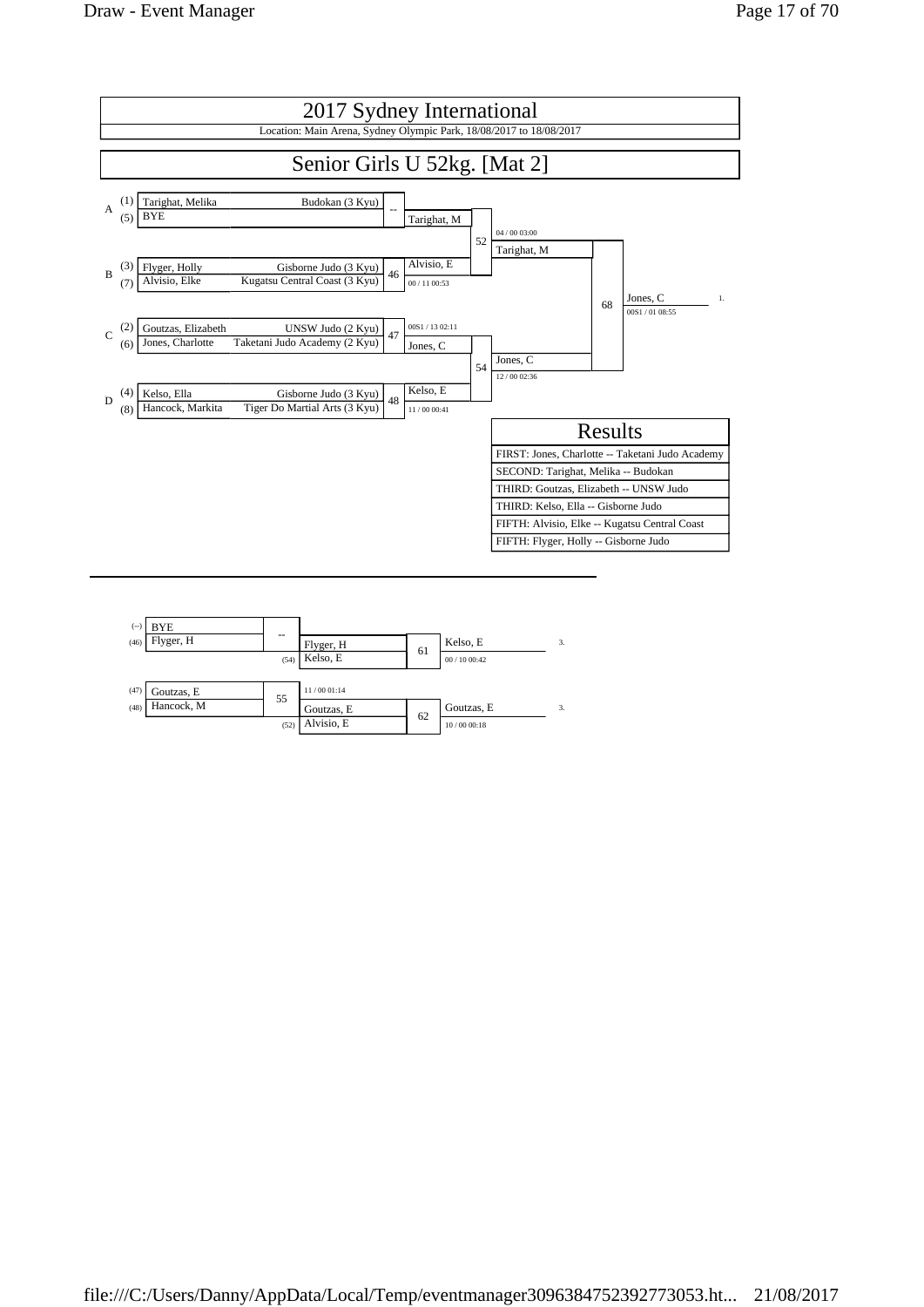# 2017 Sydney International

Location: Main Arena, Sydney Olympic Park, 18/08/2017 to 18/08/2017

## Senior Girls U 52kg. [Mat 2]

| Pool | Seed | Name | Club | Contest | Winner | Score |
|---|---|---|---|---|---|---|
| A | (1) | Tarighat, Melika | Budokan (3 Kyu) | -- | Tarighat, M | |
| | (5) | BYE | | | | |
| B | (3) | Flyger, Holly | Gisborne Judo (3 Kyu) | 46 | Alvisio, E | 00 / 11 00:53 |
| | (7) | Alvisio, Elke | Kugatsu Central Coast (3 Kyu) | | | |
| C | (2) | Goutzas, Elizabeth | UNSW Judo (2 Kyu) | 47 | Jones, C | 00S1 / 13 02:11 |
| | (6) | Jones, Charlotte | Taketani Judo Academy (2 Kyu) | | | |
| D | (4) | Kelso, Ella | Gisborne Judo (3 Kyu) | 48 | Kelso, E | 11 / 00 00:41 |
| | (8) | Hancock, Markita | Tiger Do Martial Arts (3 Kyu) | | | |

| Contest | Competitors | Winner | Score |
|---|---|---|---|
| 52 | Tarighat, M / Alvisio, E | Tarighat, M | 04 / 00 03:00 |
| 54 | Jones, C / Kelso, E | Jones, C | 12 / 00 02:36 |
| 68 | Tarighat, M / Jones, C | Jones, C (1.) | 00S1 / 01 08:55 |

### Results

| Results |
|---|
| FIRST: Jones, Charlotte -- Taketani Judo Academy |
| SECOND: Tarighat, Melika -- Budokan |
| THIRD: Goutzas, Elizabeth -- UNSW Judo |
| THIRD: Kelso, Ella -- Gisborne Judo |
| FIFTH: Alvisio, Elke -- Kugatsu Central Coast |
| FIFTH: Flyger, Holly -- Gisborne Judo |

### Repechage

| Contest | Competitors | Winner | Score |
|---|---|---|---|
| -- | (--) BYE / (46) Flyger, H | Flyger, H | |
| 61 | Flyger, H / (54) Kelso, E | Kelso, E (3.) | 00 / 10 00:42 |
| 55 | (47) Goutzas, E / (48) Hancock, M | Goutzas, E | 11 / 00 01:14 |
| 62 | Goutzas, E / (52) Alvisio, E | Goutzas, E (3.) | 10 / 00 00:18 |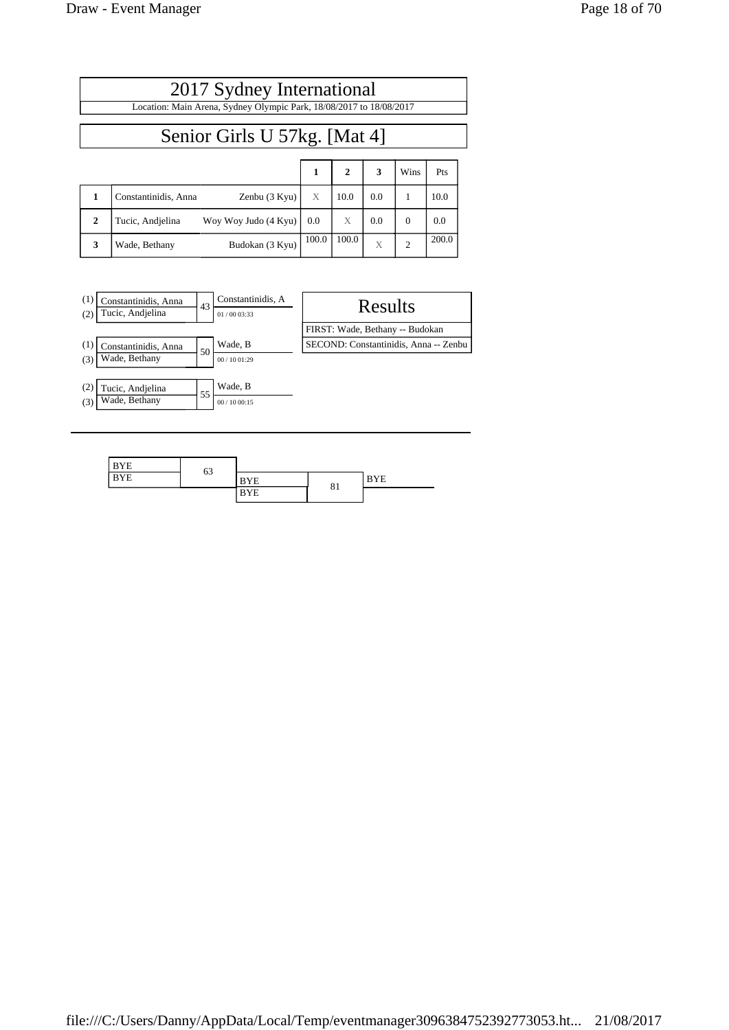# 2017 Sydney International

Location: Main Arena, Sydney Olympic Park, 18/08/2017 to 18/08/2017

## Senior Girls U 57kg. [Mat 4]

| | | | 1 | 2 | 3 | Wins | Pts |
|---|---|---|---|---|---|---|---|
| 1 | Constantinidis, Anna | Zenbu (3 Kyu) | X | 10.0 | 0.0 | 1 | 10.0 |
| 2 | Tucic, Andjelina | Woy Woy Judo (4 Kyu) | 0.0 | X | 0.0 | 0 | 0.0 |
| 3 | Wade, Bethany | Budokan (3 Kyu) | 100.0 | 100.0 | X | 2 | 200.0 |

| Contest | Competitors | Winner | Score / Time |
|---|---|---|---|
| 43 | (1) Constantinidis, Anna vs (2) Tucic, Andjelina | Constantinidis, A | 01 / 00 03:33 |
| 50 | (1) Constantinidis, Anna vs (3) Wade, Bethany | Wade, B | 00 / 10 01:29 |
| 55 | (2) Tucic, Andjelina vs (3) Wade, Bethany | Wade, B | 00 / 10 00:15 |

### Results

FIRST: Wade, Bethany -- Budokan

SECOND: Constantinidis, Anna -- Zenbu

| Contest | Competitors | Winner |
|---|---|---|
| 63 | BYE vs BYE | BYE |
| 81 | BYE vs BYE | BYE |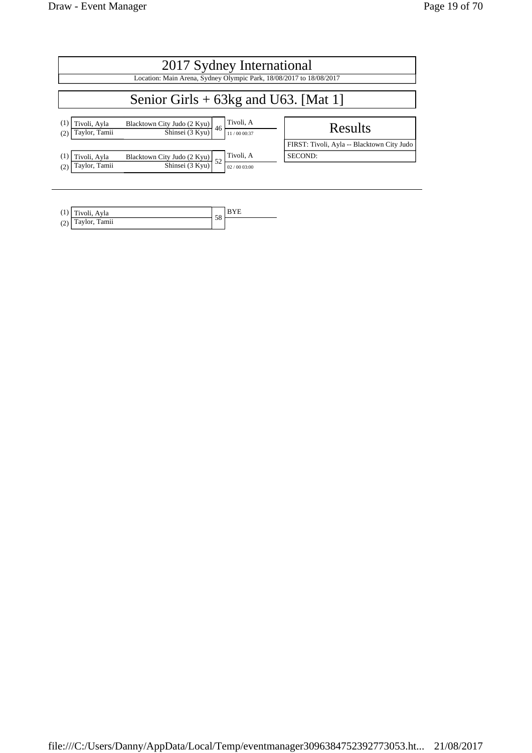# 2017 Sydney International

Location: Main Arena, Sydney Olympic Park, 18/08/2017 to 18/08/2017

## Senior Girls + 63kg and U63. [Mat 1]

| | Name | Club | Contest | Winner | Score/Time |
|---|---|---|---|---|---|
| (1) | Tivoli, Ayla | Blacktown City Judo (2 Kyu) | 46 | Tivoli, A | 11 / 00 00:37 |
| (2) | Taylor, Tamii | Shinsei (3 Kyu) | | | |
| (1) | Tivoli, Ayla | Blacktown City Judo (2 Kyu) | 52 | Tivoli, A | 02 / 00 03:00 |
| (2) | Taylor, Tamii | Shinsei (3 Kyu) | | | |

### Results

FIRST: Tivoli, Ayla -- Blacktown City Judo

SECOND:

---

| | Name | Contest | Winner |
|---|---|---|---|
| (1) | Tivoli, Ayla | 58 | BYE |
| (2) | Taylor, Tamii | | |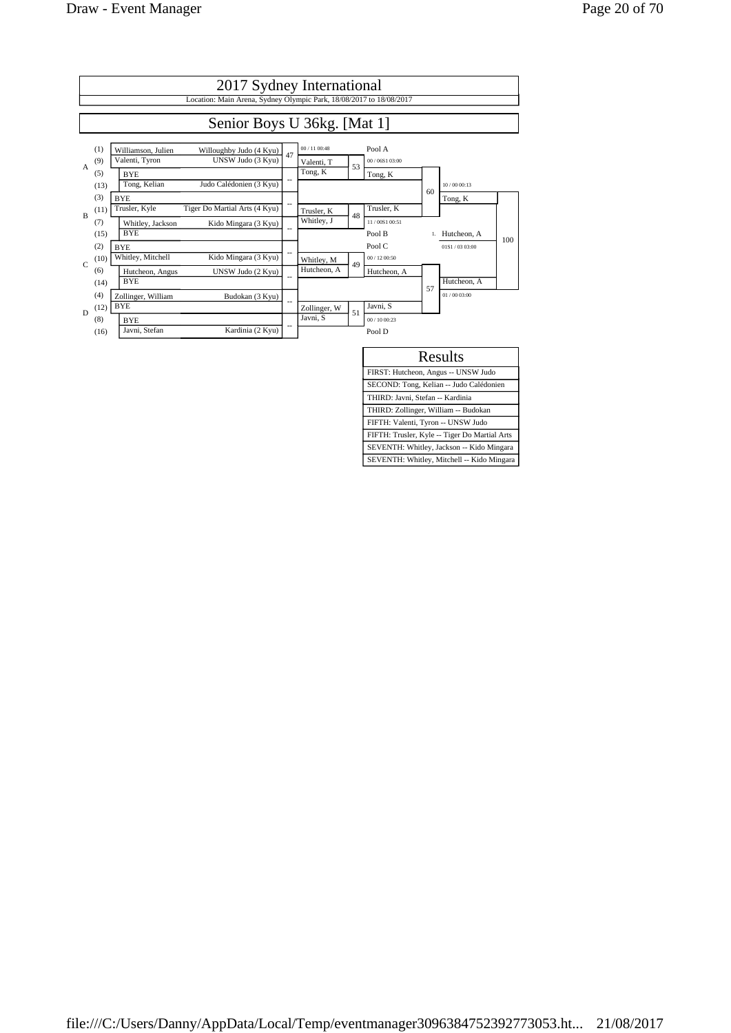# 2017 Sydney International

Location: Main Arena, Sydney Olympic Park, 18/08/2017 to 18/08/2017

## Senior Boys U 36kg. [Mat 1]

| Pool | Seed | Name | Club | Match | Winner | Match | Pool Result | Match | Final |
|---|---|---|---|---|---|---|---|---|---|
| A | (1) | Williamson, Julien | Willoughby Judo (4 Kyu) | 47 | Valenti, T (00 / 11 00:48) | 53 | Tong, K (00 / 06S1 03:00) | 60 | Tong, K (10 / 00 00:13) |
| A | (9) | Valenti, Tyron | UNSW Judo (3 Kyu) | | | | | | |
| A | (5) | BYE | | -- | Tong, K | | | | |
| A | (13) | Tong, Kelian | Judo Calédonien (3 Kyu) | | | | | | |
| B | (3) | BYE | | -- | Trusler, K | 48 | Trusler, K (11 / 00S1 00:51) | | |
| B | (11) | Trusler, Kyle | Tiger Do Martial Arts (4 Kyu) | | | | | | |
| B | (7) | Whitley, Jackson | Kido Mingara (3 Kyu) | -- | Whitley, J | | | | |
| B | (15) | BYE | | | | | | | |
| C | (2) | BYE | | -- | Whitley, M | 49 | Hutcheon, A (00 / 12 00:50) | 57 | Hutcheon, A (01 / 00 03:00) |
| C | (10) | Whitley, Mitchell | Kido Mingara (3 Kyu) | | | | | | |
| C | (6) | Hutcheon, Angus | UNSW Judo (2 Kyu) | -- | Hutcheon, A | | | | |
| C | (14) | BYE | | | | | | | |
| D | (4) | Zollinger, William | Budokan (3 Kyu) | -- | Zollinger, W | 51 | Javni, S (00 / 10 00:23) | | |
| D | (12) | BYE | | | | | | | |
| D | (8) | BYE | | -- | Javni, S | | | | |
| D | (16) | Javni, Stefan | Kardinia (2 Kyu) | | | | | | |

Final (100): 1. Hutcheon, A — 01S1 / 03 03:00

| Results |
|---|
| FIRST: Hutcheon, Angus -- UNSW Judo |
| SECOND: Tong, Kelian -- Judo Calédonien |
| THIRD: Javni, Stefan -- Kardinia |
| THIRD: Zollinger, William -- Budokan |
| FIFTH: Valenti, Tyron -- UNSW Judo |
| FIFTH: Trusler, Kyle -- Tiger Do Martial Arts |
| SEVENTH: Whitley, Jackson -- Kido Mingara |
| SEVENTH: Whitley, Mitchell -- Kido Mingara |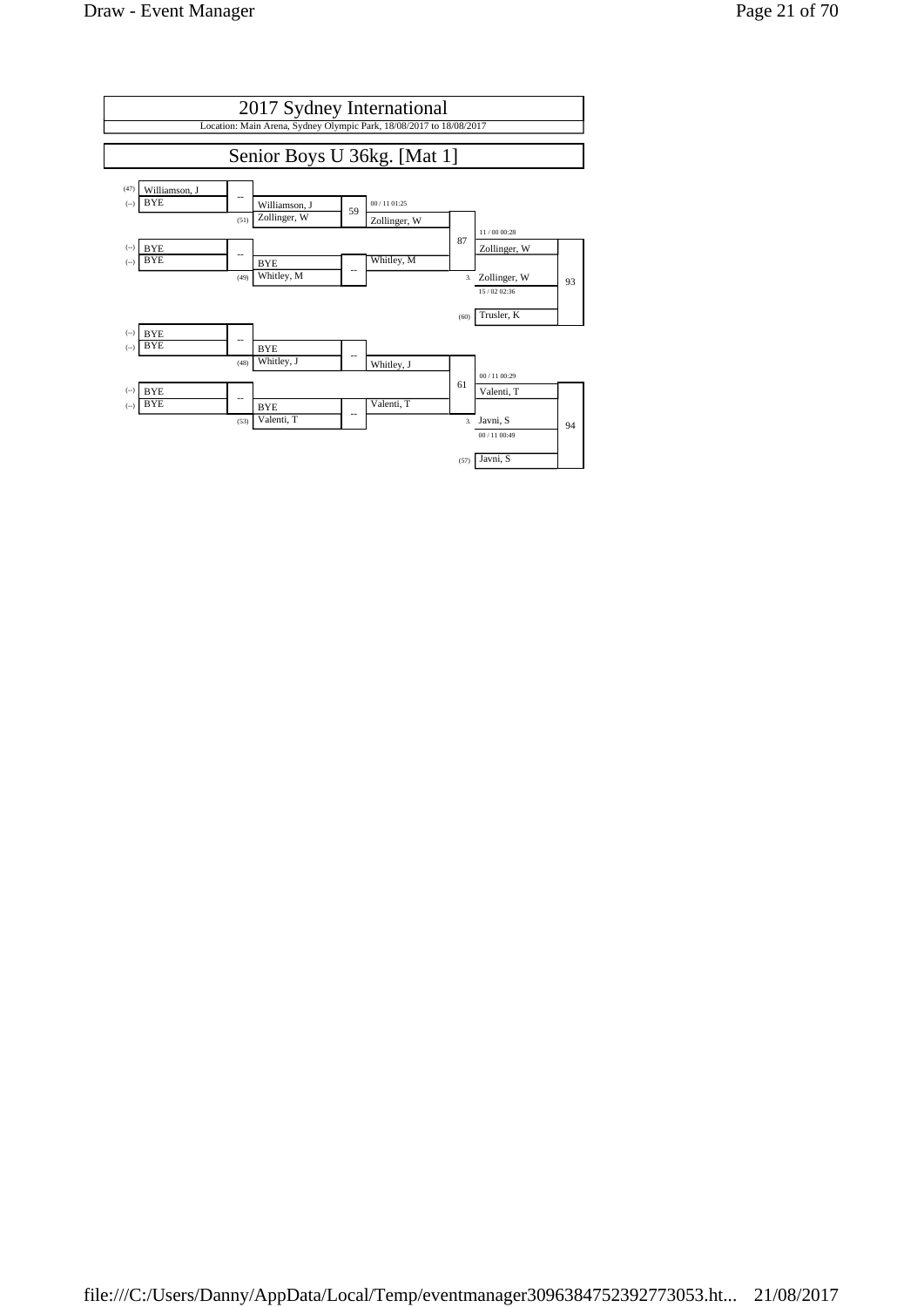# 2017 Sydney International

Location: Main Arena, Sydney Olympic Park, 18/08/2017 to 18/08/2017

## Senior Boys U 36kg. [Mat 1]

| Seed | Round 1 | Match | Round 2 | Match | Quarter-final | Match | Final / Repechage | Match |
|---|---|---|---|---|---|---|---|---|
| (47) | Williamson, J | -- | Williamson, J | 59 | 00 / 11 01:25 | 87 | 11 / 00 00:28 | 93 |
| (--) | BYE | | | | Zollinger, W | | Zollinger, W | |
| (51) | | | Zollinger, W | | | | | |
| (--) | BYE | -- | BYE | -- | Whitley, M | | | |
| (--) | BYE | | | | | | | |
| (49) | | | Whitley, M | | | | 3. Zollinger, W | |
| | | | | | | | 15 / 02 02:36 | |
| (60) | | | | | | | Trusler, K | |
| (--) | BYE | -- | BYE | -- | Whitley, J | 61 | 00 / 11 00:29 | 94 |
| (--) | BYE | | | | | | Valenti, T | |
| (48) | | | Whitley, J | | | | | |
| (--) | BYE | -- | BYE | -- | Valenti, T | | | |
| (--) | BYE | | | | | | | |
| (53) | | | Valenti, T | | | | 3. Javni, S | |
| | | | | | | | 00 / 11 00:49 | |
| (57) | | | | | | | Javni, S | |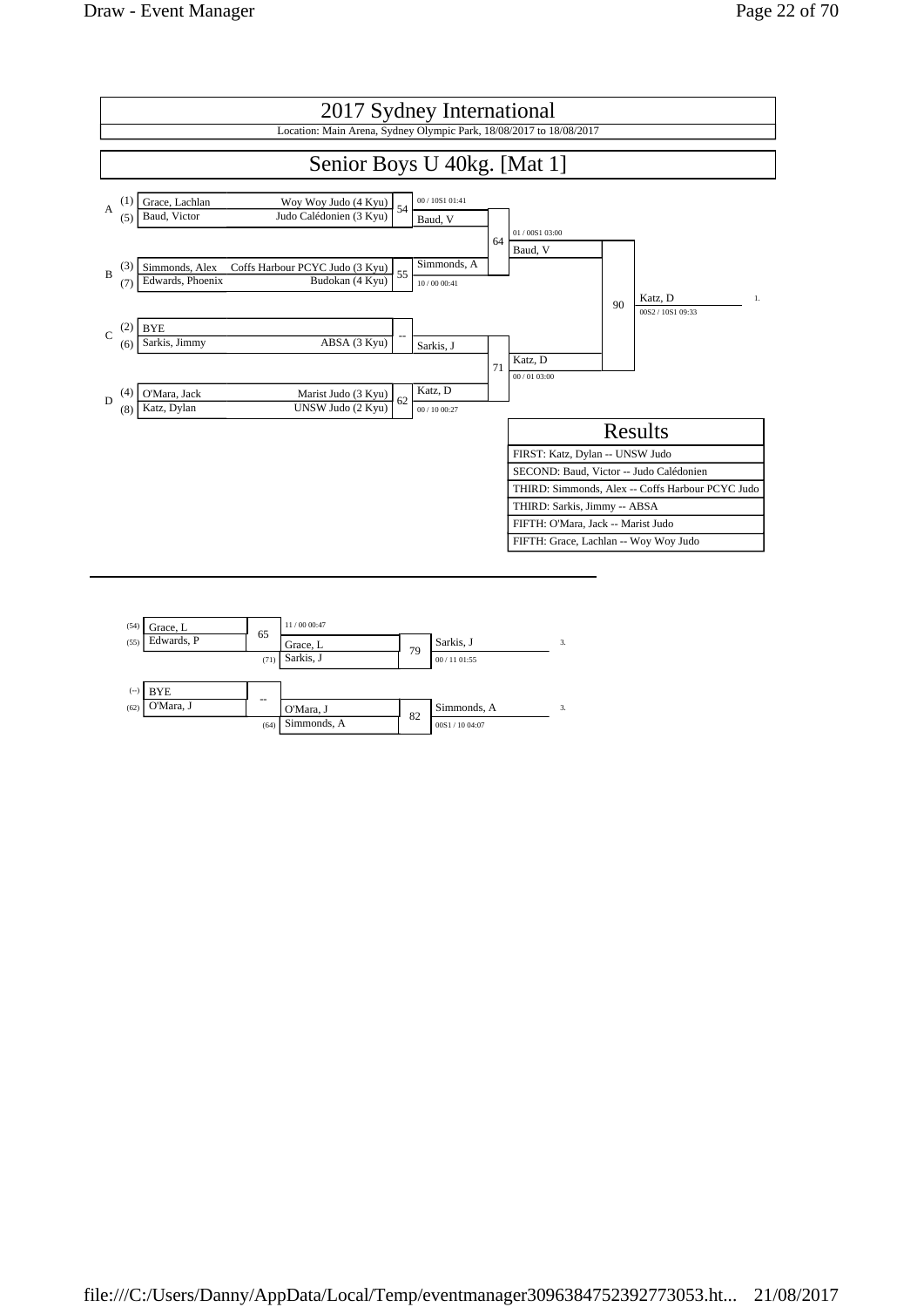# 2017 Sydney International

Location: Main Arena, Sydney Olympic Park, 18/08/2017 to 18/08/2017

## Senior Boys U 40kg. [Mat 1]

### Main Draw

**Pool A**
- (1) Grace, Lachlan — Woy Woy Judo (4 Kyu)
- (5) Baud, Victor — Judo Calédonien (3 Kyu)
- Contest 54: Baud, V — 00 / 10S1 01:41

**Pool B**
- (3) Simmonds, Alex — Coffs Harbour PCYC Judo (3 Kyu)
- (7) Edwards, Phoenix — Budokan (4 Kyu)
- Contest 55: Simmonds, A — 10 / 00 00:41

**Pool C**
- (2) BYE
- (6) Sarkis, Jimmy — ABSA (3 Kyu)
- Contest --: Sarkis, J

**Pool D**
- (4) O'Mara, Jack — Marist Judo (3 Kyu)
- (8) Katz, Dylan — UNSW Judo (2 Kyu)
- Contest 62: Katz, D — 00 / 10 00:27

**Semi-finals**
- Contest 64: Baud, V vs Simmonds, A — Baud, V — 01 / 00S1 03:00
- Contest 71: Sarkis, J vs Katz, D — Katz, D — 00 / 01 03:00

**Final**
- Contest 90: Baud, V vs Katz, D — Katz, D (1.) — 00S2 / 10S1 09:33

### Results

| Results |
|---|
| FIRST: Katz, Dylan -- UNSW Judo |
| SECOND: Baud, Victor -- Judo Calédonien |
| THIRD: Simmonds, Alex -- Coffs Harbour PCYC Judo |
| THIRD: Sarkis, Jimmy -- ABSA |
| FIFTH: O'Mara, Jack -- Marist Judo |
| FIFTH: Grace, Lachlan -- Woy Woy Judo |

### Repechage

- Contest 65: (54) Grace, L vs (55) Edwards, P — Grace, L — 11 / 00 00:47
- Contest 79: Grace, L vs (71) Sarkis, J — Sarkis, J (3.) — 00 / 11 01:55
- Contest --: (--) BYE vs (62) O'Mara, J — O'Mara, J
- Contest 82: O'Mara, J vs (64) Simmonds, A — Simmonds, A (3.) — 00S1 / 10 04:07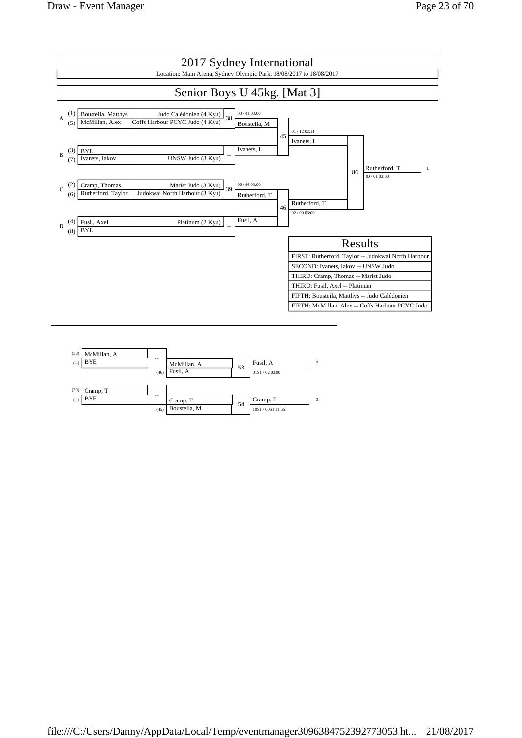# 2017 Sydney International

Location: Main Arena, Sydney Olympic Park, 18/08/2017 to 18/08/2017

## Senior Boys U 45kg. [Mat 3]

| Pool | Seed | Name | Club | Match | Winner | Score | Match | Winner | Score | Match | Winner | Score |
|---|---|---|---|---|---|---|---|---|---|---|---|---|
| A | (1) | Bousteila, Matthys | Judo Calédonien (4 Kyu) | 38 | Bousteila, M | 03 / 01 03:00 | 45 | Ivanets, I | 01 / 12 02:11 | 86 | Rutherford, T (1.) | 00 / 01 03:00 |
| | (5) | McMillan, Alex | Coffs Harbour PCYC Judo (4 Kyu) | | | | | | | | | |
| B | (3) | BYE | | -- | Ivanets, I | | | | | | | |
| | (7) | Ivanets, Iakov | UNSW Judo (3 Kyu) | | | | | | | | | |
| C | (2) | Cramp, Thomas | Marist Judo (3 Kyu) | 39 | Rutherford, T | 00 / 04 03:00 | 46 | Rutherford, T | 02 / 00 03:00 | | | |
| | (6) | Rutherford, Taylor | Judokwai North Harbour (3 Kyu) | | | | | | | | | |
| D | (4) | Fusil, Axel | Platinum (2 Kyu) | -- | Fusil, A | | | | | | | |
| | (8) | BYE | | | | | | | | | | |

### Results

- FIRST: Rutherford, Taylor -- Judokwai North Harbour
- SECOND: Ivanets, Iakov -- UNSW Judo
- THIRD: Cramp, Thomas -- Marist Judo
- THIRD: Fusil, Axel -- Platinum
- FIFTH: Bousteila, Matthys -- Judo Calédonien
- FIFTH: McMillan, Alex -- Coffs Harbour PCYC Judo

### Repechage

| Seed | Name | Match | Winner | Opponent | Match | Winner | Score | Place |
|---|---|---|---|---|---|---|---|---|
| (38) | McMillan, A | -- | McMillan, A | | 53 | Fusil, A | 01S1 / 02 03:00 | 3. |
| (--) | BYE | | | (46) Fusil, A | | | | |
| (39) | Cramp, T | -- | Cramp, T | | 54 | Cramp, T | 10S1 / 00S1 01:55 | 3. |
| (--) | BYE | | | (45) Bousteila, M | | | | |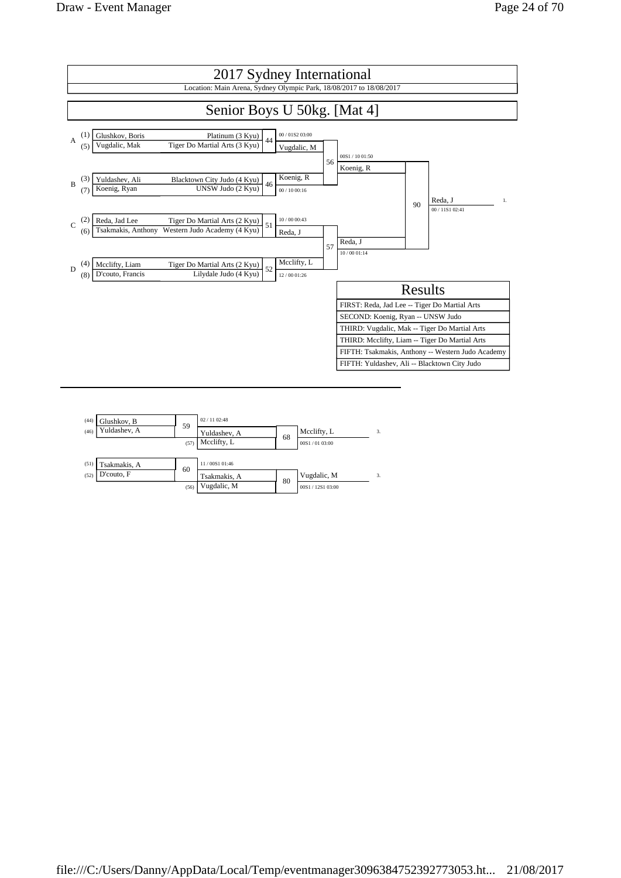# 2017 Sydney International

Location: Main Arena, Sydney Olympic Park, 18/08/2017 to 18/08/2017

## Senior Boys U 50kg. [Mat 4]

| Pool | Seed | Name | Club | Match | Winner | Score |
|---|---|---|---|---|---|---|
| A | (1) | Glushkov, Boris | Platinum (3 Kyu) | 44 | Vugdalic, M | 00 / 01S2 03:00 |
| | (5) | Vugdalic, Mak | Tiger Do Martial Arts (3 Kyu) | | | |
| B | (3) | Yuldashev, Ali | Blacktown City Judo (4 Kyu) | 46 | Koenig, R | 00 / 10 00:16 |
| | (7) | Koenig, Ryan | UNSW Judo (2 Kyu) | | | |
| C | (2) | Reda, Jad Lee | Tiger Do Martial Arts (2 Kyu) | 51 | Reda, J | 10 / 00 00:43 |
| | (6) | Tsakmakis, Anthony | Western Judo Academy (4 Kyu) | | | |
| D | (4) | Mcclifty, Liam | Tiger Do Martial Arts (2 Kyu) | 52 | Mcclifty, L | 12 / 00 01:26 |
| | (8) | D'couto, Francis | Lilydale Judo (4 Kyu) | | | |

| Match | Contest | Winner | Score |
|---|---|---|---|
| 56 | Vugdalic, M vs Koenig, R | Koenig, R | 00S1 / 10 01:50 |
| 57 | Reda, J vs Mcclifty, L | Reda, J | 10 / 00 01:14 |
| 90 | Koenig, R vs Reda, J | Reda, J (1.) | 00 / 11S1 02:41 |

### Results

| Results |
|---|
| FIRST: Reda, Jad Lee -- Tiger Do Martial Arts |
| SECOND: Koenig, Ryan -- UNSW Judo |
| THIRD: Vugdalic, Mak -- Tiger Do Martial Arts |
| THIRD: Mcclifty, Liam -- Tiger Do Martial Arts |
| FIFTH: Tsakmakis, Anthony -- Western Judo Academy |
| FIFTH: Yuldashev, Ali -- Blacktown City Judo |

### Repechage

| Match | Contest | Winner | Score |
|---|---|---|---|
| 59 | (44) Glushkov, B vs (46) Yuldashev, A | Yuldashev, A | 02 / 11 02:48 |
| 68 | Yuldashev, A vs (57) Mcclifty, L | Mcclifty, L (3.) | 00S1 / 01 03:00 |
| 60 | (51) Tsakmakis, A vs (52) D'couto, F | Tsakmakis, A | 11 / 00S1 01:46 |
| 80 | Tsakmakis, A vs (56) Vugdalic, M | Vugdalic, M (3.) | 00S1 / 12S1 03:00 |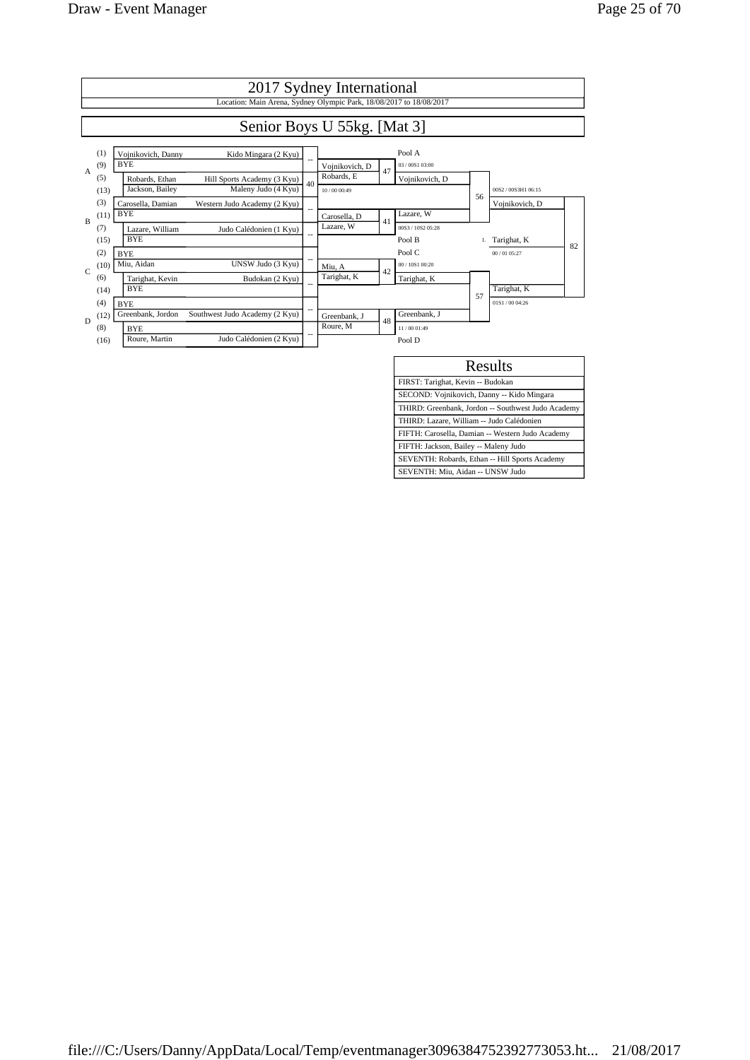# 2017 Sydney International

Location: Main Arena, Sydney Olympic Park, 18/08/2017 to 18/08/2017

## Senior Boys U 55kg. [Mat 3]

| Pool | Seed | Name | Club | Match | Round 2 | Match | Pool Winner | Match | Semi-final winner | Match |
|---|---|---|---|---|---|---|---|---|---|---|
| A | (1) | Vojnikovich, Danny | Kido Mingara (2 Kyu) | -- | Vojnikovich, D | 47 | Pool A | | | |
| | (9) | BYE | | | | | 03 / 00S1 03:00 | | | |
| | (5) | Robards, Ethan | Hill Sports Academy (3 Kyu) | 40 | Robards, E | | Vojnikovich, D | 56 | 00S2 / 00S3H1 06:15 | |
| | (13) | Jackson, Bailey | Maleny Judo (4 Kyu) | | 10 / 00 00:49 | | | | Vojnikovich, D | |
| B | (3) | Carosella, Damian | Western Judo Academy (2 Kyu) | -- | Carosella, D | 41 | Lazare, W | | | |
| | (11) | BYE | | | | | 00S3 / 10S2 05:28 | | | |
| | (7) | Lazare, William | Judo Calédonien (1 Kyu) | -- | Lazare, W | | Pool B | | 1. Tarighat, K | 82 |
| | (15) | BYE | | | | | | | 00 / 01 05:27 | |
| C | (2) | BYE | | -- | Miu, A | 42 | Pool C | | | |
| | (10) | Miu, Aidan | UNSW Judo (3 Kyu) | | | | 00 / 10S1 00:20 | | | |
| | (6) | Tarighat, Kevin | Budokan (2 Kyu) | -- | Tarighat, K | | Tarighat, K | 57 | Tarighat, K | |
| | (14) | BYE | | | | | | | 01S1 / 00 04:26 | |
| D | (4) | BYE | | -- | Greenbank, J | 48 | Greenbank, J | | | |
| | (12) | Greenbank, Jordon | Southwest Judo Academy (2 Kyu) | | | | 11 / 00 01:49 | | | |
| | (8) | BYE | | -- | Roure, M | | Pool D | | | |
| | (16) | Roure, Martin | Judo Calédonien (2 Kyu) | | | | | | | |

| Results |
|---|
| FIRST: Tarighat, Kevin -- Budokan |
| SECOND: Vojnikovich, Danny -- Kido Mingara |
| THIRD: Greenbank, Jordon -- Southwest Judo Academy |
| THIRD: Lazare, William -- Judo Calédonien |
| FIFTH: Carosella, Damian -- Western Judo Academy |
| FIFTH: Jackson, Bailey -- Maleny Judo |
| SEVENTH: Robards, Ethan -- Hill Sports Academy |
| SEVENTH: Miu, Aidan -- UNSW Judo |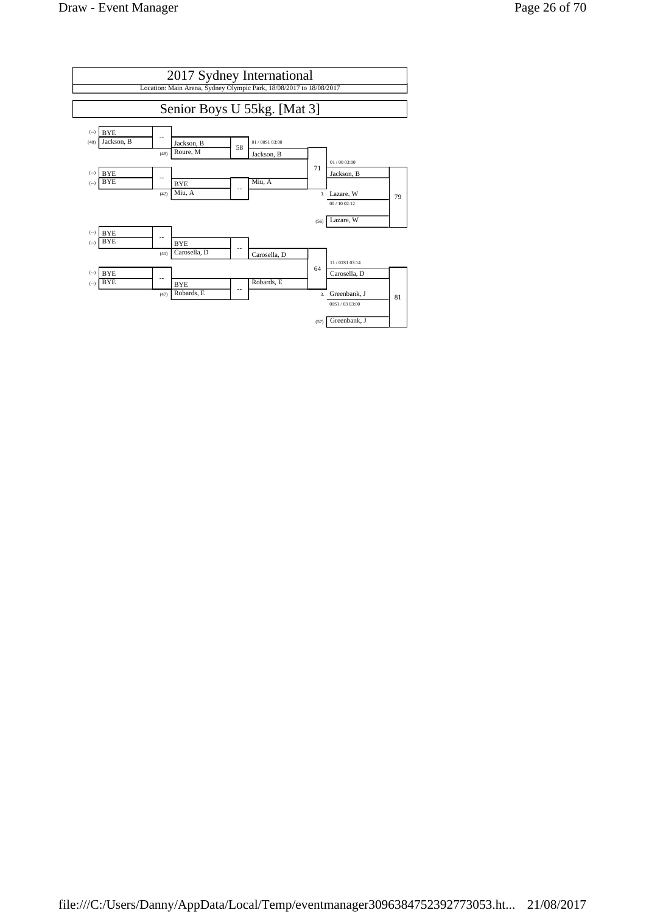# 2017 Sydney International

Location: Main Arena, Sydney Olympic Park, 18/08/2017 to 18/08/2017

## Senior Boys U 55kg. [Mat 3]

| Seed | Round 1 | Match | Round 2 | Match | Quarter/Semi | Match | Final | Match |
|---|---|---|---|---|---|---|---|---|
| (--) | BYE | -- | | | | | | |
| (40) | Jackson, B | | Jackson, B | 58 | 01 / 00S1 03:00 | | | |
| (48) | | | Roure, M | | Jackson, B | 71 | 01 / 00 03:00 | |
| (--) | BYE | -- | | | | | Jackson, B | 79 |
| (--) | BYE | | BYE | -- | Miu, A | | | |
| (42) | | | Miu, A | | | | 3. Lazare, W | |
| | | | | | | | 00 / 10 02:12 | |
| (56) | | | | | | | Lazare, W | |
| (--) | BYE | -- | | | | | | |
| (--) | BYE | | BYE | -- | | | | |
| (41) | | | Carosella, D | | Carosella, D | 64 | 11 / 01S1 03:14 | |
| (--) | BYE | -- | | | | | Carosella, D | 81 |
| (--) | BYE | | BYE | -- | Robards, E | | | |
| (47) | | | Robards, E | | | | 3. Greenbank, J | |
| | | | | | | | 00S1 / 03 03:00 | |
| (57) | | | | | | | Greenbank, J | |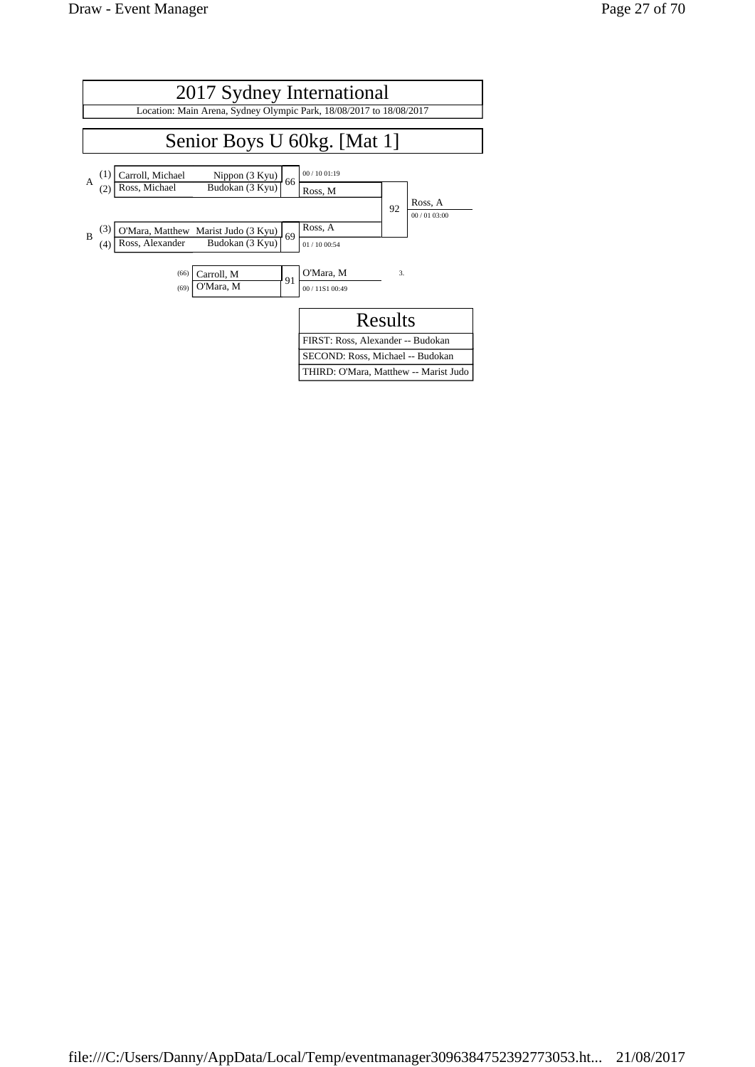# 2017 Sydney International

Location: Main Arena, Sydney Olympic Park, 18/08/2017 to 18/08/2017

## Senior Boys U 60kg. [Mat 1]

| Pool | Seed | Name | Club | Match | Winner | Score |
|---|---|---|---|---|---|---|
| A | (1) | Carroll, Michael | Nippon (3 Kyu) | 66 | Ross, M | 00 / 10 01:19 |
| A | (2) | Ross, Michael | Budokan (3 Kyu) | | | |
| B | (3) | O'Mara, Matthew | Marist Judo (3 Kyu) | 69 | Ross, A | 01 / 10 00:54 |
| B | (4) | Ross, Alexander | Budokan (3 Kyu) | | | |

Final (92): Ross, M vs Ross, A — Winner: Ross, A — 00 / 01 03:00

Match 91: (66) Carroll, M vs (69) O'Mara, M — Winner: O'Mara, M — 00 / 11S1 00:49 — 3.

### Results

| Results |
|---|
| FIRST: Ross, Alexander -- Budokan |
| SECOND: Ross, Michael -- Budokan |
| THIRD: O'Mara, Matthew -- Marist Judo |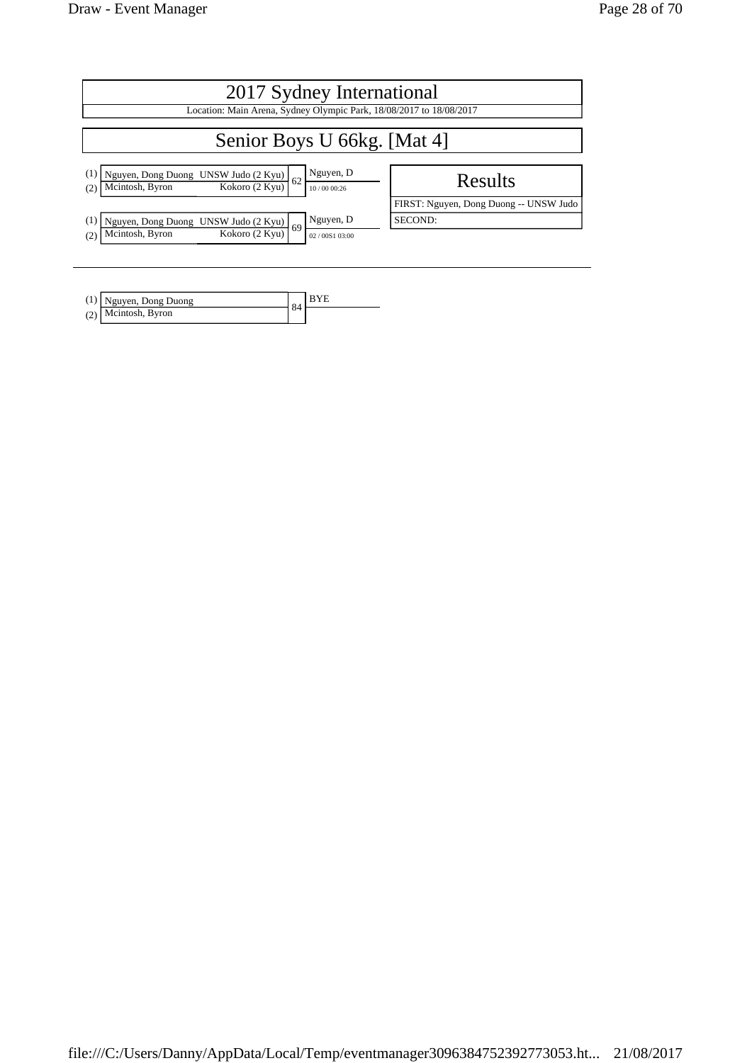# 2017 Sydney International

Location: Main Arena, Sydney Olympic Park, 18/08/2017 to 18/08/2017

## Senior Boys U 66kg. [Mat 4]

| | Competitor | Club | Match | Winner | Score |
|---|---|---|---|---|---|
| (1) | Nguyen, Dong Duong | UNSW Judo (2 Kyu) | 62 | Nguyen, D | 10 / 00 00:26 |
| (2) | Mcintosh, Byron | Kokoro (2 Kyu) | | | |
| (1) | Nguyen, Dong Duong | UNSW Judo (2 Kyu) | 69 | Nguyen, D | 02 / 00S1 03:00 |
| (2) | Mcintosh, Byron | Kokoro (2 Kyu) | | | |

### Results

FIRST: Nguyen, Dong Duong -- UNSW Judo

SECOND:

---

| | Competitor | Match | Winner |
|---|---|---|---|
| (1) | Nguyen, Dong Duong | 84 | BYE |
| (2) | Mcintosh, Byron | | |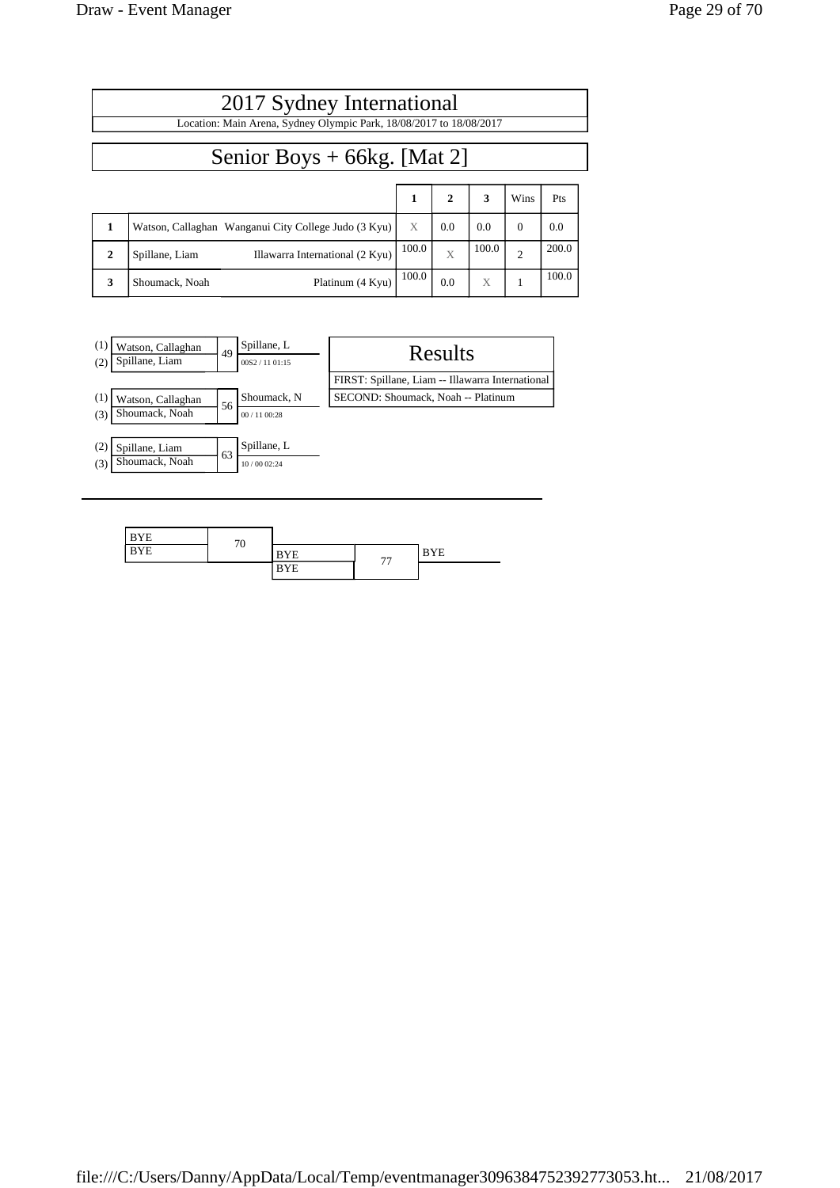# 2017 Sydney International

Location: Main Arena, Sydney Olympic Park, 18/08/2017 to 18/08/2017

## Senior Boys + 66kg. [Mat 2]

| | | | 1 | 2 | 3 | Wins | Pts |
|---|---|---|---|---|---|---|---|
| **1** | Watson, Callaghan | Wanganui City College Judo (3 Kyu) | X | 0.0 | 0.0 | 0 | 0.0 |
| **2** | Spillane, Liam | Illawarra International (2 Kyu) | 100.0 | X | 100.0 | 2 | 200.0 |
| **3** | Shoumack, Noah | Platinum (4 Kyu) | 100.0 | 0.0 | X | 1 | 100.0 |

| Contest | Competitors | Winner | Score |
|---|---|---|---|
| 49 | (1) Watson, Callaghan vs (2) Spillane, Liam | Spillane, L | 00S2 / 11 01:15 |
| 56 | (1) Watson, Callaghan vs (3) Shoumack, Noah | Shoumack, N | 00 / 11 00:28 |
| 63 | (2) Spillane, Liam vs (3) Shoumack, Noah | Spillane, L | 10 / 00 02:24 |

### Results

FIRST: Spillane, Liam -- Illawarra International

SECOND: Shoumack, Noah -- Platinum

| Contest | Competitors | Winner |
|---|---|---|
| 70 | BYE vs BYE | |
| 77 | BYE vs BYE | BYE |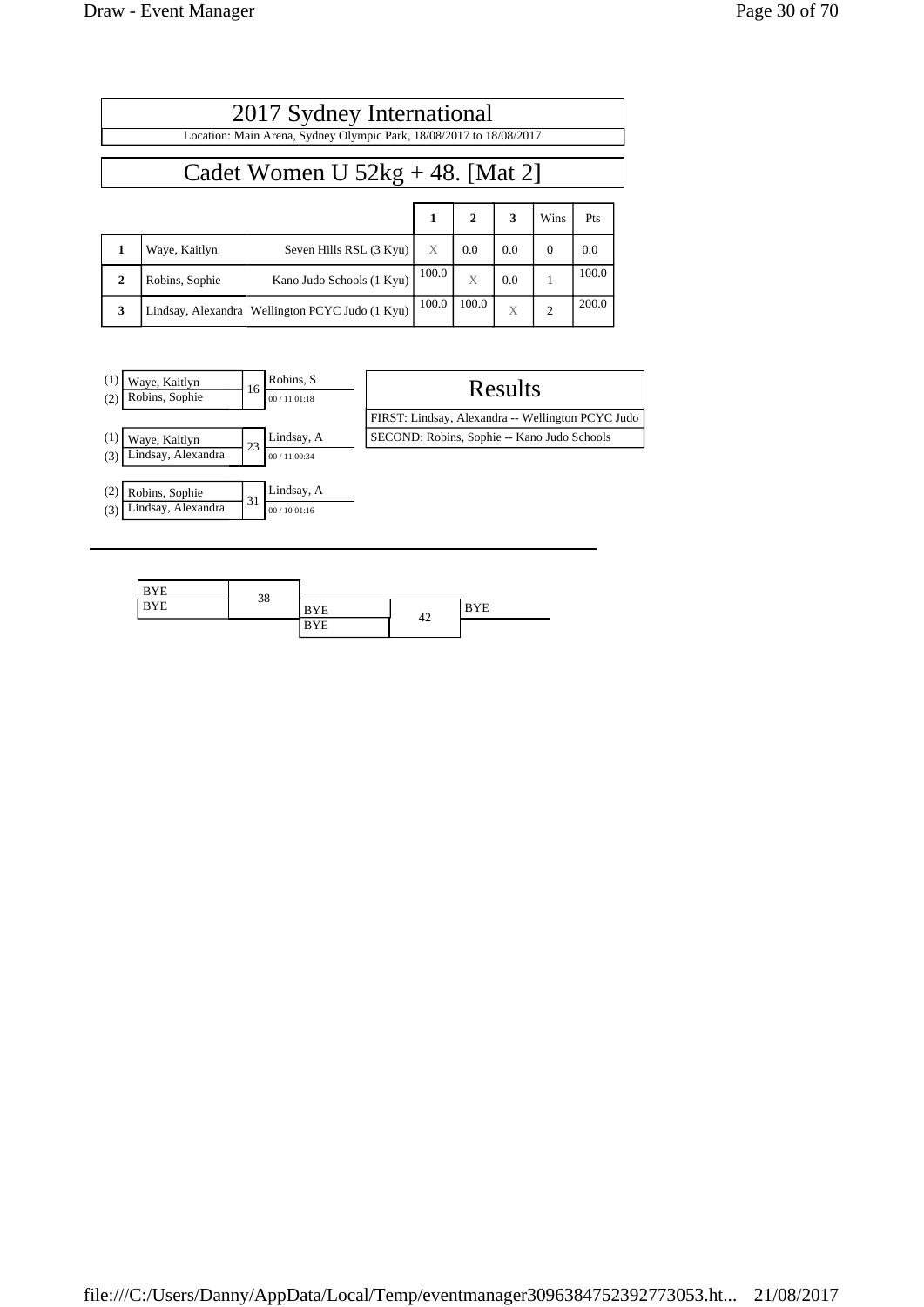# 2017 Sydney International

Location: Main Arena, Sydney Olympic Park, 18/08/2017 to 18/08/2017

## Cadet Women U 52kg + 48. [Mat 2]

| | | | 1 | 2 | 3 | Wins | Pts |
|---|---|---|---|---|---|---|---|
| 1 | Waye, Kaitlyn | Seven Hills RSL (3 Kyu) | X | 0.0 | 0.0 | 0 | 0.0 |
| 2 | Robins, Sophie | Kano Judo Schools (1 Kyu) | 100.0 | X | 0.0 | 1 | 100.0 |
| 3 | Lindsay, Alexandra | Wellington PCYC Judo (1 Kyu) | 100.0 | 100.0 | X | 2 | 200.0 |

| Contest | Competitors | Winner | Score / Time |
|---|---|---|---|
| 16 | (1) Waye, Kaitlyn vs (2) Robins, Sophie | Robins, S | 00 / 11 01:18 |
| 23 | (1) Waye, Kaitlyn vs (3) Lindsay, Alexandra | Lindsay, A | 00 / 11 00:34 |
| 31 | (2) Robins, Sophie vs (3) Lindsay, Alexandra | Lindsay, A | 00 / 10 01:16 |

### Results

FIRST: Lindsay, Alexandra -- Wellington PCYC Judo

SECOND: Robins, Sophie -- Kano Judo Schools

| Contest | Competitors | Winner |
|---|---|---|
| 38 | BYE vs BYE | |
| 42 | BYE vs BYE | BYE |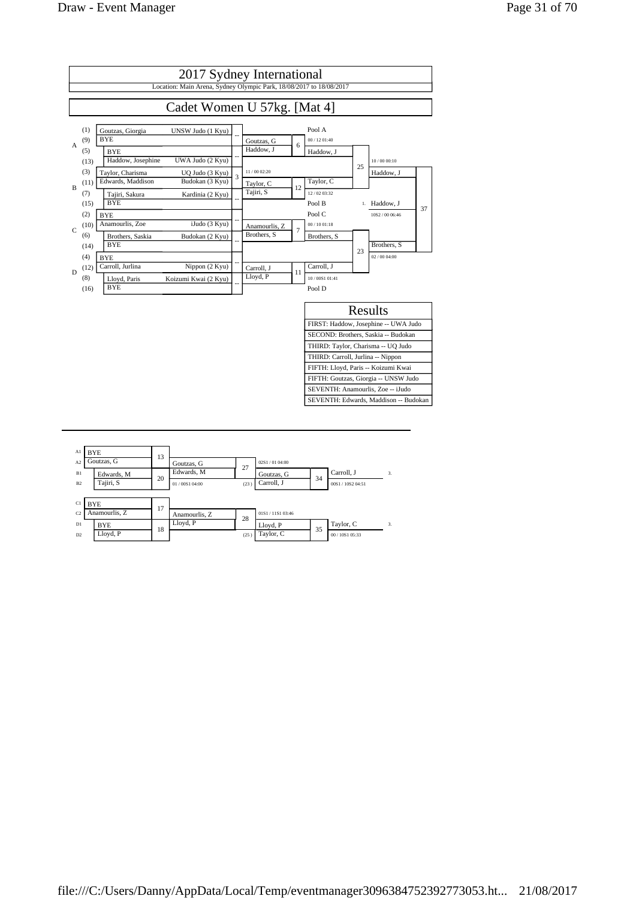# 2017 Sydney International

Location: Main Arena, Sydney Olympic Park, 18/08/2017 to 18/08/2017

## Cadet Women U 57kg. [Mat 4]

| Pool | Seed | Name | Club |
|---|---|---|---|
| A | (1) | Goutzas, Giorgia | UNSW Judo (1 Kyu) |
| A | (9) | BYE | |
| A | (5) | BYE | |
| A | (13) | Haddow, Josephine | UWA Judo (2 Kyu) |
| B | (3) | Taylor, Charisma | UQ Judo (3 Kyu) |
| B | (11) | Edwards, Maddison | Budokan (3 Kyu) |
| B | (7) | Tajiri, Sakura | Kardinia (2 Kyu) |
| B | (15) | BYE | |
| C | (2) | BYE | |
| C | (10) | Anamourlis, Zoe | iJudo (3 Kyu) |
| C | (6) | Brothers, Saskia | Budokan (2 Kyu) |
| C | (14) | BYE | |
| D | (4) | BYE | |
| D | (12) | Carroll, Jurlina | Nippon (2 Kyu) |
| D | (8) | Lloyd, Paris | Koizumi Kwai (2 Kyu) |
| D | (16) | BYE | |

Main draw:

- Match 3: Taylor, C vs Edwards, M – winner Taylor, C (11 / 00 02:20)
- Match 6: Goutzas, G vs Haddow, J – winner Haddow, J (00 / 12 01:40) – Pool A
- Match 12: Taylor, C vs Tajiri, S – winner Taylor, C (12 / 02 03:32) – Pool B
- Match 25: Haddow, J vs Taylor, C – winner Haddow, J (10 / 00 00:10)
- Match 7: Anamourlis, Z vs Brothers, S – winner Brothers, S (00 / 10 01:18) – Pool C
- Match 11: Carroll, J vs Lloyd, P – winner Carroll, J (10 / 00S1 01:41) – Pool D
- Match 23: Brothers, S vs Carroll, J – winner Brothers, S (02 / 00 04:00)
- Match 37: Haddow, J vs Brothers, S – 1. Haddow, J (10S2 / 00 06:46)

### Results

| Results |
|---|
| FIRST: Haddow, Josephine -- UWA Judo |
| SECOND: Brothers, Saskia -- Budokan |
| THIRD: Taylor, Charisma -- UQ Judo |
| THIRD: Carroll, Jurlina -- Nippon |
| FIFTH: Lloyd, Paris -- Koizumi Kwai |
| FIFTH: Goutzas, Giorgia -- UNSW Judo |
| SEVENTH: Anamourlis, Zoe -- iJudo |
| SEVENTH: Edwards, Maddison -- Budokan |

### Repechage

- Match 13: A1 BYE vs A2 Goutzas, G – winner Goutzas, G
- Match 20: B1 Edwards, M vs B2 Tajiri, S – winner Edwards, M (01 / 00S1 04:00)
- Match 27: Goutzas, G vs Edwards, M – winner Goutzas, G (02S1 / 01 04:00)
- Match 34: Goutzas, G vs Carroll, J (23) – winner Carroll, J (00S1 / 10S2 04:51) – 3.
- Match 17: C1 BYE vs C2 Anamourlis, Z – winner Anamourlis, Z
- Match 18: D1 BYE vs D2 Lloyd, P – winner Lloyd, P
- Match 28: Anamourlis, Z vs Lloyd, P – winner Lloyd, P (01S1 / 11S1 03:46)
- Match 35: Lloyd, P vs Taylor, C (25) – winner Taylor, C (00 / 10S1 05:33) – 3.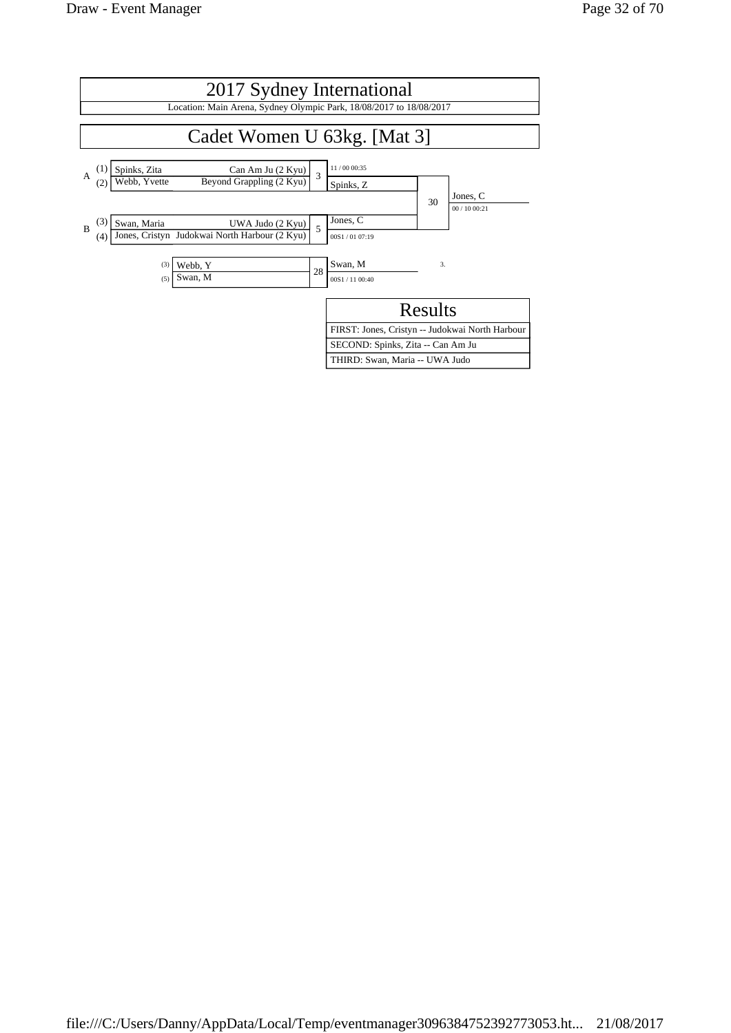# 2017 Sydney International

Location: Main Arena, Sydney Olympic Park, 18/08/2017 to 18/08/2017

## Cadet Women U 63kg. [Mat 3]

| Pool | Seed | Name | Club | Match | Winner | Score |
|---|---|---|---|---|---|---|
| A | (1) | Spinks, Zita | Can Am Ju (2 Kyu) | 3 | Spinks, Z | 11 / 00 00:35 |
| A | (2) | Webb, Yvette | Beyond Grappling (2 Kyu) | | | |
| B | (3) | Swan, Maria | UWA Judo (2 Kyu) | 5 | Jones, C | 00S1 / 01 07:19 |
| B | (4) | Jones, Cristyn | Judokwai North Harbour (2 Kyu) | | | |

Final (Match 30): Spinks, Z vs Jones, C — Winner: Jones, C (00 / 10 00:21)

| Seed | Name | Match | Winner | Score | Place |
|---|---|---|---|---|---|
| (3) | Webb, Y | 28 | Swan, M | 00S1 / 11 00:40 | 3. |
| (5) | Swan, M | | | | |

### Results

| Results |
|---|
| FIRST: Jones, Cristyn -- Judokwai North Harbour |
| SECOND: Spinks, Zita -- Can Am Ju |
| THIRD: Swan, Maria -- UWA Judo |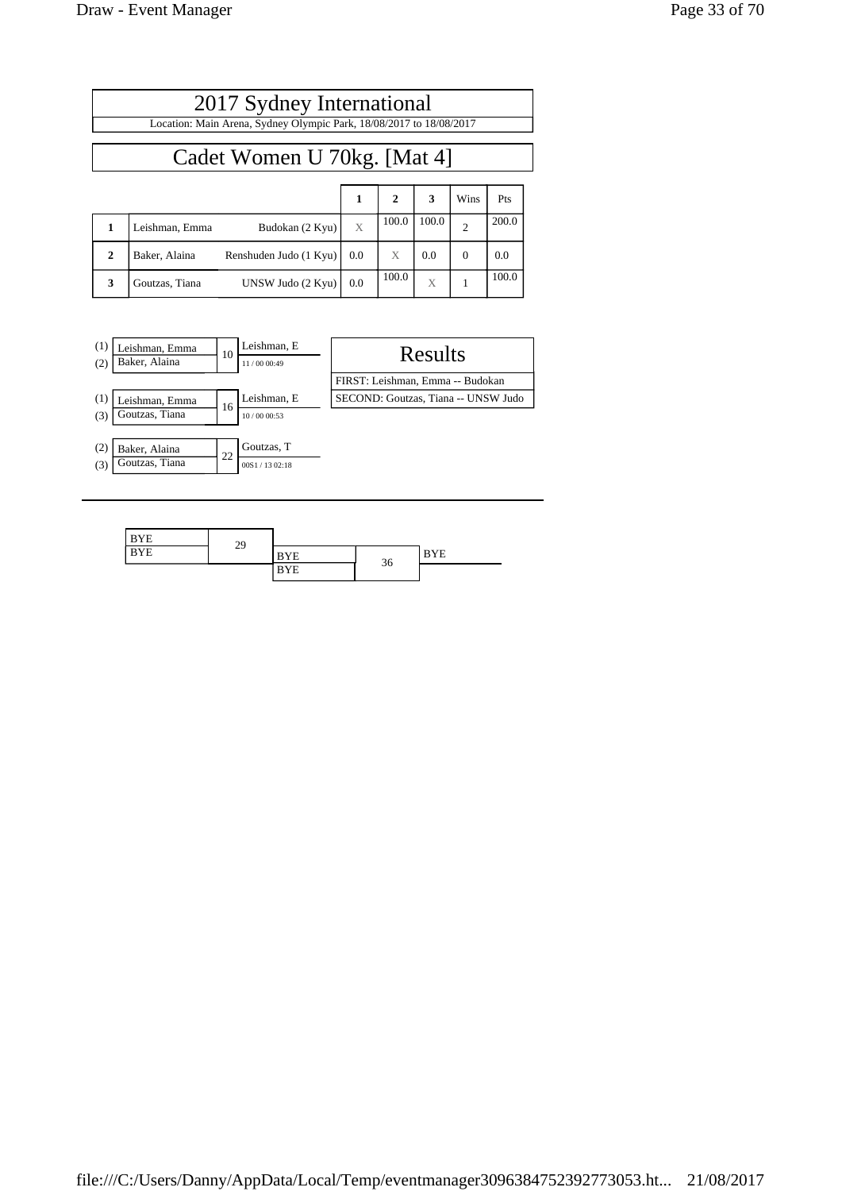# 2017 Sydney International

Location: Main Arena, Sydney Olympic Park, 18/08/2017 to 18/08/2017

## Cadet Women U 70kg. [Mat 4]

| | | | 1 | 2 | 3 | Wins | Pts |
|---|---|---|---|---|---|---|---|
| 1 | Leishman, Emma | Budokan (2 Kyu) | X | 100.0 | 100.0 | 2 | 200.0 |
| 2 | Baker, Alaina | Renshuden Judo (1 Kyu) | 0.0 | X | 0.0 | 0 | 0.0 |
| 3 | Goutzas, Tiana | UNSW Judo (2 Kyu) | 0.0 | 100.0 | X | 1 | 100.0 |

| | Contestants | Contest | Winner | Score |
|---|---|---|---|---|
| (1) | Leishman, Emma | 10 | Leishman, E | 11 / 00 00:49 |
| (2) | Baker, Alaina | | | |
| (1) | Leishman, Emma | 16 | Leishman, E | 10 / 00 00:53 |
| (3) | Goutzas, Tiana | | | |
| (2) | Baker, Alaina | 22 | Goutzas, T | 00S1 / 13 02:18 |
| (3) | Goutzas, Tiana | | | |

### Results

FIRST: Leishman, Emma -- Budokan

SECOND: Goutzas, Tiana -- UNSW Judo

---

| Contestants | Contest | Contestants | Contest | Winner |
|---|---|---|---|---|
| BYE / BYE | 29 | BYE / BYE | 36 | BYE |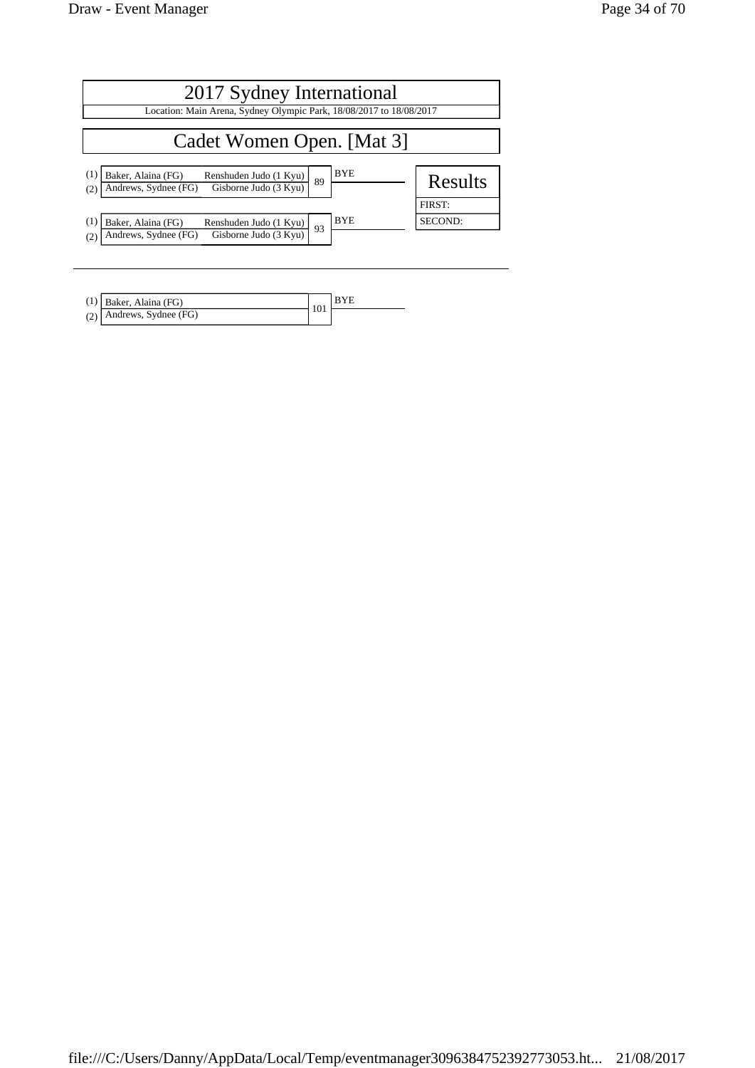# 2017 Sydney International

Location: Main Arena, Sydney Olympic Park, 18/08/2017 to 18/08/2017

## Cadet Women Open. [Mat 3]

| | Competitor | Club | Match | Winner |
|---|---|---|---|---|
| (1) | Baker, Alaina (FG) | Renshuden Judo (1 Kyu) | 89 | BYE |
| (2) | Andrews, Sydnee (FG) | Gisborne Judo (3 Kyu) | | |

| | Competitor | Club | Match | Winner |
|---|---|---|---|---|
| (1) | Baker, Alaina (FG) | Renshuden Judo (1 Kyu) | 93 | BYE |
| (2) | Andrews, Sydnee (FG) | Gisborne Judo (3 Kyu) | | |

| Results |
|---|
| FIRST: |
| SECOND: |

| | Competitor | Match | Winner |
|---|---|---|---|
| (1) | Baker, Alaina (FG) | 101 | BYE |
| (2) | Andrews, Sydnee (FG) | | |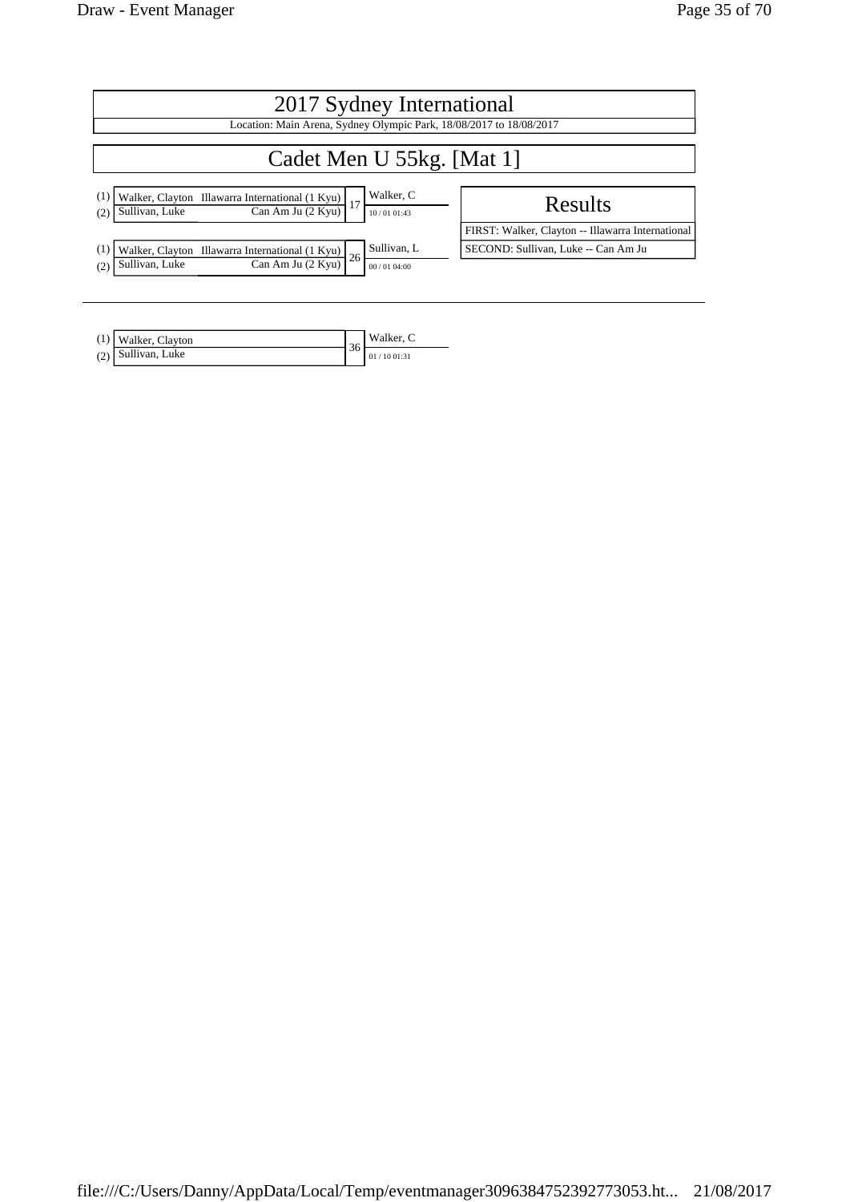# 2017 Sydney International

Location: Main Arena, Sydney Olympic Park, 18/08/2017 to 18/08/2017

## Cadet Men U 55kg. [Mat 1]

| | Competitor | Club | Match | Winner | Score |
|---|---|---|---|---|---|
| (1) | Walker, Clayton | Illawarra International (1 Kyu) | 17 | Walker, C | 10 / 01 01:43 |
| (2) | Sullivan, Luke | Can Am Ju (2 Kyu) | | | |

| | Competitor | Club | Match | Winner | Score |
|---|---|---|---|---|---|
| (1) | Walker, Clayton | Illawarra International (1 Kyu) | 26 | Sullivan, L | 00 / 01 04:00 |
| (2) | Sullivan, Luke | Can Am Ju (2 Kyu) | | | |

### Results

FIRST: Walker, Clayton -- Illawarra International

SECOND: Sullivan, Luke -- Can Am Ju

---

| | Competitor | Match | Winner | Score |
|---|---|---|---|---|
| (1) | Walker, Clayton | 36 | Walker, C | 01 / 10 01:31 |
| (2) | Sullivan, Luke | | | |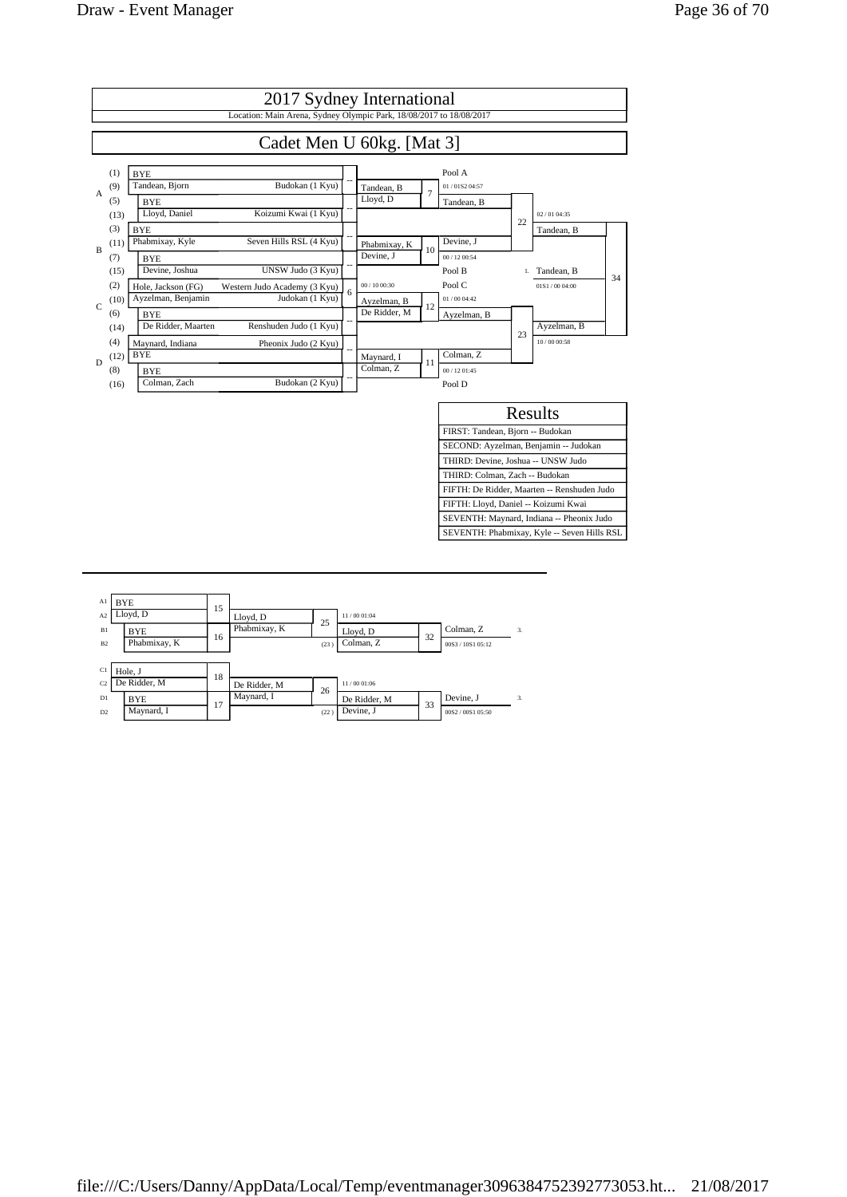# 2017 Sydney International

Location: Main Arena, Sydney Olympic Park, 18/08/2017 to 18/08/2017

## Cadet Men U 60kg. [Mat 3]

| Pool | Seed | Name | Club | Match | Winner |
|---|---|---|---|---|---|
| A | (1) | BYE | | -- | Tandean, B |
| | (9) | Tandean, Bjorn | Budokan (1 Kyu) | | |
| | (5) | BYE | | -- | Lloyd, D |
| | (13) | Lloyd, Daniel | Koizumi Kwai (1 Kyu) | | |
| B | (3) | BYE | | -- | Phabmixay, K |
| | (11) | Phabmixay, Kyle | Seven Hills RSL (4 Kyu) | | |
| | (7) | BYE | | -- | Devine, J |
| | (15) | Devine, Joshua | UNSW Judo (3 Kyu) | | |
| C | (2) | Hole, Jackson (FG) | Western Judo Academy (3 Kyu) | 6 (00 / 10 00:30) | Ayzelman, B |
| | (10) | Ayzelman, Benjamin | Judokan (1 Kyu) | | |
| | (6) | BYE | | -- | De Ridder, M |
| | (14) | De Ridder, Maarten | Renshuden Judo (1 Kyu) | | |
| D | (4) | Maynard, Indiana | Pheonix Judo (2 Kyu) | -- | Maynard, I |
| | (12) | BYE | | | |
| | (8) | BYE | | -- | Colman, Z |
| | (16) | Colman, Zach | Budokan (2 Kyu) | | |

| Match | Contest | Winner | Score |
|---|---|---|---|
| 7 | Tandean, B vs Lloyd, D | Tandean, B (Pool A) | 01 / 01S2 04:57 |
| 10 | Phabmixay, K vs Devine, J | Devine, J (Pool B) | 00 / 12 00:54 |
| 12 | Ayzelman, B vs De Ridder, M | Ayzelman, B (Pool C) | 01 / 00 04:42 |
| 11 | Maynard, I vs Colman, Z | Colman, Z (Pool D) | 00 / 12 01:45 |
| 22 | Tandean, B vs Devine, J | Tandean, B | 02 / 01 04:35 |
| 23 | Ayzelman, B vs Colman, Z | Ayzelman, B | 10 / 00 00:58 |
| 34 | Tandean, B vs Ayzelman, B | 1. Tandean, B | 01S1 / 00 04:00 |

### Results

| Results |
|---|
| FIRST: Tandean, Bjorn -- Budokan |
| SECOND: Ayzelman, Benjamin -- Judokan |
| THIRD: Devine, Joshua -- UNSW Judo |
| THIRD: Colman, Zach -- Budokan |
| FIFTH: De Ridder, Maarten -- Renshuden Judo |
| FIFTH: Lloyd, Daniel -- Koizumi Kwai |
| SEVENTH: Maynard, Indiana -- Pheonix Judo |
| SEVENTH: Phabmixay, Kyle -- Seven Hills RSL |

### Repechage

| Pos | Name | Match | Winner | Match | Opponent | Score | Winner | Match | Result |
|---|---|---|---|---|---|---|---|---|---|
| A1 | BYE | 15 | Lloyd, D | 25 | | 11 / 00 01:04 | Lloyd, D | 32 | Colman, Z (3.) |
| A2 | Lloyd, D | | | | | | | | |
| B1 | BYE | 16 | Phabmixay, K | | (23) | | Colman, Z | | 00S3 / 10S1 05:12 |
| B2 | Phabmixay, K | | | | | | | | |
| C1 | Hole, J | 18 | De Ridder, M | 26 | | 11 / 00 01:06 | De Ridder, M | 33 | Devine, J (3.) |
| C2 | De Ridder, M | | | | | | | | |
| D1 | BYE | 17 | Maynard, I | | (22) | | Devine, J | | 00S2 / 00S1 05:50 |
| D2 | Maynard, I | | | | | | | | |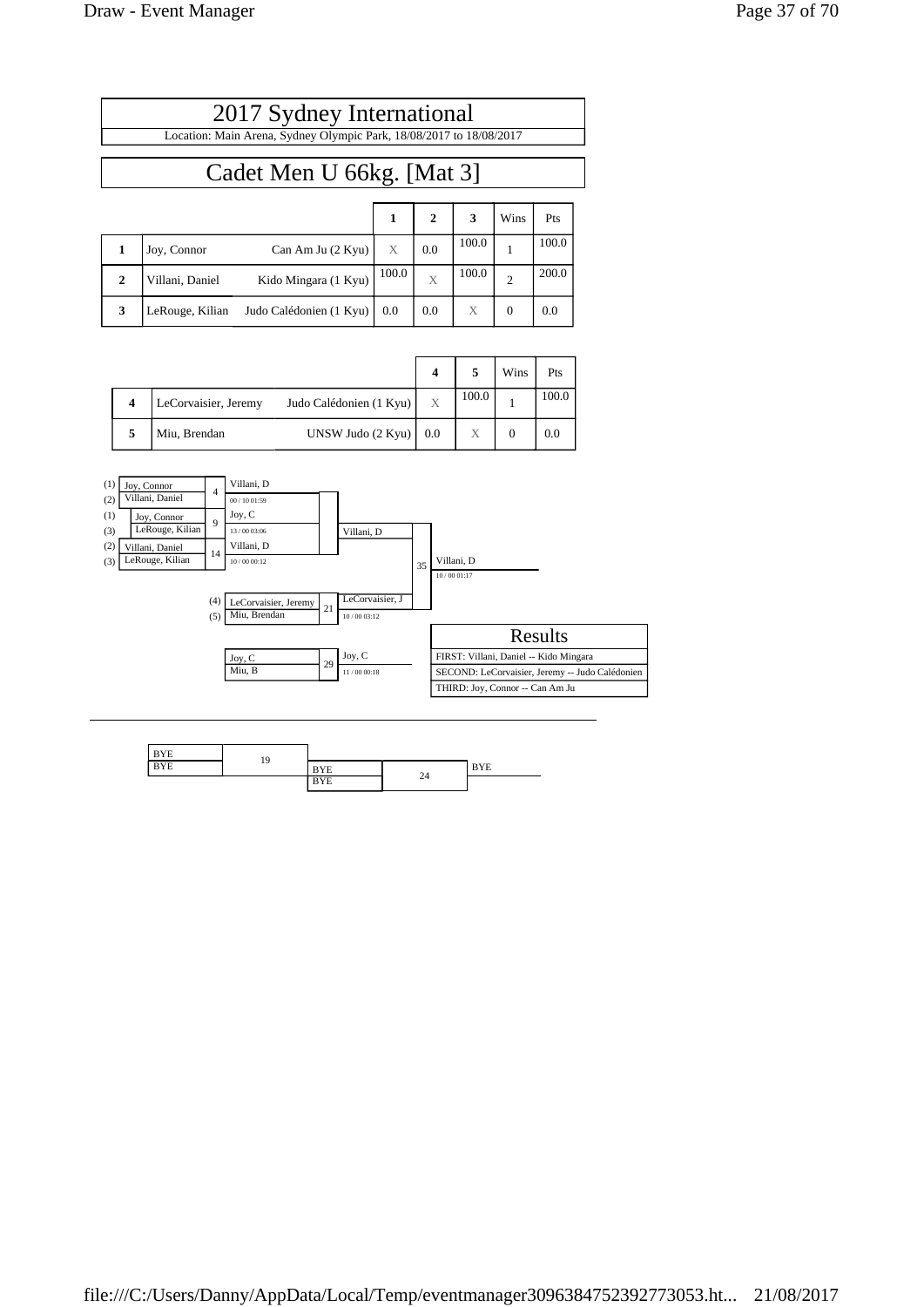# 2017 Sydney International

Location: Main Arena, Sydney Olympic Park, 18/08/2017 to 18/08/2017

## Cadet Men U 66kg. [Mat 3]

| | | | 1 | 2 | 3 | Wins | Pts |
|---|---|---|---|---|---|---|---|
| 1 | Joy, Connor | Can Am Ju (2 Kyu) | X | 0.0 | 100.0 | 1 | 100.0 |
| 2 | Villani, Daniel | Kido Mingara (1 Kyu) | 100.0 | X | 100.0 | 2 | 200.0 |
| 3 | LeRouge, Kilian | Judo Calédonien (1 Kyu) | 0.0 | 0.0 | X | 0 | 0.0 |

| | | | 4 | 5 | Wins | Pts |
|---|---|---|---|---|---|---|
| 4 | LeCorvaisier, Jeremy | Judo Calédonien (1 Kyu) | X | 100.0 | 1 | 100.0 |
| 5 | Miu, Brendan | UNSW Judo (2 Kyu) | 0.0 | X | 0 | 0.0 |

| Contest | Competitors | Winner | Score |
|---|---|---|---|
| 4 | (1) Joy, Connor vs (2) Villani, Daniel | Villani, D | 00 / 10 01:59 |
| 9 | (1) Joy, Connor vs (3) LeRouge, Kilian | Joy, C | 13 / 00 03:06 |
| 14 | (2) Villani, Daniel vs (3) LeRouge, Kilian | Villani, D | 10 / 00 00:12 |
| 21 | (4) LeCorvaisier, Jeremy vs (5) Miu, Brendan | LeCorvaisier, J | 10 / 00 03:12 |
| 35 | Villani, D vs LeCorvaisier, J | Villani, D | 10 / 00 01:17 |
| 29 | Joy, C vs Miu, B | Joy, C | 11 / 00 00:18 |

| Results |
|---|
| FIRST: Villani, Daniel -- Kido Mingara |
| SECOND: LeCorvaisier, Jeremy -- Judo Calédonien |
| THIRD: Joy, Connor -- Can Am Ju |

| Contest | Competitors | Winner |
|---|---|---|
| 19 | BYE vs BYE | |
| 24 | BYE vs BYE | BYE |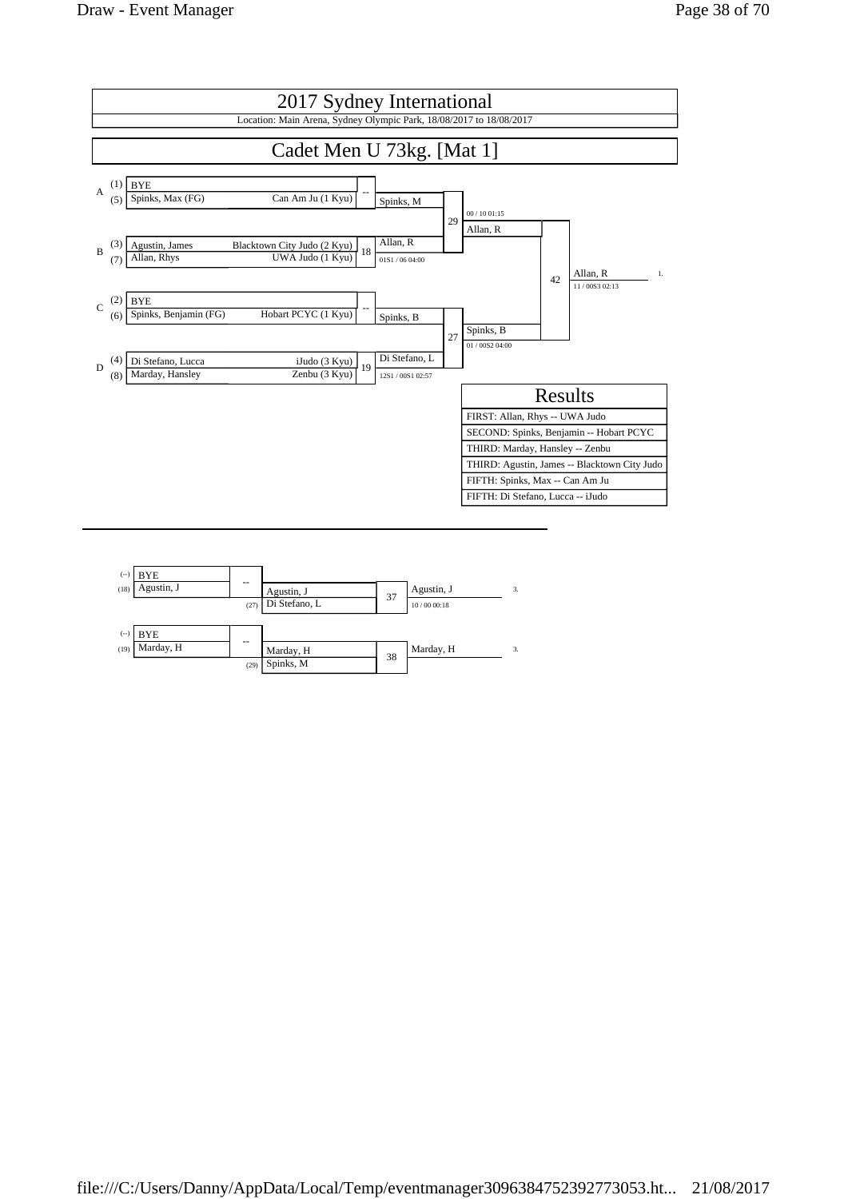# 2017 Sydney International

Location: Main Arena, Sydney Olympic Park, 18/08/2017 to 18/08/2017

## Cadet Men U 73kg. [Mat 1]

| Pool | Seed | Name | Club | Match | Winner | Match | Winner | Match | Winner |
|---|---|---|---|---|---|---|---|---|---|
| A | (1) | BYE | | -- | Spinks, M | 29 | Allan, R (00 / 10 01:15) | 42 | Allan, R 1. (11 / 00S3 02:13) |
| | (5) | Spinks, Max (FG) | Can Am Ju (1 Kyu) | | | | | | |
| B | (3) | Agustin, James | Blacktown City Judo (2 Kyu) | 18 | Allan, R (01S1 / 06 04:00) | | | | |
| | (7) | Allan, Rhys | UWA Judo (1 Kyu) | | | | | | |
| C | (2) | BYE | | -- | Spinks, B | 27 | Spinks, B (01 / 00S2 04:00) | | |
| | (6) | Spinks, Benjamin (FG) | Hobart PCYC (1 Kyu) | | | | | | |
| D | (4) | Di Stefano, Lucca | iJudo (3 Kyu) | 19 | Di Stefano, L (12S1 / 00S1 02:57) | | | | |
| | (8) | Marday, Hansley | Zenbu (3 Kyu) | | | | | | |

### Results

| Results |
|---|
| FIRST: Allan, Rhys -- UWA Judo |
| SECOND: Spinks, Benjamin -- Hobart PCYC |
| THIRD: Marday, Hansley -- Zenbu |
| THIRD: Agustin, James -- Blacktown City Judo |
| FIFTH: Spinks, Max -- Can Am Ju |
| FIFTH: Di Stefano, Lucca -- iJudo |

---

### Repechage

| Seed | Name | Match | Winner | Seed | Opponent | Match | Winner | Place |
|---|---|---|---|---|---|---|---|---|
| (--) | BYE | -- | Agustin, J | (27) | Di Stefano, L | 37 | Agustin, J (10 / 00 00:18) | 3. |
| (18) | Agustin, J | | | | | | | |
| (--) | BYE | -- | Marday, H | (29) | Spinks, M | 38 | Marday, H | 3. |
| (19) | Marday, H | | | | | | | |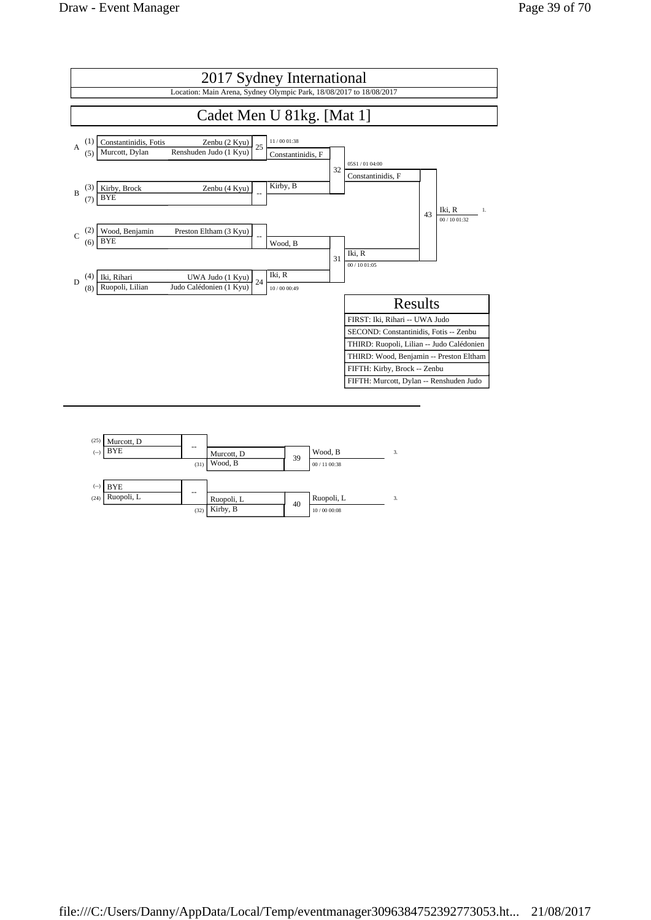# 2017 Sydney International

Location: Main Arena, Sydney Olympic Park, 18/08/2017 to 18/08/2017

## Cadet Men U 81kg. [Mat 1]

| Pool | Seed | Name | Club | Match | Winner | Score |
|---|---|---|---|---|---|---|
| A | (1) | Constantinidis, Fotis | Zenbu (2 Kyu) | 25 | Constantinidis, F | 11 / 00 01:38 |
| | (5) | Murcott, Dylan | Renshuden Judo (1 Kyu) | | | |
| B | (3) | Kirby, Brock | Zenbu (4 Kyu) | -- | Kirby, B | |
| | (7) | BYE | | | | |
| C | (2) | Wood, Benjamin | Preston Eltham (3 Kyu) | -- | Wood, B | |
| | (6) | BYE | | | | |
| D | (4) | Iki, Rihari | UWA Judo (1 Kyu) | 24 | Iki, R | 10 / 00 00:49 |
| | (8) | Ruopoli, Lilian | Judo Calédonien (1 Kyu) | | | |

| Match | Competitors | Winner | Score |
|---|---|---|---|
| 32 | Constantinidis, F vs Kirby, B | Constantinidis, F | 05S1 / 01 04:00 |
| 31 | Wood, B vs Iki, R | Iki, R | 00 / 10 01:05 |
| 43 | Constantinidis, F vs Iki, R | Iki, R (1.) | 00 / 10 01:32 |

### Results

| Results |
|---|
| FIRST: Iki, Rihari -- UWA Judo |
| SECOND: Constantinidis, Fotis -- Zenbu |
| THIRD: Ruopoli, Lilian -- Judo Calédonien |
| THIRD: Wood, Benjamin -- Preston Eltham |
| FIFTH: Kirby, Brock -- Zenbu |
| FIFTH: Murcott, Dylan -- Renshuden Judo |

### Repechage

| Seed | Name | Match | Winner | Opponent | Match | Winner | Score | Place |
|---|---|---|---|---|---|---|---|---|
| (25) | Murcott, D | -- | Murcott, D | (31) Wood, B | 39 | Wood, B | 00 / 11 00:38 | 3. |
| (--) | BYE | | | | | | | |
| (--) | BYE | -- | Ruopoli, L | (32) Kirby, B | 40 | Ruopoli, L | 10 / 00 00:08 | 3. |
| (24) | Ruopoli, L | | | | | | | |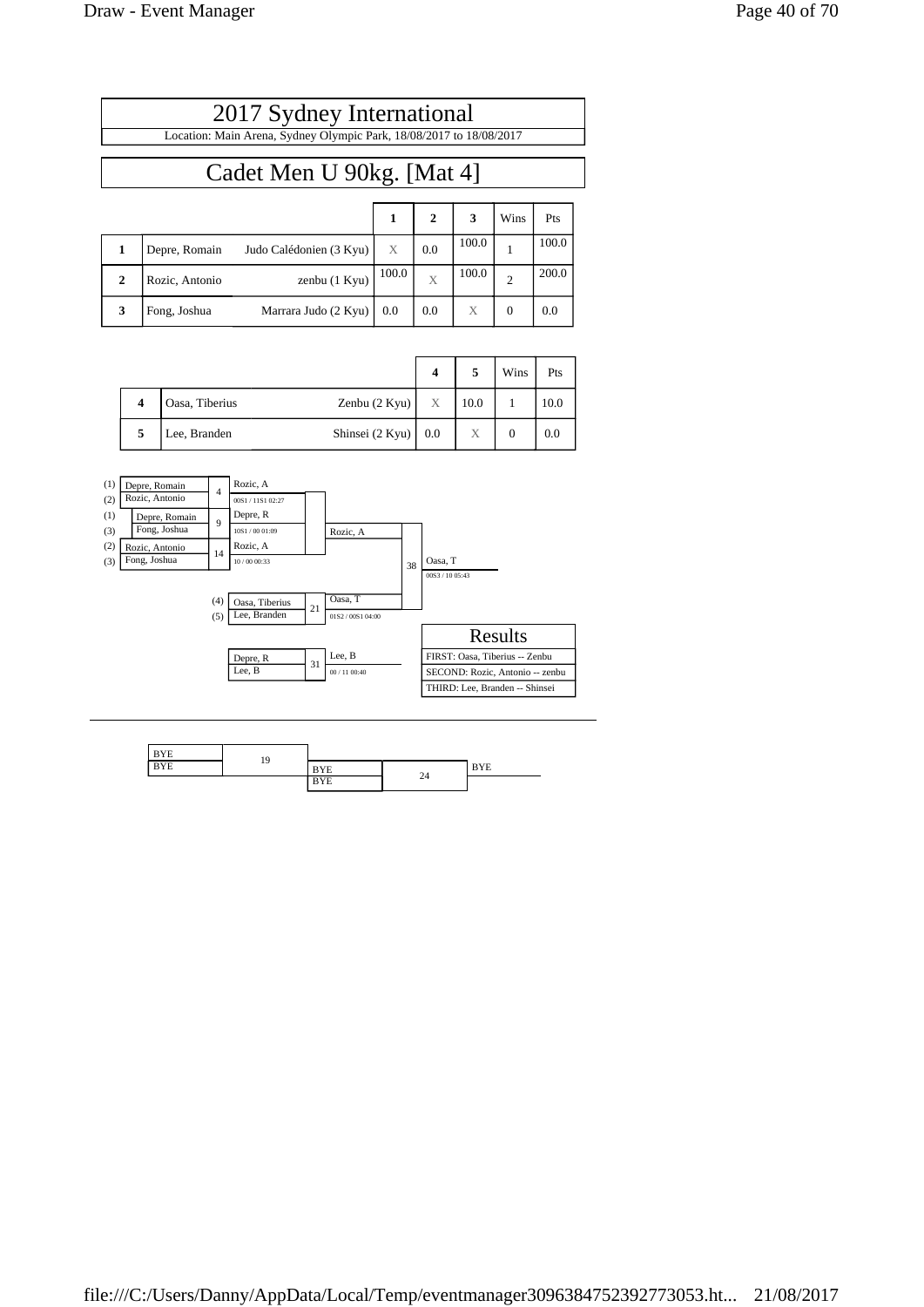# 2017 Sydney International

Location: Main Arena, Sydney Olympic Park, 18/08/2017 to 18/08/2017

## Cadet Men U 90kg. [Mat 4]

| | | | 1 | 2 | 3 | Wins | Pts |
|---|---|---|---|---|---|---|---|
| 1 | Depre, Romain | Judo Calédonien (3 Kyu) | X | 0.0 | 100.0 | 1 | 100.0 |
| 2 | Rozic, Antonio | zenbu (1 Kyu) | 100.0 | X | 100.0 | 2 | 200.0 |
| 3 | Fong, Joshua | Marrara Judo (2 Kyu) | 0.0 | 0.0 | X | 0 | 0.0 |

| | | | 4 | 5 | Wins | Pts |
|---|---|---|---|---|---|---|
| 4 | Oasa, Tiberius | Zenbu (2 Kyu) | X | 10.0 | 1 | 10.0 |
| 5 | Lee, Branden | Shinsei (2 Kyu) | 0.0 | X | 0 | 0.0 |

(1) Depre, Romain / (2) Rozic, Antonio — 4 — Rozic, A — 00S1 / 11S1 02:27

(1) Depre, Romain / (3) Fong, Joshua — 9 — Depre, R — 10S1 / 00 01:09

(2) Rozic, Antonio / (3) Fong, Joshua — 14 — Rozic, A — 10 / 00 00:33

Pool winner: Rozic, A

(4) Oasa, Tiberius / (5) Lee, Branden — 21 — Oasa, T — 01S2 / 00S1 04:00

Rozic, A / Oasa, T — 38 — Oasa, T — 00S3 / 10 05:43

Depre, R / Lee, B — 31 — Lee, B — 00 / 11 00:40

| Results |
|---|
| FIRST: Oasa, Tiberius -- Zenbu |
| SECOND: Rozic, Antonio -- zenbu |
| THIRD: Lee, Branden -- Shinsei |

---

BYE / BYE — 19

BYE / BYE — 24 — BYE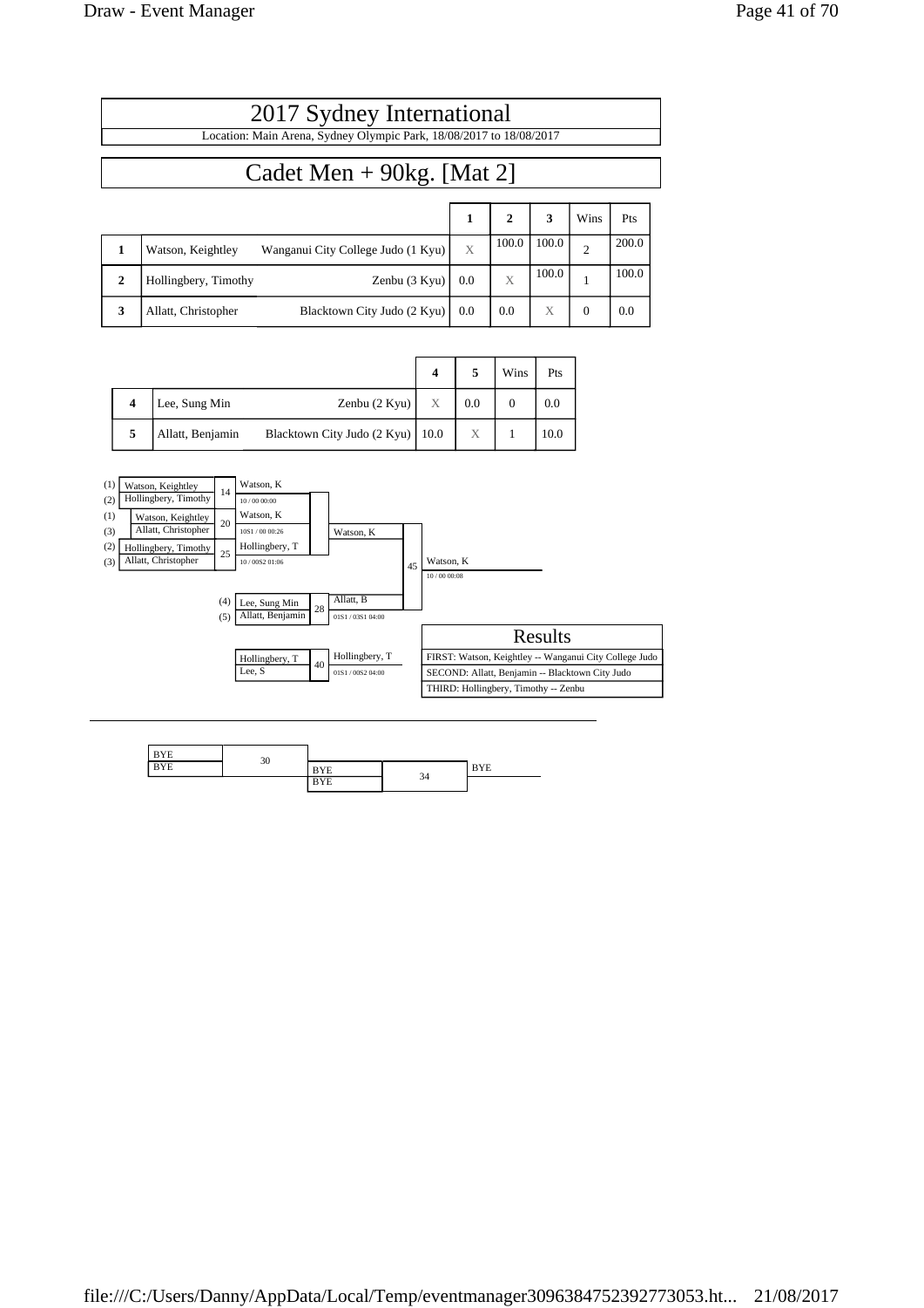# 2017 Sydney International

Location: Main Arena, Sydney Olympic Park, 18/08/2017 to 18/08/2017

## Cadet Men + 90kg. [Mat 2]

| | | | 1 | 2 | 3 | Wins | Pts |
|---|---|---|---|---|---|---|---|
| 1 | Watson, Keightley | Wanganui City College Judo (1 Kyu) | X | 100.0 | 100.0 | 2 | 200.0 |
| 2 | Hollingbery, Timothy | Zenbu (3 Kyu) | 0.0 | X | 100.0 | 1 | 100.0 |
| 3 | Allatt, Christopher | Blacktown City Judo (2 Kyu) | 0.0 | 0.0 | X | 0 | 0.0 |

| | | | 4 | 5 | Wins | Pts |
|---|---|---|---|---|---|---|
| 4 | Lee, Sung Min | Zenbu (2 Kyu) | X | 0.0 | 0 | 0.0 |
| 5 | Allatt, Benjamin | Blacktown City Judo (2 Kyu) | 10.0 | X | 1 | 10.0 |

| Contest | Competitors | Winner | Score |
|---|---|---|---|
| 14 | (1) Watson, Keightley vs (2) Hollingbery, Timothy | Watson, K | 10 / 00 00:00 |
| 20 | (1) Watson, Keightley vs (3) Allatt, Christopher | Watson, K | 10S1 / 00 00:26 |
| 25 | (2) Hollingbery, Timothy vs (3) Allatt, Christopher | Hollingbery, T | 10 / 00S2 01:06 |
| 28 | (4) Lee, Sung Min vs (5) Allatt, Benjamin | Allatt, B | 01S1 / 03S1 04:00 |
| 40 | Hollingbery, T vs Lee, S | Hollingbery, T | 01S1 / 00S2 04:00 |
| 45 | Watson, K vs Allatt, B | Watson, K | 10 / 00 00:08 |
| 30 | BYE vs BYE | | |
| 34 | BYE vs BYE | BYE | |

### Results

FIRST: Watson, Keightley -- Wanganui City College Judo

SECOND: Allatt, Benjamin -- Blacktown City Judo

THIRD: Hollingbery, Timothy -- Zenbu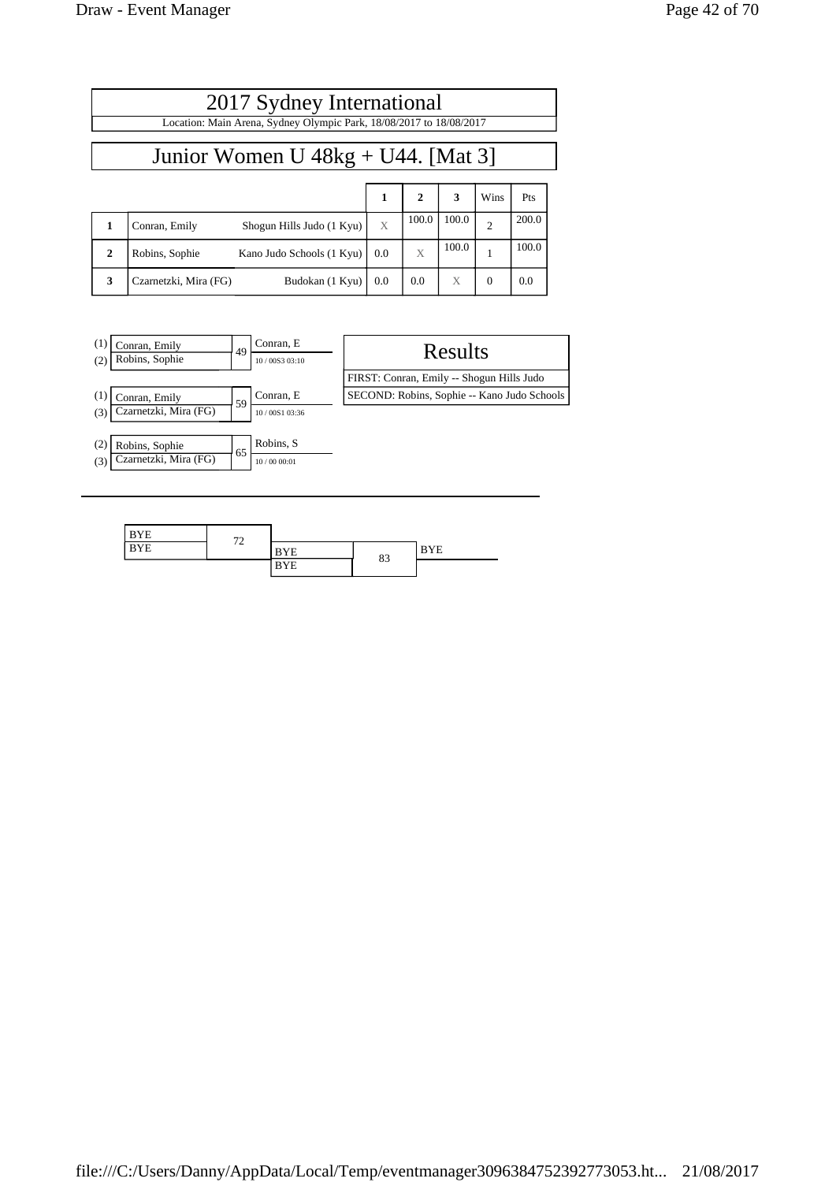# 2017 Sydney International

Location: Main Arena, Sydney Olympic Park, 18/08/2017 to 18/08/2017

## Junior Women U 48kg + U44. [Mat 3]

| | | | 1 | 2 | 3 | Wins | Pts |
|---|---|---|---|---|---|---|---|
| 1 | Conran, Emily | Shogun Hills Judo (1 Kyu) | X | 100.0 | 100.0 | 2 | 200.0 |
| 2 | Robins, Sophie | Kano Judo Schools (1 Kyu) | 0.0 | X | 100.0 | 1 | 100.0 |
| 3 | Czarnetzki, Mira (FG) | Budokan (1 Kyu) | 0.0 | 0.0 | X | 0 | 0.0 |

| Contestants | Match | Winner | Score |
|---|---|---|---|
| (1) Conran, Emily / (2) Robins, Sophie | 49 | Conran, E | 10 / 00S3 03:10 |
| (1) Conran, Emily / (3) Czarnetzki, Mira (FG) | 59 | Conran, E | 10 / 00S1 03:36 |
| (2) Robins, Sophie / (3) Czarnetzki, Mira (FG) | 65 | Robins, S | 10 / 00 00:01 |

### Results

FIRST: Conran, Emily -- Shogun Hills Judo

SECOND: Robins, Sophie -- Kano Judo Schools

| Contestants | Match | Winner |
|---|---|---|
| BYE / BYE | 72 | BYE |
| BYE / BYE | 83 | BYE |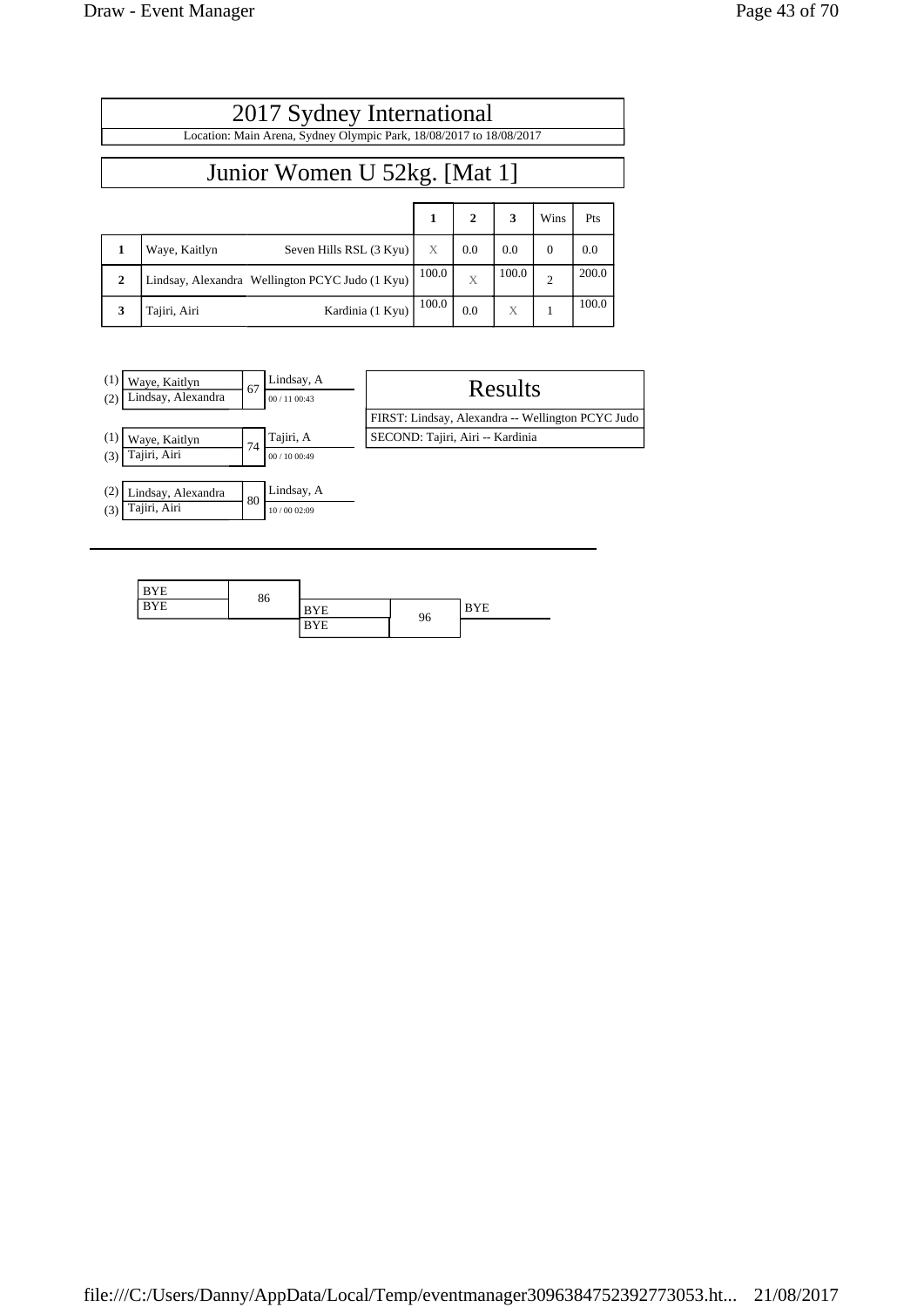# 2017 Sydney International

Location: Main Arena, Sydney Olympic Park, 18/08/2017 to 18/08/2017

## Junior Women U 52kg. [Mat 1]

| | | | 1 | 2 | 3 | Wins | Pts |
|---|---|---|---|---|---|---|---|
| **1** | Waye, Kaitlyn | Seven Hills RSL (3 Kyu) | X | 0.0 | 0.0 | 0 | 0.0 |
| **2** | Lindsay, Alexandra | Wellington PCYC Judo (1 Kyu) | 100.0 | X | 100.0 | 2 | 200.0 |
| **3** | Tajiri, Airi | Kardinia (1 Kyu) | 100.0 | 0.0 | X | 1 | 100.0 |

| | Contestants | Match | Winner |
|---|---|---|---|
| (1) | Waye, Kaitlyn | 67 | Lindsay, A |
| (2) | Lindsay, Alexandra | | 00 / 11 00:43 |
| (1) | Waye, Kaitlyn | 74 | Tajiri, A |
| (3) | Tajiri, Airi | | 00 / 10 00:49 |
| (2) | Lindsay, Alexandra | 80 | Lindsay, A |
| (3) | Tajiri, Airi | | 10 / 00 02:09 |

### Results

FIRST: Lindsay, Alexandra -- Wellington PCYC Judo

SECOND: Tajiri, Airi -- Kardinia

| Contestants | Match | Contestants | Match | Winner |
|---|---|---|---|---|
| BYE | 86 | BYE | 96 | BYE |
| BYE | | BYE | | |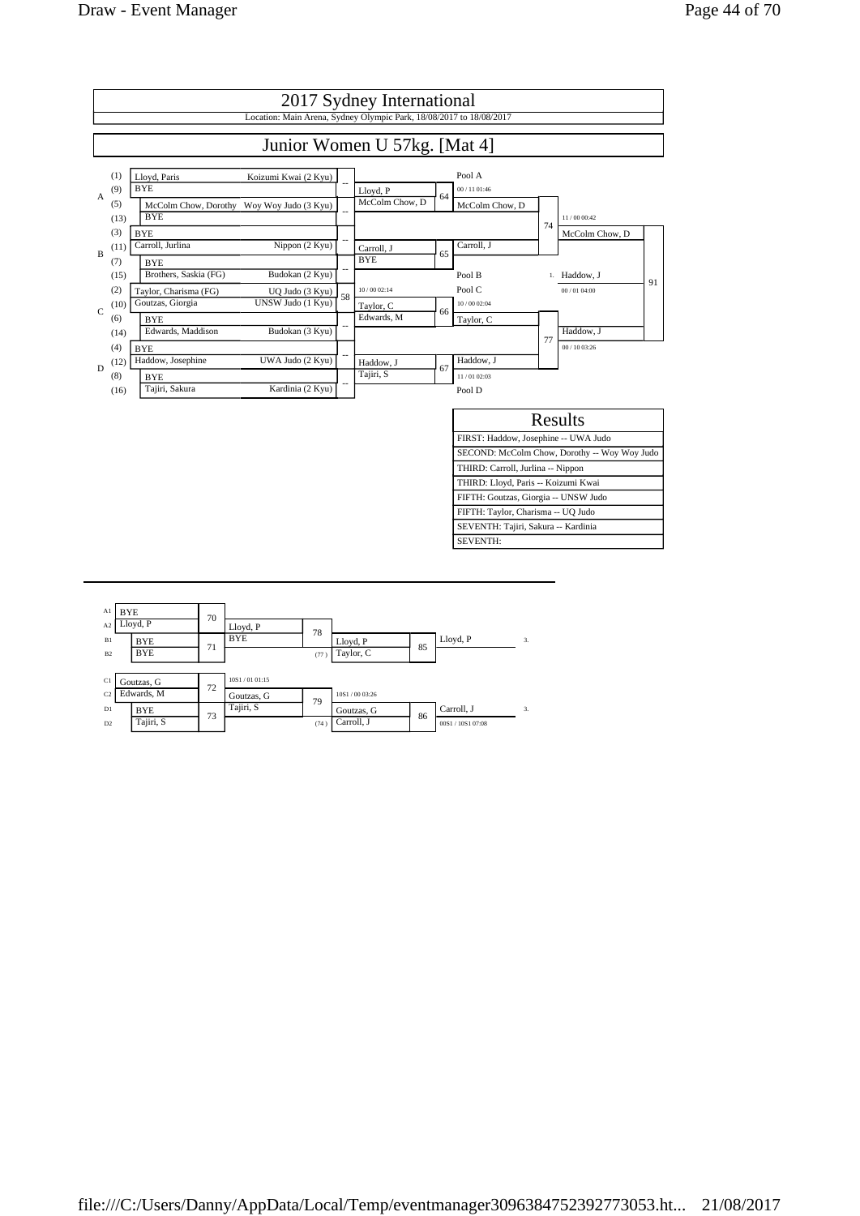# 2017 Sydney International

Location: Main Arena, Sydney Olympic Park, 18/08/2017 to 18/08/2017

## Junior Women U 57kg. [Mat 4]

| Pool | Seed | Name | Club | Contest | Round 2 | Contest | Round 3 | Contest | Final | Contest |
|---|---|---|---|---|---|---|---|---|---|---|
| A | (1) | Lloyd, Paris | Koizumi Kwai (2 Kyu) | -- | Lloyd, P | 64 | Pool A | | | |
| | (9) | BYE | | | McColm Chow, D | | 00 / 11 01:46 | | | |
| | (5) | McColm Chow, Dorothy | Woy Woy Judo (3 Kyu) | -- | | | McColm Chow, D | 74 | 11 / 00 00:42 | |
| | (13) | BYE | | | | | | | McColm Chow, D | 91 |
| B | (3) | BYE | | -- | Carroll, J | 65 | Carroll, J | | | |
| | (11) | Carroll, Jurlina | Nippon (2 Kyu) | | BYE | | | | | |
| | (7) | BYE | | -- | | | | | | |
| | (15) | Brothers, Saskia (FG) | Budokan (2 Kyu) | | | | Pool B | | 1. Haddow, J | |
| C | (2) | Taylor, Charisma (FG) | UQ Judo (3 Kyu) | 58 | 10 / 00 02:14 | | Pool C | | 00 / 01 04:00 | |
| | (10) | Goutzas, Giorgia | UNSW Judo (1 Kyu) | | Taylor, C | 66 | 10 / 00 02:04 | | | |
| | (6) | BYE | | -- | Edwards, M | | Taylor, C | 77 | | |
| | (14) | Edwards, Maddison | Budokan (3 Kyu) | | | | | | Haddow, J | |
| D | (4) | BYE | | -- | | | | | 00 / 10 03:26 | |
| | (12) | Haddow, Josephine | UWA Judo (2 Kyu) | | Haddow, J | 67 | Haddow, J | | | |
| | (8) | BYE | | -- | Tajiri, S | | 11 / 01 02:03 | | | |
| | (16) | Tajiri, Sakura | Kardinia (2 Kyu) | | | | Pool D | | | |

### Results

| Results |
|---|
| FIRST: Haddow, Josephine -- UWA Judo |
| SECOND: McColm Chow, Dorothy -- Woy Woy Judo |
| THIRD: Carroll, Jurlina -- Nippon |
| THIRD: Lloyd, Paris -- Koizumi Kwai |
| FIFTH: Goutzas, Giorgia -- UNSW Judo |
| FIFTH: Taylor, Charisma -- UQ Judo |
| SEVENTH: Tajiri, Sakura -- Kardinia |
| SEVENTH: |

### Repechage

| Pos | Name | Contest | Round 2 | Contest | Round 3 | Contest | Result | Place |
|---|---|---|---|---|---|---|---|---|
| A1 | BYE | 70 | Lloyd, P | 78 | | | | |
| A2 | Lloyd, P | | BYE | | Lloyd, P | 85 | Lloyd, P | 3. |
| B1 | BYE | 71 | | (77) | Taylor, C | | | |
| B2 | BYE | | | | | | | |
| C1 | Goutzas, G | 72 | 10S1 / 01 01:15 | | | | | |
| C2 | Edwards, M | | Goutzas, G | 79 | 10S1 / 00 03:26 | | | |
| D1 | BYE | 73 | Tajiri, S | | Goutzas, G | 86 | Carroll, J | 3. |
| D2 | Tajiri, S | | | (74) | Carroll, J | | 00S1 / 10S1 07:08 | |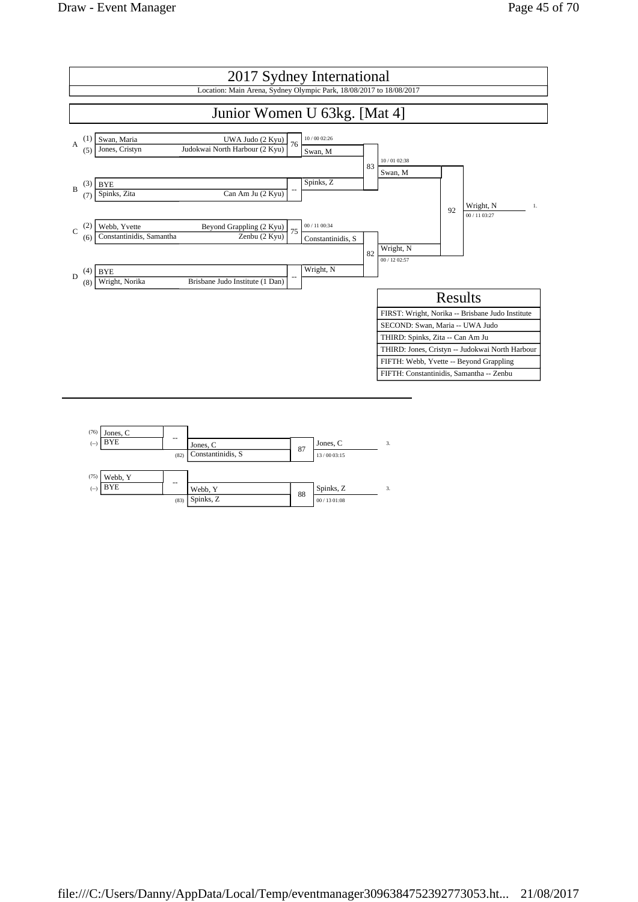# 2017 Sydney International

Location: Main Arena, Sydney Olympic Park, 18/08/2017 to 18/08/2017

## Junior Women U 63kg. [Mat 4]

### Main Draw

| Pool | Seed | Name | Club | Match | Winner | Score |
|---|---|---|---|---|---|---|
| A | (1) | Swan, Maria | UWA Judo (2 Kyu) | 76 | Swan, M | 10 / 00 02:26 |
| A | (5) | Jones, Cristyn | Judokwai North Harbour (2 Kyu) | | | |
| B | (3) | BYE | | -- | Spinks, Z | |
| B | (7) | Spinks, Zita | Can Am Ju (2 Kyu) | | | |
| C | (2) | Webb, Yvette | Beyond Grappling (2 Kyu) | 75 | Constantinidis, S | 00 / 11 00:34 |
| C | (6) | Constantinidis, Samantha | Zenbu (2 Kyu) | | | |
| D | (4) | BYE | | -- | Wright, N | |
| D | (8) | Wright, Norika | Brisbane Judo Institute (1 Dan) | | | |

| Match | Contestants | Winner | Score |
|---|---|---|---|
| 83 | Swan, M vs Spinks, Z | Swan, M | 10 / 01 02:38 |
| 82 | Constantinidis, S vs Wright, N | Wright, N | 00 / 12 02:57 |
| 92 | Swan, M vs Wright, N | Wright, N (1.) | 00 / 11 03:27 |

### Results

| Results |
|---|
| FIRST: Wright, Norika -- Brisbane Judo Institute |
| SECOND: Swan, Maria -- UWA Judo |
| THIRD: Spinks, Zita -- Can Am Ju |
| THIRD: Jones, Cristyn -- Judokwai North Harbour |
| FIFTH: Webb, Yvette -- Beyond Grappling |
| FIFTH: Constantinidis, Samantha -- Zenbu |

### Repechage

| From | Name | Match | Winner | From | Opponent | Match | Winner | Score | Place |
|---|---|---|---|---|---|---|---|---|---|
| (76) | Jones, C | | | | | | | | |
| (--) | BYE | -- | Jones, C | (82) | Constantinidis, S | 87 | Jones, C | 13 / 00 03:15 | 3. |
| (75) | Webb, Y | | | | | | | | |
| (--) | BYE | -- | Webb, Y | (83) | Spinks, Z | 88 | Spinks, Z | 00 / 13 01:08 | 3. |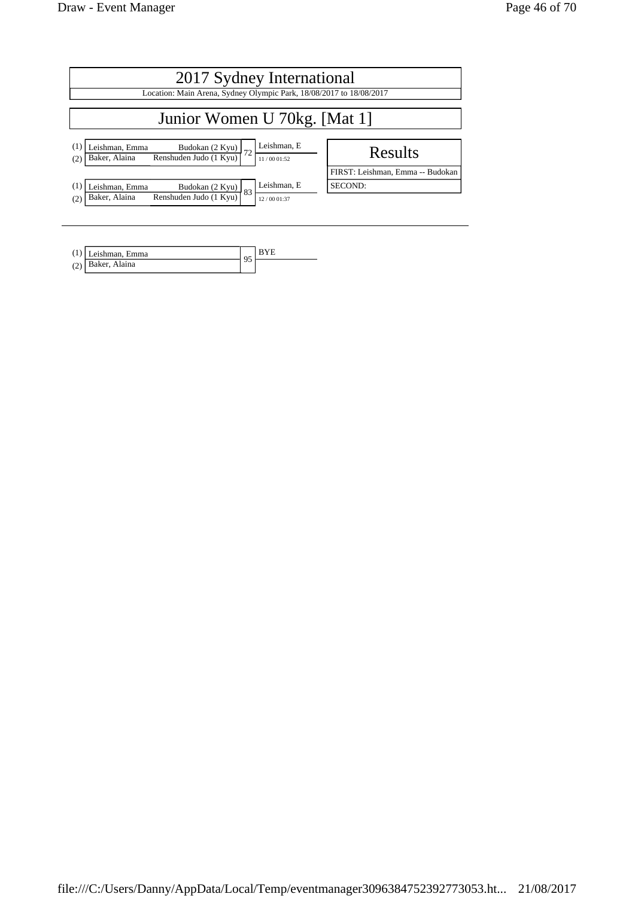# 2017 Sydney International

Location: Main Arena, Sydney Olympic Park, 18/08/2017 to 18/08/2017

## Junior Women U 70kg. [Mat 1]

| | Competitor | Club | Match | Winner |
|---|---|---|---|---|
| (1) | Leishman, Emma | Budokan (2 Kyu) | 72 | Leishman, E |
| (2) | Baker, Alaina | Renshuden Judo (1 Kyu) | | 11 / 00 01:52 |

| | Competitor | Club | Match | Winner |
|---|---|---|---|---|
| (1) | Leishman, Emma | Budokan (2 Kyu) | 83 | Leishman, E |
| (2) | Baker, Alaina | Renshuden Judo (1 Kyu) | | 12 / 00 01:37 |

### Results

FIRST: Leishman, Emma -- Budokan

SECOND:

---

| | Competitor | Match | Winner |
|---|---|---|---|
| (1) | Leishman, Emma | 95 | BYE |
| (2) | Baker, Alaina | | |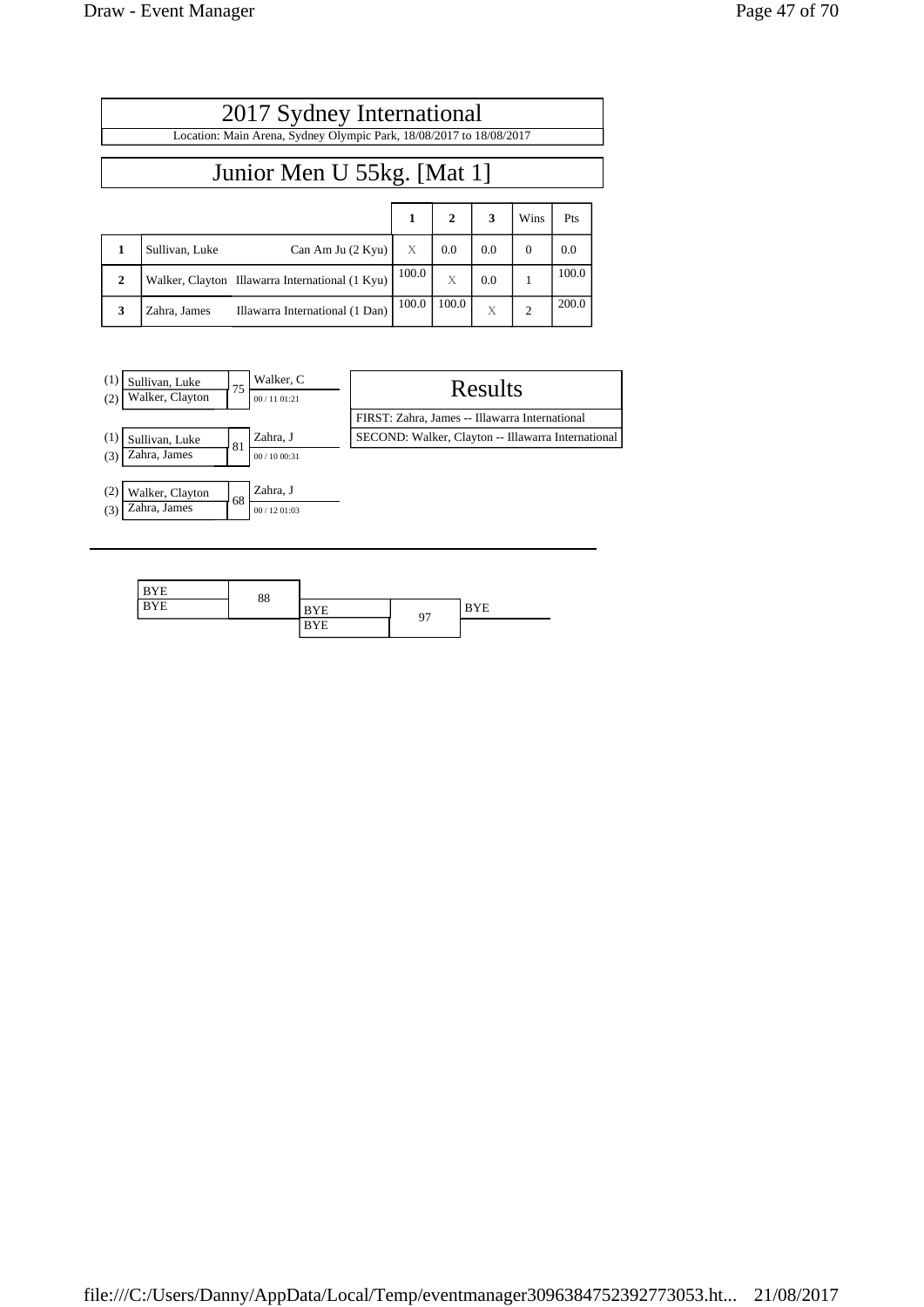# 2017 Sydney International

Location: Main Arena, Sydney Olympic Park, 18/08/2017 to 18/08/2017

## Junior Men U 55kg. [Mat 1]

| | | 1 | 2 | 3 | Wins | Pts |
|---|---|---|---|---|---|---|
| 1 | Sullivan, Luke Can Am Ju (2 Kyu) | X | 0.0 | 0.0 | 0 | 0.0 |
| 2 | Walker, Clayton Illawarra International (1 Kyu) | 100.0 | X | 0.0 | 1 | 100.0 |
| 3 | Zahra, James Illawarra International (1 Dan) | 100.0 | 100.0 | X | 2 | 200.0 |

| Contest | Competitors | Winner | Score / Time |
|---|---|---|---|
| 75 | (1) Sullivan, Luke vs (2) Walker, Clayton | Walker, C | 00 / 11 01:21 |
| 81 | (1) Sullivan, Luke vs (3) Zahra, James | Zahra, J | 00 / 10 00:31 |
| 68 | (2) Walker, Clayton vs (3) Zahra, James | Zahra, J | 00 / 12 01:03 |

### Results

FIRST: Zahra, James -- Illawarra International

SECOND: Walker, Clayton -- Illawarra International

| Contest | Competitors | Winner |
|---|---|---|
| 88 | BYE vs BYE | BYE |
| 97 | BYE vs BYE | BYE |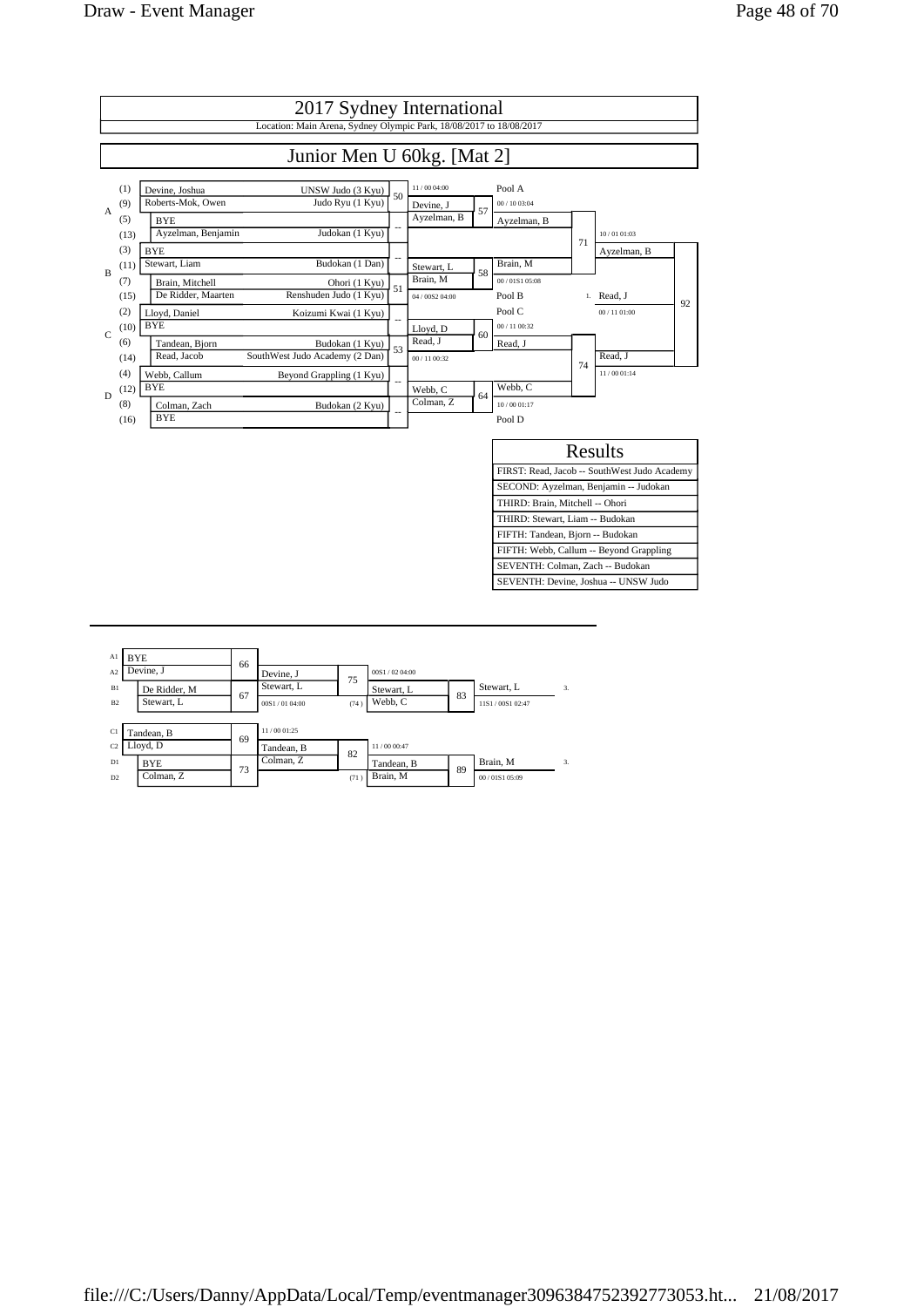# 2017 Sydney International

Location: Main Arena, Sydney Olympic Park, 18/08/2017 to 18/08/2017

## Junior Men U 60kg. [Mat 2]

| Pool | Seed | Name | Club | Contest | Round 2 | Contest | Pool Winner | Contest | Semi Final | Contest |
|---|---|---|---|---|---|---|---|---|---|---|
| A | (1) | Devine, Joshua | UNSW Judo (3 Kyu) | 50 | 11 / 00 04:00 | | Pool A | | | |
| | (9) | Roberts-Mok, Owen | Judo Ryu (1 Kyu) | | Devine, J | 57 | 00 / 10 03:04 | | | |
| | (5) | BYE | | -- | Ayzelman, B | | Ayzelman, B | | | |
| | (13) | Ayzelman, Benjamin | Judokan (1 Kyu) | | | | | 71 | 10 / 01 01:03 | |
| B | (3) | BYE | | -- | | | | | Ayzelman, B | |
| | (11) | Stewart, Liam | Budokan (1 Dan) | | Stewart, L | 58 | Brain, M | | | |
| | (7) | Brain, Mitchell | Ohori (1 Kyu) | 51 | Brain, M | | 00 / 01S1 05:08 | | | |
| | (15) | De Ridder, Maarten | Renshuden Judo (1 Kyu) | | 04 / 00S2 04:00 | | Pool B | | 1. Read, J | 92 |
| C | (2) | Lloyd, Daniel | Koizumi Kwai (1 Kyu) | -- | | | Pool C | | 00 / 11 01:00 | |
| | (10) | BYE | | | Lloyd, D | 60 | 00 / 11 00:32 | | | |
| | (6) | Tandean, Bjorn | Budokan (1 Kyu) | 53 | Read, J | | Read, J | | | |
| | (14) | Read, Jacob | SouthWest Judo Academy (2 Dan) | | 00 / 11 00:32 | | | 74 | Read, J | |
| D | (4) | Webb, Callum | Beyond Grappling (1 Kyu) | -- | | | | | 11 / 00 01:14 | |
| | (12) | BYE | | | Webb, C | 64 | Webb, C | | | |
| | (8) | Colman, Zach | Budokan (2 Kyu) | -- | Colman, Z | | 10 / 00 01:17 | | | |
| | (16) | BYE | | | | | Pool D | | | |

### Results

| Results |
|---|
| FIRST: Read, Jacob -- SouthWest Judo Academy |
| SECOND: Ayzelman, Benjamin -- Judokan |
| THIRD: Brain, Mitchell -- Ohori |
| THIRD: Stewart, Liam -- Budokan |
| FIFTH: Tandean, Bjorn -- Budokan |
| FIFTH: Webb, Callum -- Beyond Grappling |
| SEVENTH: Colman, Zach -- Budokan |
| SEVENTH: Devine, Joshua -- UNSW Judo |

### Repechage

| Pos | Name | Contest | Round 1 | Contest | Round 2 | Contest | Bronze | |
|---|---|---|---|---|---|---|---|---|
| A1 | BYE | 66 | | | | | | |
| A2 | Devine, J | | Devine, J | 75 | 00S1 / 02 04:00 | | | |
| B1 | De Ridder, M | 67 | Stewart, L | | Stewart, L | 83 | Stewart, L | 3. |
| B2 | Stewart, L | | 00S1 / 01 04:00 | (74) | Webb, C | | 11S1 / 00S1 02:47 | |
| C1 | Tandean, B | 69 | 11 / 00 01:25 | | | | | |
| C2 | Lloyd, D | | Tandean, B | 82 | 11 / 00 00:47 | | | |
| D1 | BYE | 73 | Colman, Z | | Tandean, B | 89 | Brain, M | 3. |
| D2 | Colman, Z | | | (71) | Brain, M | | 00 / 01S1 05:09 | |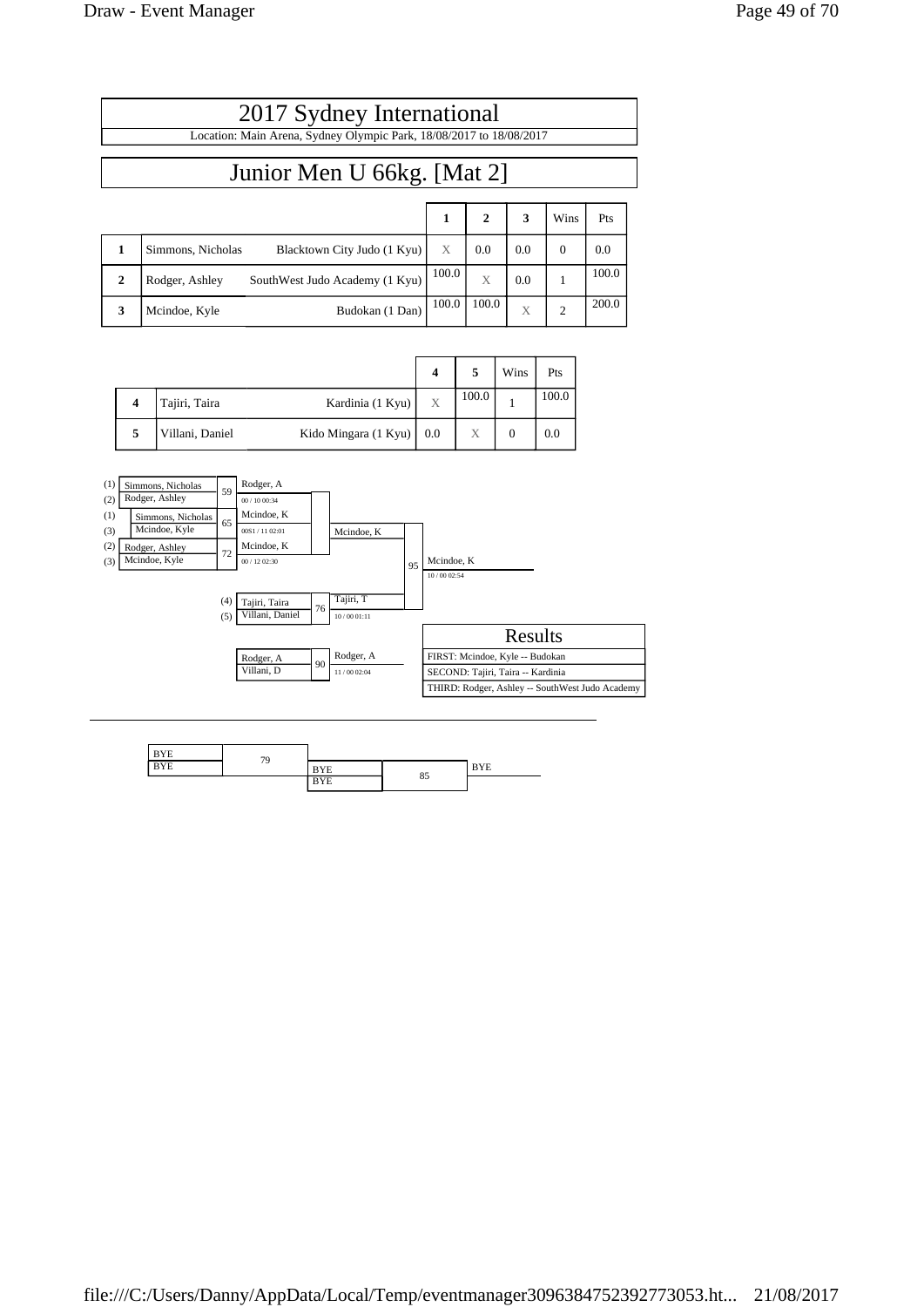# 2017 Sydney International

Location: Main Arena, Sydney Olympic Park, 18/08/2017 to 18/08/2017

## Junior Men U 66kg. [Mat 2]

| | | | 1 | 2 | 3 | Wins | Pts |
|---|---|---|---|---|---|---|---|
| 1 | Simmons, Nicholas | Blacktown City Judo (1 Kyu) | X | 0.0 | 0.0 | 0 | 0.0 |
| 2 | Rodger, Ashley | SouthWest Judo Academy (1 Kyu) | 100.0 | X | 0.0 | 1 | 100.0 |
| 3 | Mcindoe, Kyle | Budokan (1 Dan) | 100.0 | 100.0 | X | 2 | 200.0 |

| | | | 4 | 5 | Wins | Pts |
|---|---|---|---|---|---|---|
| 4 | Tajiri, Taira | Kardinia (1 Kyu) | X | 100.0 | 1 | 100.0 |
| 5 | Villani, Daniel | Kido Mingara (1 Kyu) | 0.0 | X | 0 | 0.0 |

| Contest | Competitors | Winner | Score / Time |
|---|---|---|---|
| 59 | (1) Simmons, Nicholas vs (2) Rodger, Ashley | Rodger, A | 00 / 10 00:34 |
| 65 | (1) Simmons, Nicholas vs (3) Mcindoe, Kyle | Mcindoe, K | 00S1 / 11 02:01 |
| 72 | (2) Rodger, Ashley vs (3) Mcindoe, Kyle | Mcindoe, K | 00 / 12 02:30 |
| 76 | (4) Tajiri, Taira vs (5) Villani, Daniel | Tajiri, T | 10 / 00 01:11 |
| 95 | Mcindoe, K vs Tajiri, T | Mcindoe, K | 10 / 00 02:54 |
| 90 | Rodger, A vs Villani, D | Rodger, A | 11 / 00 02:04 |

### Results

- FIRST: Mcindoe, Kyle -- Budokan
- SECOND: Tajiri, Taira -- Kardinia
- THIRD: Rodger, Ashley -- SouthWest Judo Academy

---

| Contest | Competitors | Winner |
|---|---|---|
| 79 | BYE vs BYE | |
| 85 | BYE vs BYE | BYE |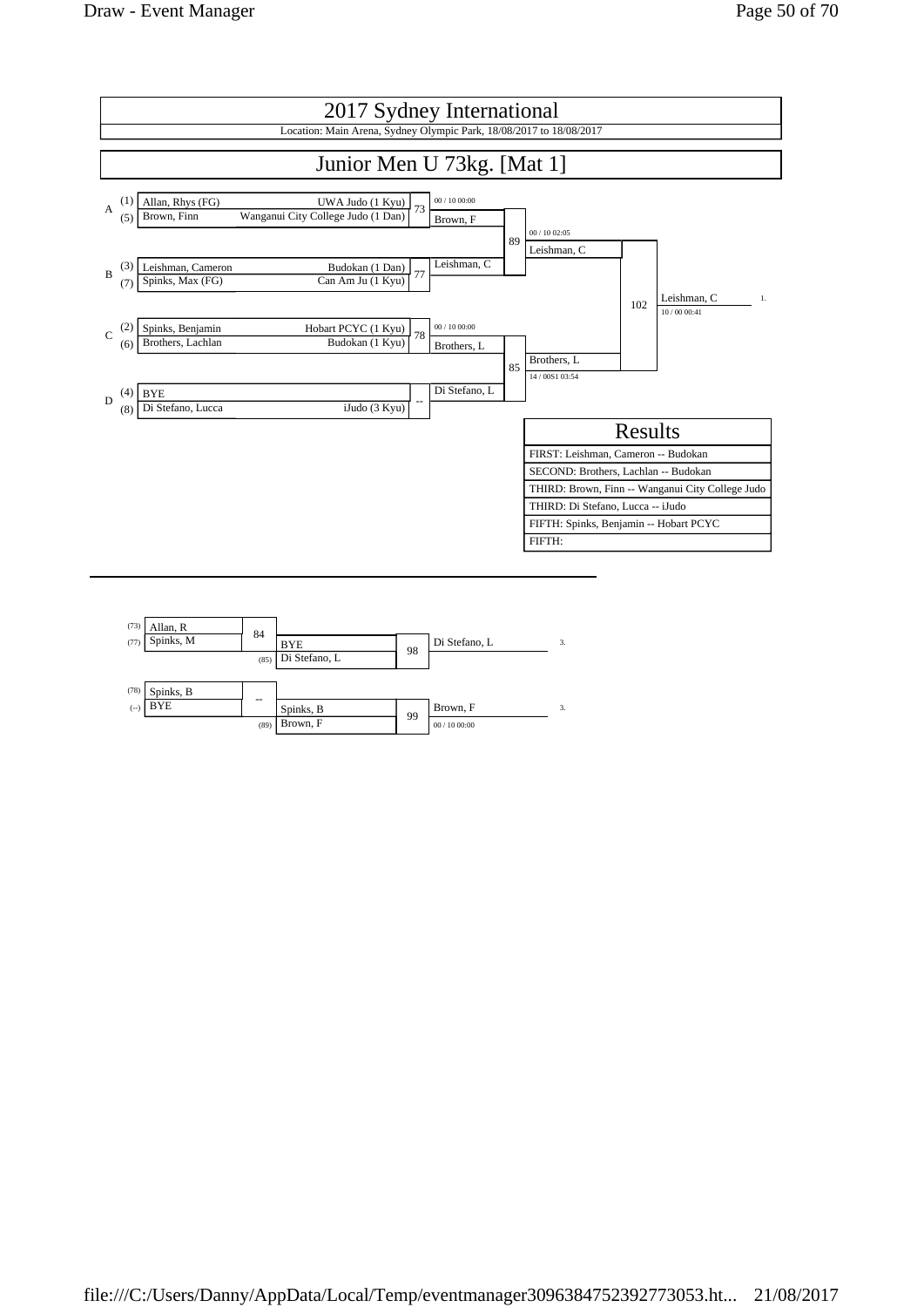# 2017 Sydney International

Location: Main Arena, Sydney Olympic Park, 18/08/2017 to 18/08/2017

## Junior Men U 73kg. [Mat 1]

| Pool | Seed | Name | Club | Match | Winner | Score |
|---|---|---|---|---|---|---|
| A | (1) | Allan, Rhys (FG) | UWA Judo (1 Kyu) | 73 | Brown, F | 00 / 10 00:00 |
| | (5) | Brown, Finn | Wanganui City College Judo (1 Dan) | | | |
| B | (3) | Leishman, Cameron | Budokan (1 Dan) | 77 | Leishman, C | |
| | (7) | Spinks, Max (FG) | Can Am Ju (1 Kyu) | | | |
| C | (2) | Spinks, Benjamin | Hobart PCYC (1 Kyu) | 78 | Brothers, L | 00 / 10 00:00 |
| | (6) | Brothers, Lachlan | Budokan (1 Kyu) | | | |
| D | (4) | BYE | | -- | Di Stefano, L | |
| | (8) | Di Stefano, Lucca | iJudo (3 Kyu) | | | |

| Match | Contest | Winner | Score |
|---|---|---|---|
| 89 | Brown, F vs Leishman, C | Leishman, C | 00 / 10 02:05 |
| 85 | Brothers, L vs Di Stefano, L | Brothers, L | 14 / 00S1 03:54 |
| 102 | Leishman, C vs Brothers, L | Leishman, C (1.) | 10 / 00 00:41 |

### Results

| Results |
|---|
| FIRST: Leishman, Cameron -- Budokan |
| SECOND: Brothers, Lachlan -- Budokan |
| THIRD: Brown, Finn -- Wanganui City College Judo |
| THIRD: Di Stefano, Lucca -- iJudo |
| FIFTH: Spinks, Benjamin -- Hobart PCYC |
| FIFTH: |

### Repechage

| Match | Contestants | Winner | Next Match | Opponent | Final Winner | Place | Score |
|---|---|---|---|---|---|---|---|
| 84 | (73) Allan, R vs (77) Spinks, M | BYE | 98 | (85) Di Stefano, L | Di Stefano, L | 3. | |
| -- | (78) Spinks, B vs (--) BYE | Spinks, B | 99 | (89) Brown, F | Brown, F | 3. | 00 / 10 00:00 |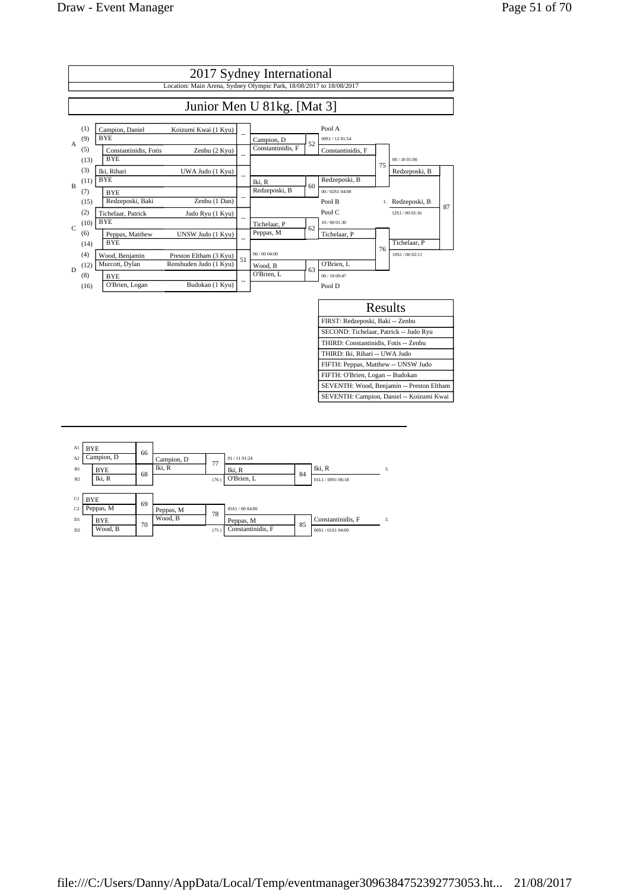# 2017 Sydney International

Location: Main Arena, Sydney Olympic Park, 18/08/2017 to 18/08/2017

## Junior Men U 81kg. [Mat 3]

| Pool | Seed | Name | Club | Match | Winner |
|---|---|---|---|---|---|
| A | (1) | Campion, Daniel | Koizumi Kwai (1 Kyu) | -- | Campion, D |
| A | (9) | BYE | | | |
| A | (5) | Constantinidis, Fotis | Zenbu (2 Kyu) | -- | Constantinidis, F |
| A | (13) | BYE | | | |
| B | (3) | Iki, Rihari | UWA Judo (1 Kyu) | -- | Iki, R |
| B | (11) | BYE | | | |
| B | (7) | BYE | | -- | Redzeposki, B |
| B | (15) | Redzeposki, Baki | Zenbu (1 Dan) | | |
| C | (2) | Tichelaar, Patrick | Judo Ryu (1 Kyu) | -- | Tichelaar, P |
| C | (10) | BYE | | | |
| C | (6) | Peppas, Matthew | UNSW Judo (1 Kyu) | -- | Peppas, M |
| C | (14) | BYE | | | |
| D | (4) | Wood, Benjamin | Preston Eltham (3 Kyu) | 51 (06 / 00 04:00) | Wood, B |
| D | (12) | Murcott, Dylan | Renshuden Judo (1 Kyu) | | |
| D | (8) | BYE | | -- | O'Brien, L |
| D | (16) | O'Brien, Logan | Budokan (1 Kyu) | | |

**Pool winners**

- Pool A: Match 52 — Campion, D vs Constantinidis, F → Constantinidis, F (00S1 / 12 01:54)
- Pool B: Match 60 — Iki, R vs Redzeposki, B → Redzeposki, B (00 / 02S1 04:00)
- Pool C: Match 62 — Tichelaar, P vs Peppas, M → Tichelaar, P (10 / 00 01:30)
- Pool D: Match 63 — Wood, B vs O'Brien, L → O'Brien, L (00 / 10 00:47)

**Semi-finals**

- Match 75 — Constantinidis, F vs Redzeposki, B → Redzeposki, B (00 / 10 01:00)
- Match 76 — Tichelaar, P vs O'Brien, L → Tichelaar, P (10S1 / 00 02:11)

**Final**

- Match 87 — Redzeposki, B vs Tichelaar, P → 1. Redzeposki, B (12S1 / 00 02:16)

### Results

| Results |
|---|
| FIRST: Redzeposki, Baki -- Zenbu |
| SECOND: Tichelaar, Patrick -- Judo Ryu |
| THIRD: Constantinidis, Fotis -- Zenbu |
| THIRD: Iki, Rihari -- UWA Judo |
| FIFTH: Peppas, Matthew -- UNSW Judo |
| FIFTH: O'Brien, Logan -- Budokan |
| SEVENTH: Wood, Benjamin -- Preston Eltham |
| SEVENTH: Campion, Daniel -- Koizumi Kwai |

### Repechage

| Pos | Name | Match | Winner | Match | Opponent | Winner | Match | Winner |
|---|---|---|---|---|---|---|---|---|
| A1 | BYE | 66 | Campion, D | 77 (01 / 11 01:24) | (76) O'Brien, L | Iki, R | 84 (01L1 / 00S1 06:18) | Iki, R — 3. |
| A2 | Campion, D | | | | | | | |
| B1 | BYE | 68 | Iki, R | | | | | |
| B2 | Iki, R | | | | | | | |
| C1 | BYE | 69 | Peppas, M | 78 (05S1 / 00 04:00) | (75) Constantinidis, F | Peppas, M | 85 (00S1 / 01S1 04:00) | Constantinidis, F — 3. |
| C2 | Peppas, M | | | | | | | |
| D1 | BYE | 70 | Wood, B | | | | | |
| D2 | Wood, B | | | | | | | |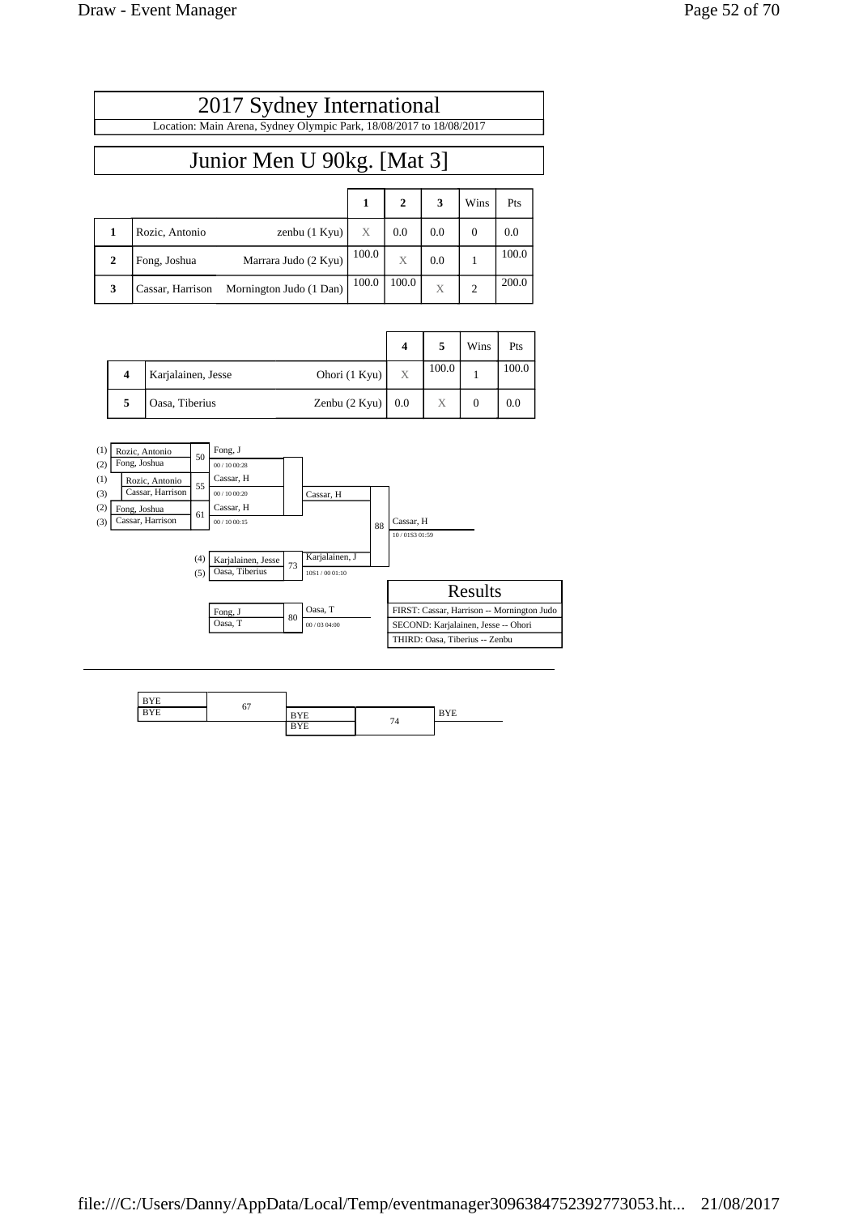# 2017 Sydney International

Location: Main Arena, Sydney Olympic Park, 18/08/2017 to 18/08/2017

## Junior Men U 90kg. [Mat 3]

| | | | 1 | 2 | 3 | Wins | Pts |
|---|---|---|---|---|---|---|---|
| 1 | Rozic, Antonio | zenbu (1 Kyu) | X | 0.0 | 0.0 | 0 | 0.0 |
| 2 | Fong, Joshua | Marrara Judo (2 Kyu) | 100.0 | X | 0.0 | 1 | 100.0 |
| 3 | Cassar, Harrison | Mornington Judo (1 Dan) | 100.0 | 100.0 | X | 2 | 200.0 |

| | | | 4 | 5 | Wins | Pts |
|---|---|---|---|---|---|---|
| 4 | Karjalainen, Jesse | Ohori (1 Kyu) | X | 100.0 | 1 | 100.0 |
| 5 | Oasa, Tiberius | Zenbu (2 Kyu) | 0.0 | X | 0 | 0.0 |

Contest 50: (1) Rozic, Antonio vs (2) Fong, Joshua — Winner: Fong, J (00 / 10 00:28)

Contest 55: (1) Rozic, Antonio vs (3) Cassar, Harrison — Winner: Cassar, H (00 / 10 00:20)

Contest 61: (2) Fong, Joshua vs (3) Cassar, Harrison — Winner: Cassar, H (00 / 10 00:15)

Contest 73: (4) Karjalainen, Jesse vs (5) Oasa, Tiberius — Winner: Karjalainen, J (10S1 / 00 01:10)

Contest 88: Cassar, H vs Karjalainen, J — Winner: Cassar, H (10 / 01S3 01:59)

Contest 80: Fong, J vs Oasa, T — Winner: Oasa, T (00 / 03 04:00)

| Results |
|---|
| FIRST: Cassar, Harrison -- Mornington Judo |
| SECOND: Karjalainen, Jesse -- Ohori |
| THIRD: Oasa, Tiberius -- Zenbu |

---

Contest 67: BYE vs BYE

Contest 74: BYE vs BYE — BYE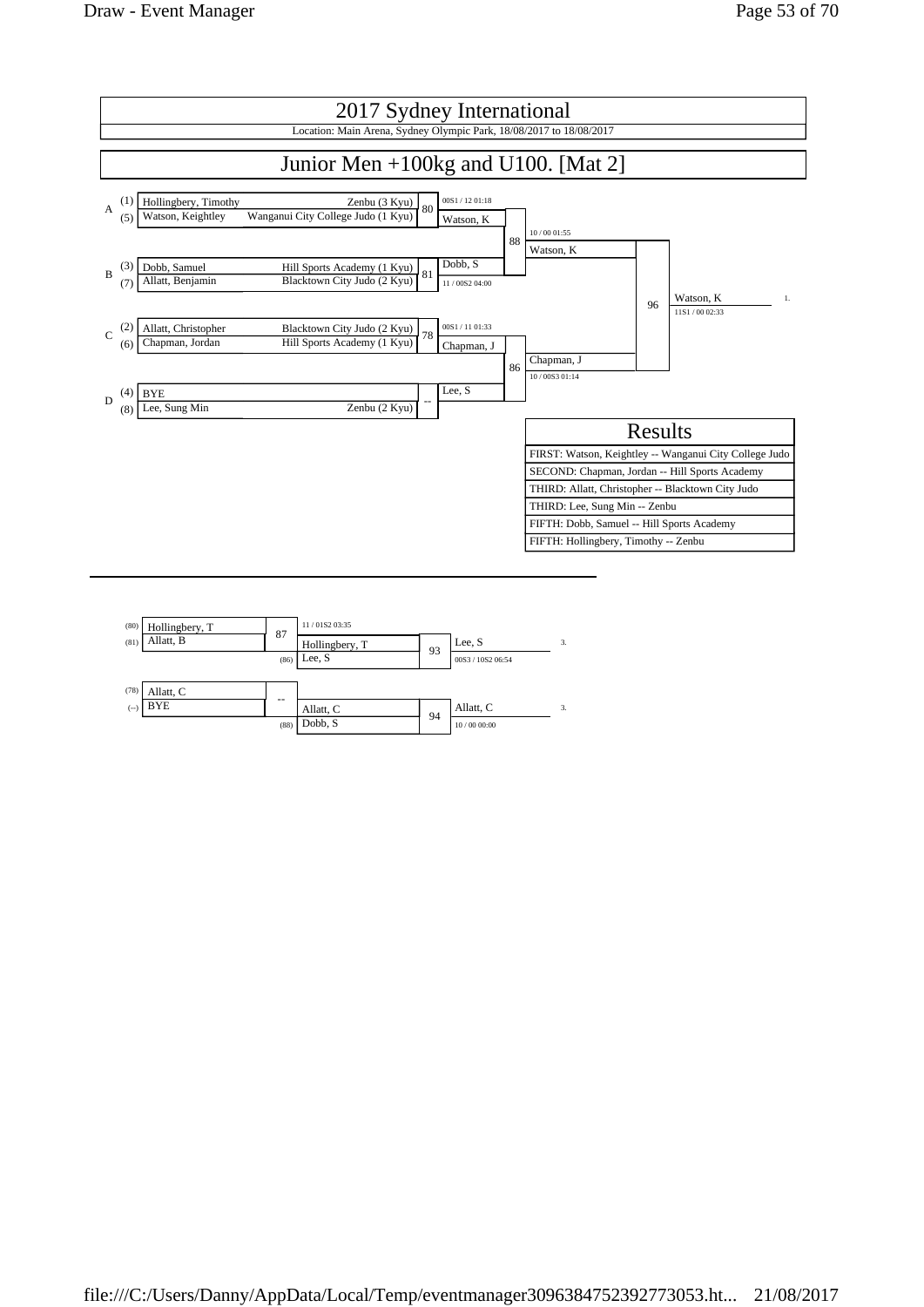# 2017 Sydney International

Location: Main Arena, Sydney Olympic Park, 18/08/2017 to 18/08/2017

## Junior Men +100kg and U100. [Mat 2]

| Pool | Seed | Name | Club | Match | Winner | Score |
|---|---|---|---|---|---|---|
| A | (1) | Hollingbery, Timothy | Zenbu (3 Kyu) | 80 | Watson, K | 00S1 / 12 01:18 |
| | (5) | Watson, Keightley | Wanganui City College Judo (1 Kyu) | | | |
| B | (3) | Dobb, Samuel | Hill Sports Academy (1 Kyu) | 81 | Dobb, S | 11 / 00S2 04:00 |
| | (7) | Allatt, Benjamin | Blacktown City Judo (2 Kyu) | | | |
| C | (2) | Allatt, Christopher | Blacktown City Judo (2 Kyu) | 78 | Chapman, J | 00S1 / 11 01:33 |
| | (6) | Chapman, Jordan | Hill Sports Academy (1 Kyu) | | | |
| D | (4) | BYE | | -- | Lee, S | |
| | (8) | Lee, Sung Min | Zenbu (2 Kyu) | | | |

| Match | Contest | Winner | Score |
|---|---|---|---|
| 88 | Watson, K vs Dobb, S | Watson, K | 10 / 00 01:55 |
| 86 | Chapman, J vs Lee, S | Chapman, J | 10 / 00S3 01:14 |
| 96 | Watson, K vs Chapman, J | Watson, K (1.) | 11S1 / 00 02:33 |

### Results

- FIRST: Watson, Keightley -- Wanganui City College Judo
- SECOND: Chapman, Jordan -- Hill Sports Academy
- THIRD: Allatt, Christopher -- Blacktown City Judo
- THIRD: Lee, Sung Min -- Zenbu
- FIFTH: Dobb, Samuel -- Hill Sports Academy
- FIFTH: Hollingbery, Timothy -- Zenbu

### Repechage

| From | Name | Match | Winner | Score | From | Opponent | Match | Winner | Score | Place |
|---|---|---|---|---|---|---|---|---|---|---|
| (80) | Hollingbery, T | 87 | Hollingbery, T | 11 / 01S2 03:35 | (86) | Lee, S | 93 | Lee, S | 00S3 / 10S2 06:54 | 3. |
| (81) | Allatt, B | | | | | | | | | |
| (78) | Allatt, C | -- | Allatt, C | | (88) | Dobb, S | 94 | Allatt, C | 10 / 00 00:00 | 3. |
| (--) | BYE | | | | | | | | | |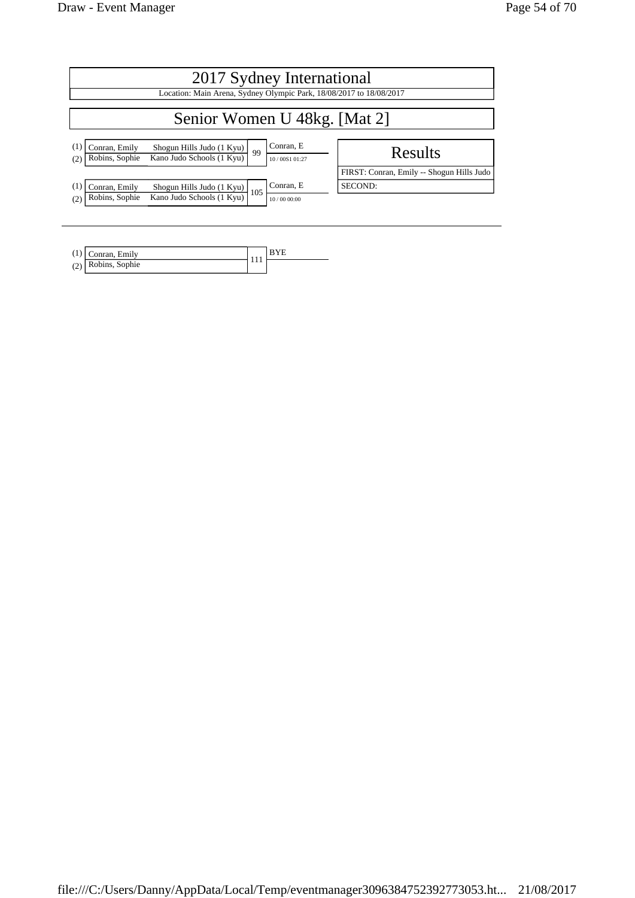# 2017 Sydney International

Location: Main Arena, Sydney Olympic Park, 18/08/2017 to 18/08/2017

## Senior Women U 48kg. [Mat 2]

| | Name | Club | Match | Winner |
|---|---|---|---|---|
| (1) | Conran, Emily | Shogun Hills Judo (1 Kyu) | 99 | Conran, E |
| (2) | Robins, Sophie | Kano Judo Schools (1 Kyu) | | 10 / 00S1 01:27 |

| | Name | Club | Match | Winner |
|---|---|---|---|---|
| (1) | Conran, Emily | Shogun Hills Judo (1 Kyu) | 105 | Conran, E |
| (2) | Robins, Sophie | Kano Judo Schools (1 Kyu) | | 10 / 00 00:00 |

### Results

FIRST: Conran, Emily -- Shogun Hills Judo

SECOND:

---

| | Name | Match | Winner |
|---|---|---|---|
| (1) | Conran, Emily | 111 | BYE |
| (2) | Robins, Sophie | | |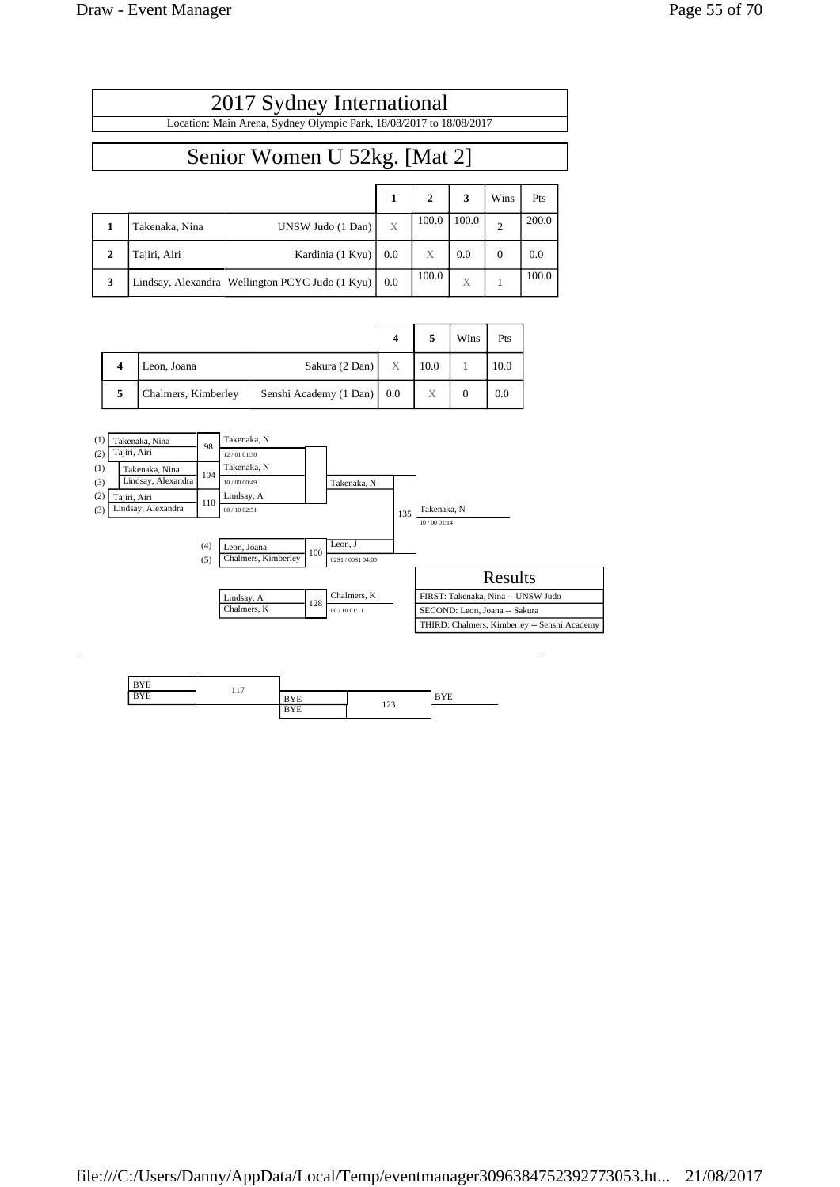# 2017 Sydney International

Location: Main Arena, Sydney Olympic Park, 18/08/2017 to 18/08/2017

## Senior Women U 52kg. [Mat 2]

| | | | 1 | 2 | 3 | Wins | Pts |
|---|---|---|---|---|---|---|---|
| 1 | Takenaka, Nina | UNSW Judo (1 Dan) | X | 100.0 | 100.0 | 2 | 200.0 |
| 2 | Tajiri, Airi | Kardinia (1 Kyu) | 0.0 | X | 0.0 | 0 | 0.0 |
| 3 | Lindsay, Alexandra | Wellington PCYC Judo (1 Kyu) | 0.0 | 100.0 | X | 1 | 100.0 |

| | | | 4 | 5 | Wins | Pts |
|---|---|---|---|---|---|---|
| 4 | Leon, Joana | Sakura (2 Dan) | X | 10.0 | 1 | 10.0 |
| 5 | Chalmers, Kimberley | Senshi Academy (1 Dan) | 0.0 | X | 0 | 0.0 |

**Contest 98:** (1) Takenaka, Nina vs (2) Tajiri, Airi — Winner: Takenaka, N (12 / 01 01:30)

**Contest 104:** (1) Takenaka, Nina vs (3) Lindsay, Alexandra — Winner: Takenaka, N (10 / 00 00:49)

**Contest 110:** (2) Tajiri, Airi vs (3) Lindsay, Alexandra — Winner: Lindsay, A (00 / 10 02:51)

**Contest 100:** (4) Leon, Joana vs (5) Chalmers, Kimberley — Winner: Leon, J (02S1 / 00S1 04:00)

**Contest 135:** Takenaka, N vs Leon, J — Winner: Takenaka, N (10 / 00 01:14)

**Contest 128:** Lindsay, A vs Chalmers, K — Winner: Chalmers, K (00 / 10 01:11)

| Results |
|---|
| FIRST: Takenaka, Nina -- UNSW Judo |
| SECOND: Leon, Joana -- Sakura |
| THIRD: Chalmers, Kimberley -- Senshi Academy |

---

**Contest 117:** BYE vs BYE

**Contest 123:** BYE vs BYE — BYE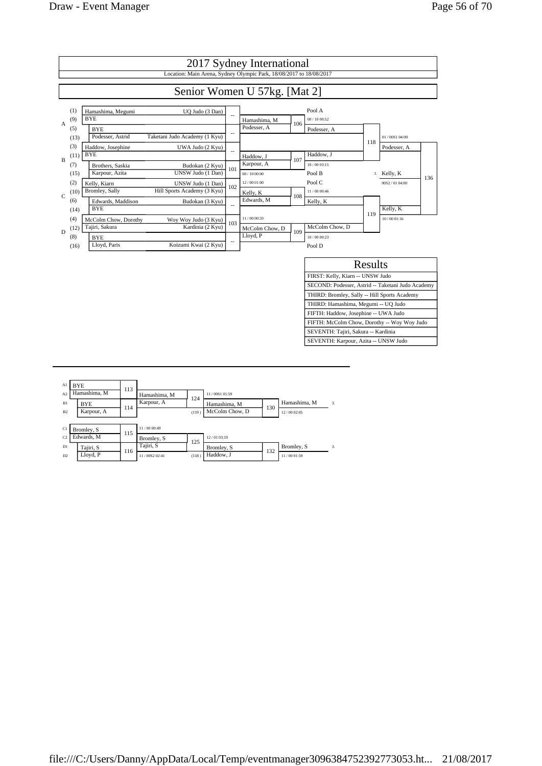# 2017 Sydney International

Location: Main Arena, Sydney Olympic Park, 18/08/2017 to 18/08/2017

## Senior Women U 57kg. [Mat 2]

| Pool | Seed | Name | Club | Match | Round 2 | Match | Pool Winner | Match | Semi-final | Match |
|---|---|---|---|---|---|---|---|---|---|---|
| A | (1) | Hamashima, Megumi | UQ Judo (3 Dan) | -- | Hamashima, M | 106 | Pool A | | | |
| | (9) | BYE | | | | | 00 / 10 00:52 | | | |
| | (5) | BYE | | -- | Podesser, A | | Podesser, A | 118 | 01 / 00S1 04:00 | |
| | (13) | Podesser, Astrid | Taketani Judo Academy (1 Kyu) | | | | | | Podesser, A | |
| B | (3) | Haddow, Josephine | UWA Judo (2 Kyu) | -- | Haddow, J | 107 | Haddow, J | | | |
| | (11) | BYE | | | Karpour, A | | 10 / 00 03:15 | | | |
| | (7) | Brothers, Saskia | Budokan (2 Kyu) | 101 | 00 / 10 00:00 | | Pool B | | 1. Kelly, K | 136 |
| | (15) | Karpour, Azita | UNSW Judo (1 Dan) | | | | | | 00S2 / 01 04:00 | |
| C | (2) | Kelly, Kiarn | UNSW Judo (1 Dan) | 102 | 12 / 00 01:00 | | Pool C | | | |
| | (10) | Bromley, Sally | Hill Sports Academy (3 Kyu) | | Kelly, K | 108 | 11 / 00 00:46 | | | |
| | (6) | Edwards, Maddison | Budokan (3 Kyu) | -- | Edwards, M | | Kelly, K | 119 | Kelly, K | |
| | (14) | BYE | | | | | | | 10 / 00 01:16 | |
| D | (4) | McColm Chow, Dorothy | Woy Woy Judo (3 Kyu) | 103 | 11 / 00 00:33 | | | | | |
| | (12) | Tajiri, Sakura | Kardinia (2 Kyu) | | McColm Chow, D | 109 | McColm Chow, D | | | |
| | (8) | BYE | | -- | Lloyd, P | | 10 / 00 00:23 | | | |
| | (16) | Lloyd, Paris | Koizumi Kwai (2 Kyu) | | | | Pool D | | | |

### Results

| Results |
|---|
| FIRST: Kelly, Kiarn -- UNSW Judo |
| SECOND: Podesser, Astrid -- Taketani Judo Academy |
| THIRD: Bromley, Sally -- Hill Sports Academy |
| THIRD: Hamashima, Megumi -- UQ Judo |
| FIFTH: Haddow, Josephine -- UWA Judo |
| FIFTH: McColm Chow, Dorothy -- Woy Woy Judo |
| SEVENTH: Tajiri, Sakura -- Kardinia |
| SEVENTH: Karpour, Azita -- UNSW Judo |

### Repechage

| Pos | Name | Match | Winner | Match | Winner | Match | Result |
|---|---|---|---|---|---|---|---|
| A1 | BYE | 113 | Hamashima, M | 124 | 11 / 00S1 01:59 | | |
| A2 | Hamashima, M | | | | Hamashima, M | 130 | Hamashima, M 3. |
| B1 | BYE | 114 | Karpour, A | (119) | McColm Chow, D | | 12 / 00 02:05 |
| B2 | Karpour, A | | | | | | |
| C1 | Bromley, S | 115 | 11 / 00 00:49 | | 12 / 01 03:19 | | |
| C2 | Edwards, M | | Bromley, S | 125 | Bromley, S | 132 | Bromley, S 3. |
| D1 | Tajiri, S | 116 | Tajiri, S | (118) | Haddow, J | | 11 / 00 01:59 |
| D2 | Lloyd, P | | 11 / 00S2 02:41 | | | | |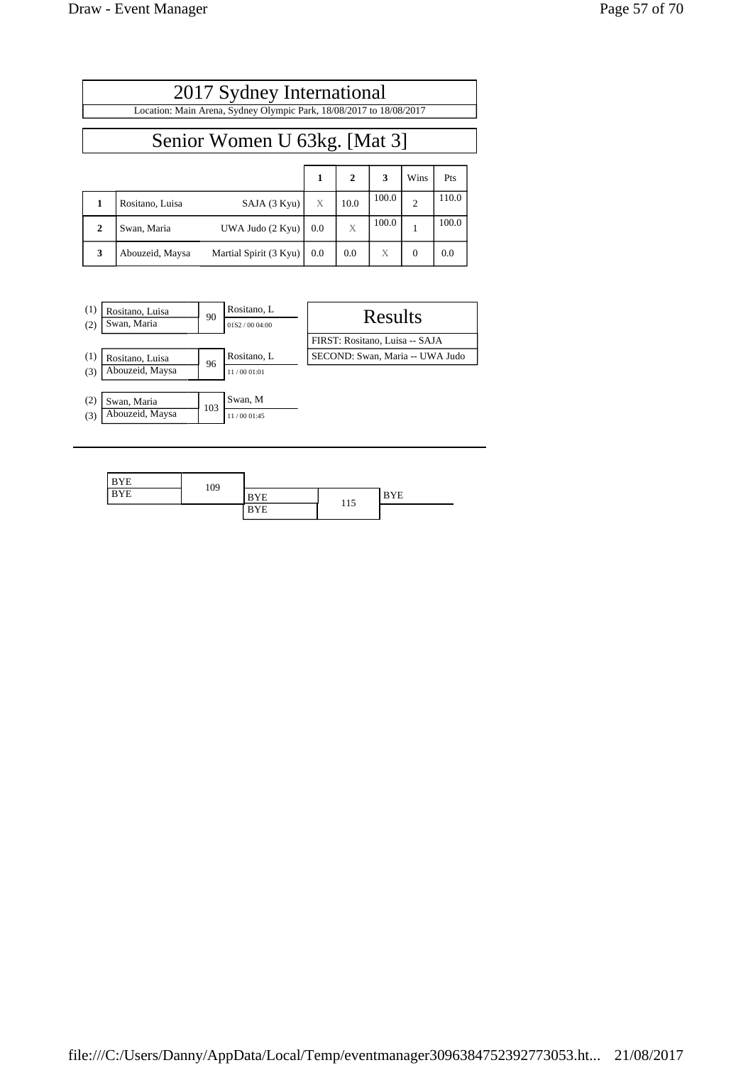# 2017 Sydney International

Location: Main Arena, Sydney Olympic Park, 18/08/2017 to 18/08/2017

## Senior Women U 63kg. [Mat 3]

| | | | 1 | 2 | 3 | Wins | Pts |
|---|---|---|---|---|---|---|---|
| 1 | Rositano, Luisa | SAJA (3 Kyu) | X | 10.0 | 100.0 | 2 | 110.0 |
| 2 | Swan, Maria | UWA Judo (2 Kyu) | 0.0 | X | 100.0 | 1 | 100.0 |
| 3 | Abouzeid, Maysa | Martial Spirit (3 Kyu) | 0.0 | 0.0 | X | 0 | 0.0 |

| | Contestants | Match | Winner | Score |
|---|---|---|---|---|
| (1) | Rositano, Luisa | 90 | Rositano, L | 01S2 / 00 04:00 |
| (2) | Swan, Maria | | | |
| (1) | Rositano, Luisa | 96 | Rositano, L | 11 / 00 01:01 |
| (3) | Abouzeid, Maysa | | | |
| (2) | Swan, Maria | 103 | Swan, M | 11 / 00 01:45 |
| (3) | Abouzeid, Maysa | | | |

### Results

FIRST: Rositano, Luisa -- SAJA

SECOND: Swan, Maria -- UWA Judo

---

| Contestants | Match | Contestants | Match | Winner |
|---|---|---|---|---|
| BYE / BYE | 109 | BYE / BYE | 115 | BYE |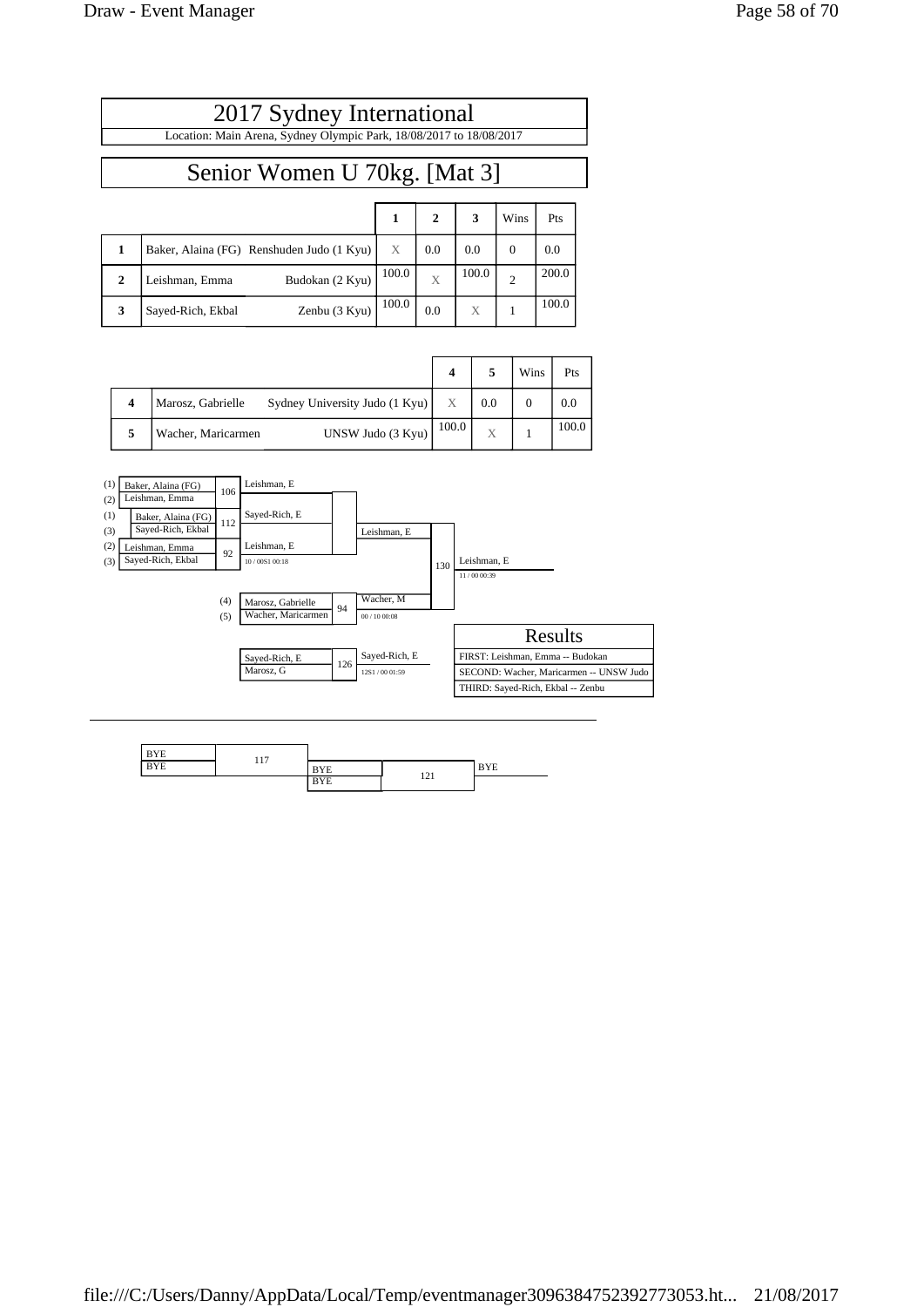# 2017 Sydney International

Location: Main Arena, Sydney Olympic Park, 18/08/2017 to 18/08/2017

## Senior Women U 70kg. [Mat 3]

| | | | 1 | 2 | 3 | Wins | Pts |
|---|---|---|---|---|---|---|---|
| 1 | Baker, Alaina (FG) | Renshuden Judo (1 Kyu) | X | 0.0 | 0.0 | 0 | 0.0 |
| 2 | Leishman, Emma | Budokan (2 Kyu) | 100.0 | X | 100.0 | 2 | 200.0 |
| 3 | Sayed-Rich, Ekbal | Zenbu (3 Kyu) | 100.0 | 0.0 | X | 1 | 100.0 |

| | | | 4 | 5 | Wins | Pts |
|---|---|---|---|---|---|---|
| 4 | Marosz, Gabrielle | Sydney University Judo (1 Kyu) | X | 0.0 | 0 | 0.0 |
| 5 | Wacher, Maricarmen | UNSW Judo (3 Kyu) | 100.0 | X | 1 | 100.0 |

| Contest | Competitors | Winner | Score |
|---|---|---|---|
| 106 | (1) Baker, Alaina (FG) vs (2) Leishman, Emma | Leishman, E | |
| 112 | (1) Baker, Alaina (FG) vs (3) Sayed-Rich, Ekbal | Sayed-Rich, E | |
| 92 | (2) Leishman, Emma vs (3) Sayed-Rich, Ekbal | Leishman, E | 10 / 00S1 00:18 |
| 94 | (4) Marosz, Gabrielle vs (5) Wacher, Maricarmen | Wacher, M | 00 / 10 00:08 |
| 126 | Sayed-Rich, E vs Marosz, G | Sayed-Rich, E | 12S1 / 00 01:59 |
| 130 | Leishman, E vs Wacher, M | Leishman, E | 11 / 00 00:39 |

| Results |
|---|
| FIRST: Leishman, Emma -- Budokan |
| SECOND: Wacher, Maricarmen -- UNSW Judo |
| THIRD: Sayed-Rich, Ekbal -- Zenbu |

---

| Contest | Competitors | Winner |
|---|---|---|
| 117 | BYE vs BYE | |
| 121 | BYE vs BYE | BYE |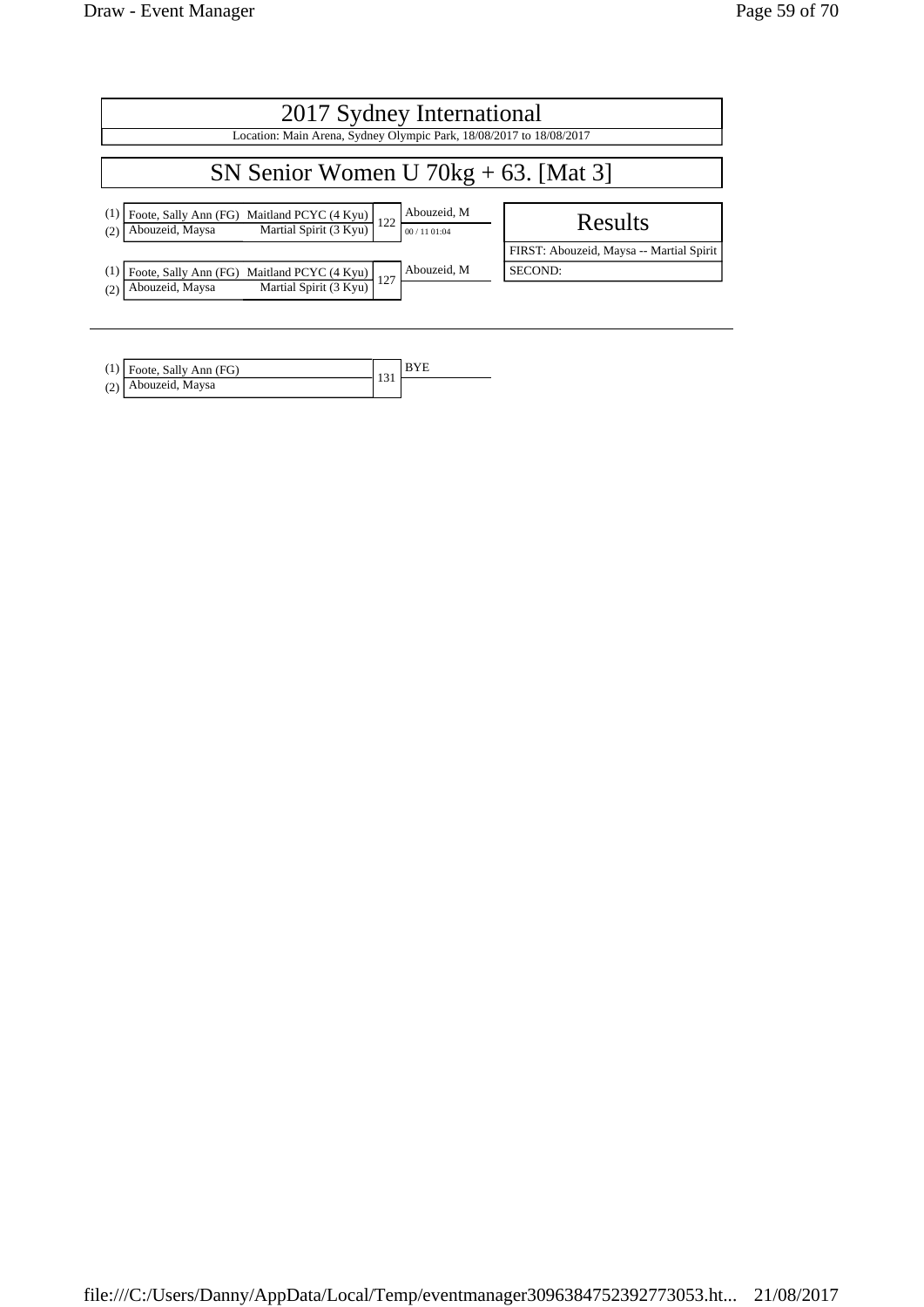# 2017 Sydney International

Location: Main Arena, Sydney Olympic Park, 18/08/2017 to 18/08/2017

## SN Senior Women U 70kg + 63. [Mat 3]

| | Competitor | Club | Match | Winner |
|---|---|---|---|---|
| (1) | Foote, Sally Ann (FG) | Maitland PCYC (4 Kyu) | 122 | Abouzeid, M |
| (2) | Abouzeid, Maysa | Martial Spirit (3 Kyu) | | 00 / 11 01:04 |

| | Competitor | Club | Match | Winner |
|---|---|---|---|---|
| (1) | Foote, Sally Ann (FG) | Maitland PCYC (4 Kyu) | 127 | Abouzeid, M |
| (2) | Abouzeid, Maysa | Martial Spirit (3 Kyu) | | |

### Results

FIRST: Abouzeid, Maysa -- Martial Spirit

SECOND:

---

| | Competitor | Match | Winner |
|---|---|---|---|
| (1) | Foote, Sally Ann (FG) | 131 | BYE |
| (2) | Abouzeid, Maysa | | |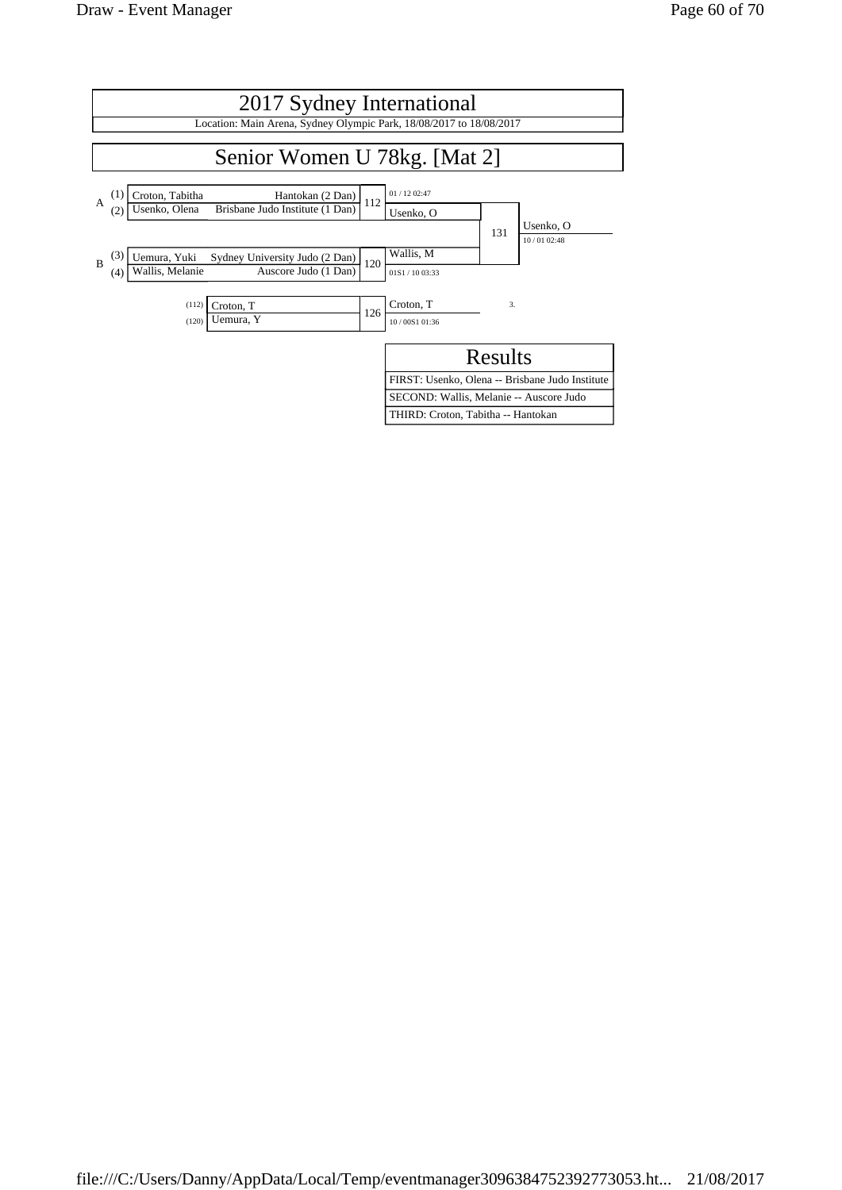# 2017 Sydney International

Location: Main Arena, Sydney Olympic Park, 18/08/2017 to 18/08/2017

## Senior Women U 78kg. [Mat 2]

| Pool | Seed | Name | Club | Match | Winner | Score |
|---|---|---|---|---|---|---|
| A | (1) | Croton, Tabitha | Hantokan (2 Dan) | 112 | Usenko, O | 01 / 12 02:47 |
| | (2) | Usenko, Olena | Brisbane Judo Institute (1 Dan) | | | |
| B | (3) | Uemura, Yuki | Sydney University Judo (2 Dan) | 120 | Wallis, M | 01S1 / 10 03:33 |
| | (4) | Wallis, Melanie | Auscore Judo (1 Dan) | | | |

Final: Match 131 — Usenko, O vs Wallis, M — Winner: Usenko, O (10 / 01 02:48)

| From | Name | Match | Winner | Score |
|---|---|---|---|---|
| (112) | Croton, T | 126 | Croton, T | 10 / 00S1 01:36 |
| (120) | Uemura, Y | | 3. | |

| Results |
|---|
| FIRST: Usenko, Olena -- Brisbane Judo Institute |
| SECOND: Wallis, Melanie -- Auscore Judo |
| THIRD: Croton, Tabitha -- Hantokan |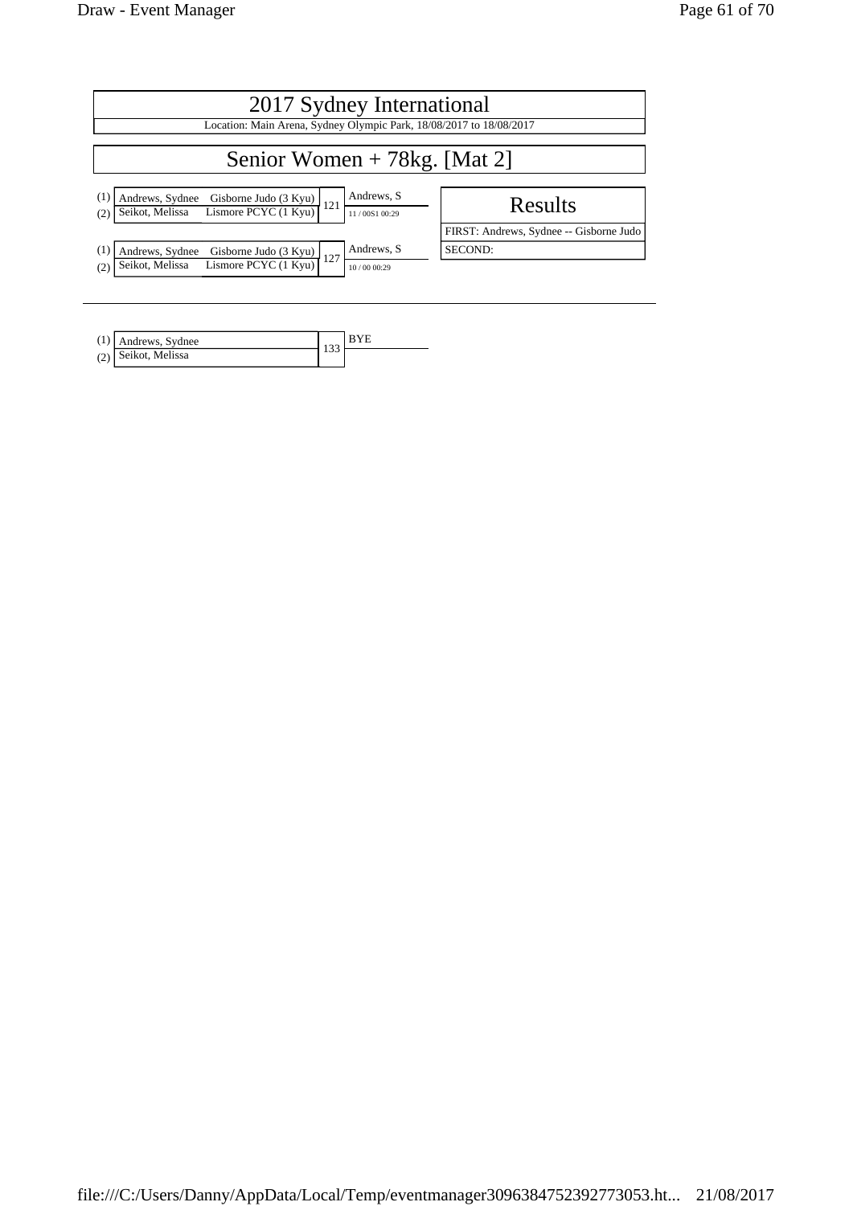# 2017 Sydney International

Location: Main Arena, Sydney Olympic Park, 18/08/2017 to 18/08/2017

## Senior Women + 78kg. [Mat 2]

| | Competitor | Club | Contest | Winner |
|---|---|---|---|---|
| (1) | Andrews, Sydnee | Gisborne Judo (3 Kyu) | 121 | Andrews, S |
| (2) | Seikot, Melissa | Lismore PCYC (1 Kyu) | | 11 / 00S1 00:29 |

| | Competitor | Club | Contest | Winner |
|---|---|---|---|---|
| (1) | Andrews, Sydnee | Gisborne Judo (3 Kyu) | 127 | Andrews, S |
| (2) | Seikot, Melissa | Lismore PCYC (1 Kyu) | | 10 / 00 00:29 |

### Results

FIRST: Andrews, Sydnee -- Gisborne Judo

SECOND:

---

| | Competitor | Contest | Winner |
|---|---|---|---|
| (1) | Andrews, Sydnee | 133 | BYE |
| (2) | Seikot, Melissa | | |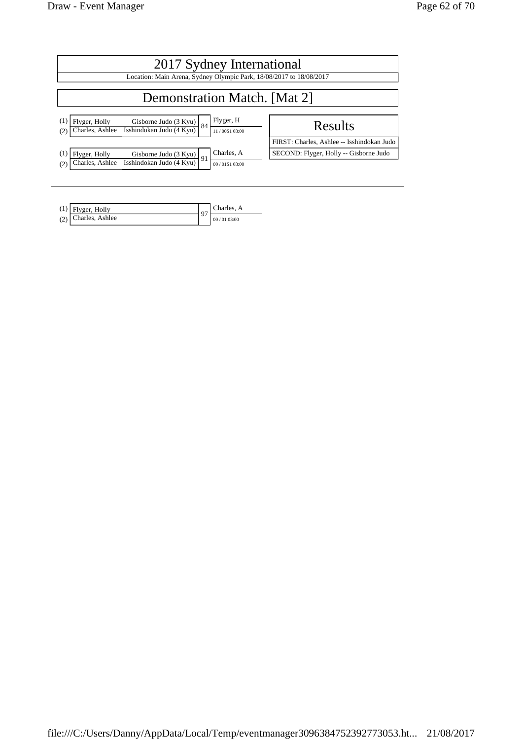# 2017 Sydney International

Location: Main Arena, Sydney Olympic Park, 18/08/2017 to 18/08/2017

## Demonstration Match. [Mat 2]

| | Competitor | Club | Match | Winner | Score |
|---|---|---|---|---|---|
| (1) | Flyger, Holly | Gisborne Judo (3 Kyu) | 84 | Flyger, H | 11 / 00S1 03:00 |
| (2) | Charles, Ashlee | Isshindokan Judo (4 Kyu) | | | |
| (1) | Flyger, Holly | Gisborne Judo (3 Kyu) | 91 | Charles, A | 00 / 01S1 03:00 |
| (2) | Charles, Ashlee | Isshindokan Judo (4 Kyu) | | | |

### Results

FIRST: Charles, Ashlee -- Isshindokan Judo

SECOND: Flyger, Holly -- Gisborne Judo

---

| | Competitor | Match | Winner | Score |
|---|---|---|---|---|
| (1) | Flyger, Holly | 97 | Charles, A | 00 / 01 03:00 |
| (2) | Charles, Ashlee | | | |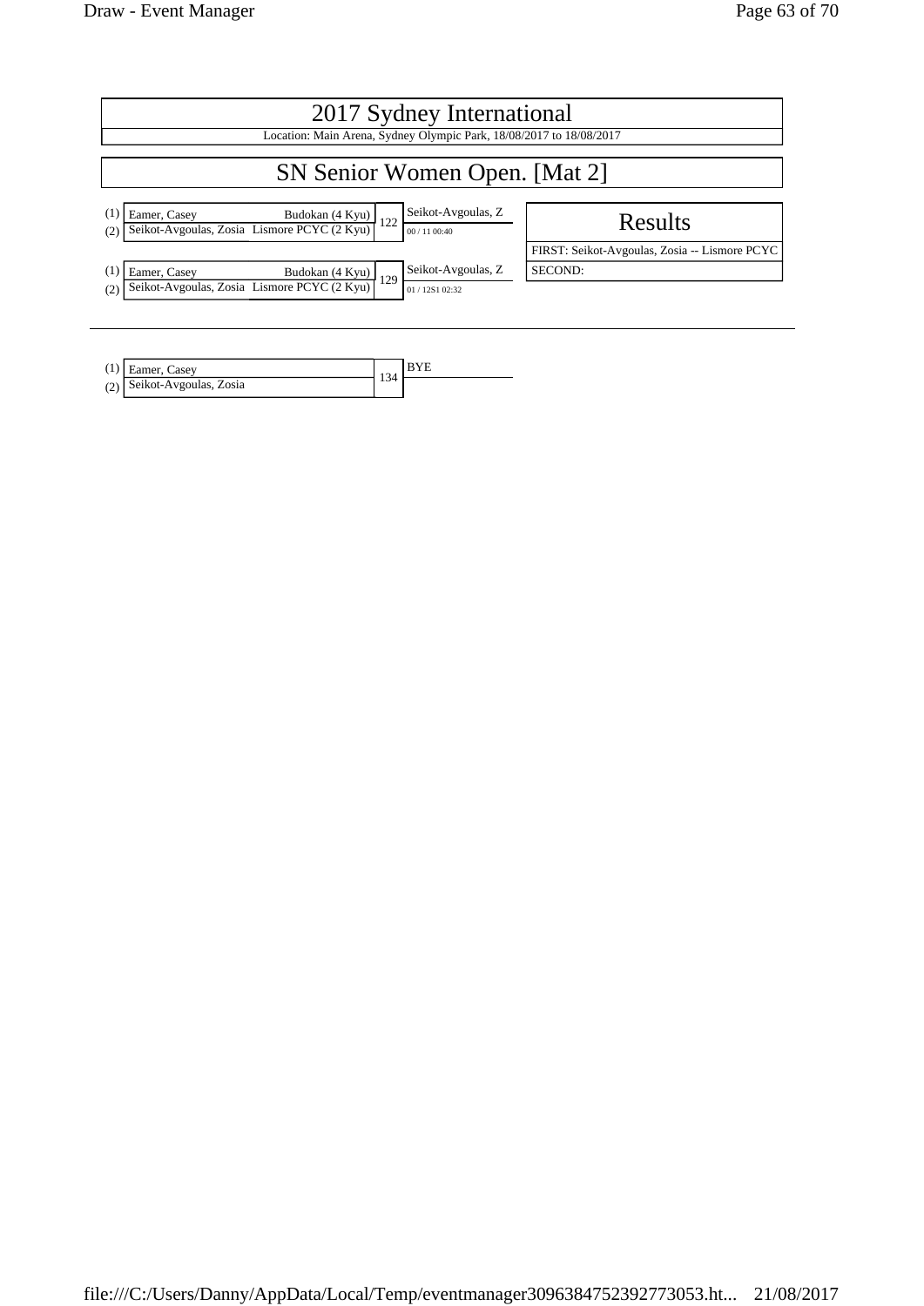# 2017 Sydney International

Location: Main Arena, Sydney Olympic Park, 18/08/2017 to 18/08/2017

## SN Senior Women Open. [Mat 2]

| | Competitor | Club | Match | Winner |
|---|---|---|---|---|
| (1) | Eamer, Casey | Budokan (4 Kyu) | 122 | Seikot-Avgoulas, Z |
| (2) | Seikot-Avgoulas, Zosia | Lismore PCYC (2 Kyu) | | 00 / 11 00:40 |

| | Competitor | Club | Match | Winner |
|---|---|---|---|---|
| (1) | Eamer, Casey | Budokan (4 Kyu) | 129 | Seikot-Avgoulas, Z |
| (2) | Seikot-Avgoulas, Zosia | Lismore PCYC (2 Kyu) | | 01 / 12S1 02:32 |

### Results

FIRST: Seikot-Avgoulas, Zosia -- Lismore PCYC

SECOND:

---

| | Competitor | Match | Winner |
|---|---|---|---|
| (1) | Eamer, Casey | 134 | BYE |
| (2) | Seikot-Avgoulas, Zosia | | |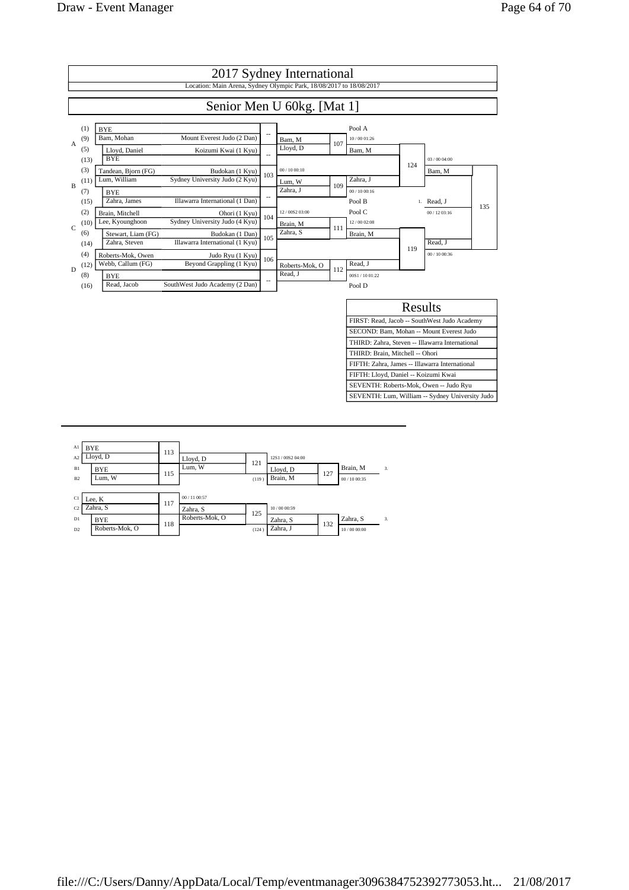# 2017 Sydney International

Location: Main Arena, Sydney Olympic Park, 18/08/2017 to 18/08/2017

## Senior Men U 60kg. [Mat 1]

| Pool | Seed | Name | Club | Match | Result |
|---|---|---|---|---|---|
| A | (1) | BYE | | -- | |
| A | (9) | Bam, Mohan | Mount Everest Judo (2 Dan) | -- | Bam, M |
| A | (5) | Lloyd, Daniel | Koizumi Kwai (1 Kyu) | -- | Lloyd, D |
| A | (13) | BYE | | -- | |
| B | (3) | Tandean, Bjorn (FG) | Budokan (1 Kyu) | 103 | Lum, W (00 / 10 00:10) |
| B | (11) | Lum, William | Sydney University Judo (2 Kyu) | 103 | |
| B | (7) | BYE | | -- | |
| B | (15) | Zahra, James | Illawarra International (1 Dan) | -- | Zahra, J |
| C | (2) | Brain, Mitchell | Ohori (1 Kyu) | 104 | Brain, M (12 / 00S2 03:00) |
| C | (10) | Lee, Kyounghoon | Sydney University Judo (4 Kyu) | 104 | |
| C | (6) | Stewart, Liam (FG) | Budokan (1 Dan) | 105 | Zahra, S |
| C | (14) | Zahra, Steven | Illawarra International (1 Kyu) | 105 | |
| D | (4) | Roberts-Mok, Owen | Judo Ryu (1 Kyu) | 106 | Roberts-Mok, O |
| D | (12) | Webb, Callum (FG) | Beyond Grappling (1 Kyu) | 106 | |
| D | (8) | BYE | | -- | |
| D | (16) | Read, Jacob | SouthWest Judo Academy (2 Dan) | -- | Read, J |

| Match | Contestants | Winner | Score |
|---|---|---|---|
| 107 | Bam, M / Lloyd, D | Bam, M (Pool A) | 10 / 00 01:26 |
| 109 | Lum, W / Zahra, J | Zahra, J (Pool B) | 00 / 10 00:16 |
| 111 | Brain, M / Zahra, S | Brain, M (Pool C) | 12 / 00 02:08 |
| 112 | Roberts-Mok, O / Read, J | Read, J (Pool D) | 00S1 / 10 01:22 |
| 124 | Bam, M / Zahra, J | Bam, M | 03 / 00 04:00 |
| 119 | Brain, M / Read, J | Read, J | 00 / 10 00:36 |
| 135 | Bam, M / Read, J | 1. Read, J | 00 / 12 03:16 |

### Results

| Results |
|---|
| FIRST: Read, Jacob -- SouthWest Judo Academy |
| SECOND: Bam, Mohan -- Mount Everest Judo |
| THIRD: Zahra, Steven -- Illawarra International |
| THIRD: Brain, Mitchell -- Ohori |
| FIFTH: Zahra, James -- Illawarra International |
| FIFTH: Lloyd, Daniel -- Koizumi Kwai |
| SEVENTH: Roberts-Mok, Owen -- Judo Ryu |
| SEVENTH: Lum, William -- Sydney University Judo |

### Repechage

| Match | Contestants | Winner | Score |
|---|---|---|---|
| 113 | A1 BYE / A2 Lloyd, D | Lloyd, D | |
| 115 | B1 BYE / B2 Lum, W | Lum, W | |
| 121 | Lloyd, D / Lum, W | Lloyd, D | 12S1 / 00S2 04:00 |
| 127 | Lloyd, D / Brain, M (119) | 3. Brain, M | 00 / 10 00:35 |
| 117 | C1 Lee, K / C2 Zahra, S | Zahra, S | 00 / 11 00:57 |
| 118 | D1 BYE / D2 Roberts-Mok, O | Roberts-Mok, O | |
| 125 | Zahra, S / Roberts-Mok, O | Zahra, S | 10 / 00 00:59 |
| 132 | Zahra, S / Zahra, J (124) | 3. Zahra, S | 10 / 00 00:00 |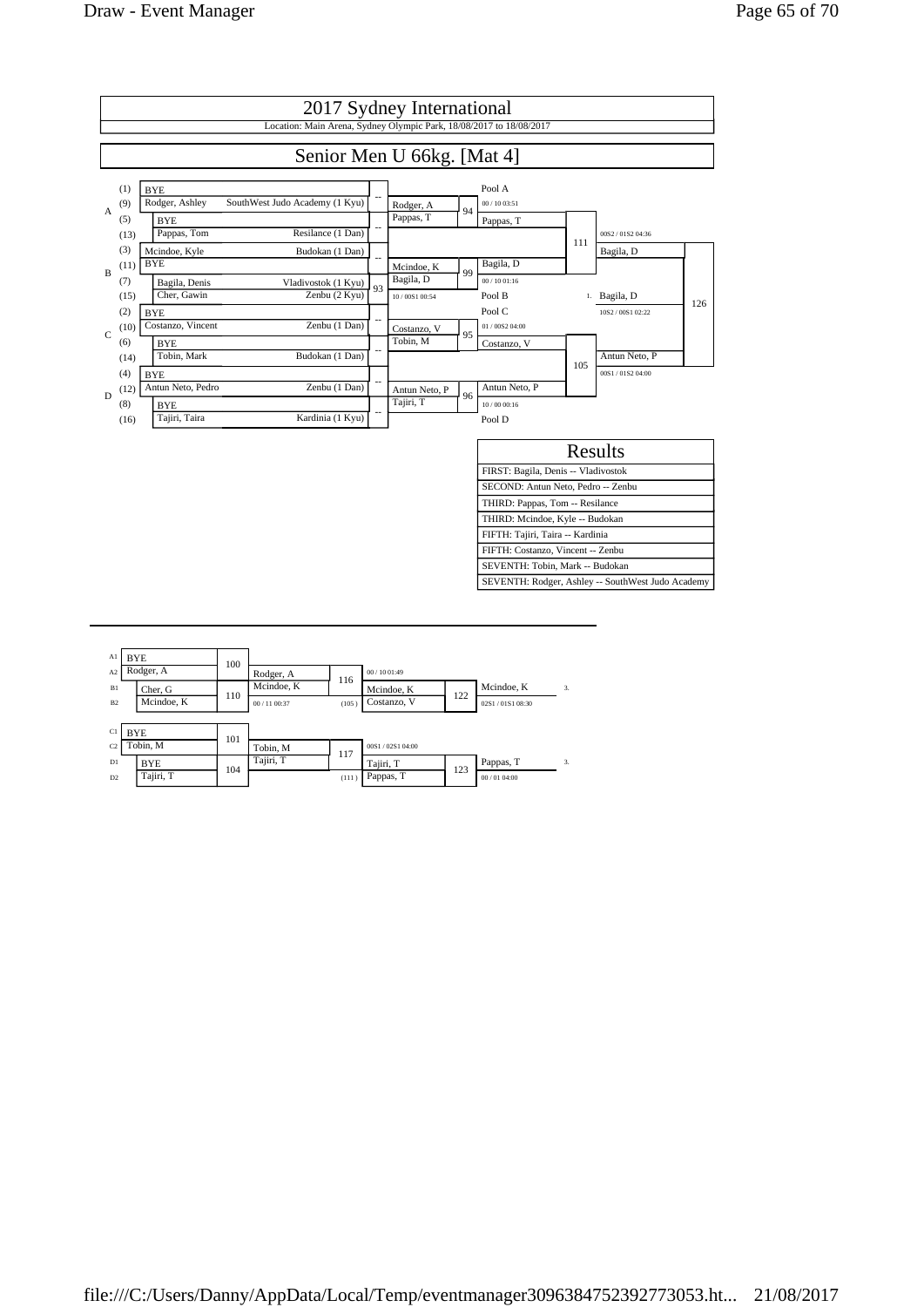# 2017 Sydney International

Location: Main Arena, Sydney Olympic Park, 18/08/2017 to 18/08/2017

## Senior Men U 66kg. [Mat 4]

| Pool | Seed | Name | Club | Match | Round 2 | Match | Pool Winner |
|---|---|---|---|---|---|---|---|
| A | (1) | BYE | | -- | Rodger, A | 94 | Pool A |
| | (9) | Rodger, Ashley | SouthWest Judo Academy (1 Kyu) | | | | 00 / 10 03:51 |
| | (5) | BYE | | -- | Pappas, T | | Pappas, T |
| | (13) | Pappas, Tom | Resilance (1 Dan) | | | | |
| B | (3) | Mcindoe, Kyle | Budokan (1 Dan) | -- | Mcindoe, K | 99 | Bagila, D |
| | (11) | BYE | | | | | 00 / 10 01:16 |
| | (7) | Bagila, Denis | Vladivostok (1 Kyu) | 93 | Bagila, D | | Pool B |
| | (15) | Cher, Gawin | Zenbu (2 Kyu) | | 10 / 00S1 00:54 | | |
| C | (2) | BYE | | -- | Costanzo, V | 95 | Pool C |
| | (10) | Costanzo, Vincent | Zenbu (1 Dan) | | | | 01 / 00S2 04:00 |
| | (6) | BYE | | -- | Tobin, M | | Costanzo, V |
| | (14) | Tobin, Mark | Budokan (1 Dan) | | | | |
| D | (4) | BYE | | -- | Antun Neto, P | 96 | Antun Neto, P |
| | (12) | Antun Neto, Pedro | Zenbu (1 Dan) | | | | 10 / 00 00:16 |
| | (8) | BYE | | -- | Tajiri, T | | Pool D |
| | (16) | Tajiri, Taira | Kardinia (1 Kyu) | | | | |

Semi-final 111: Pappas, T vs Bagila, D — Winner: Bagila, D (00S2 / 01S2 04:36)

Semi-final 105: Costanzo, V vs Antun Neto, P — Winner: Antun Neto, P (00S1 / 01S2 04:00)

Final 126: Bagila, D vs Antun Neto, P — 1. Bagila, D (10S2 / 00S1 02:22)

### Results

| Results |
|---|
| FIRST: Bagila, Denis -- Vladivostok |
| SECOND: Antun Neto, Pedro -- Zenbu |
| THIRD: Pappas, Tom -- Resilance |
| THIRD: Mcindoe, Kyle -- Budokan |
| FIFTH: Tajiri, Taira -- Kardinia |
| FIFTH: Costanzo, Vincent -- Zenbu |
| SEVENTH: Tobin, Mark -- Budokan |
| SEVENTH: Rodger, Ashley -- SouthWest Judo Academy |

### Repechage

| Pos | Name | Match | Winner | Match | Opponent | Match | Result |
|---|---|---|---|---|---|---|---|
| A1 | BYE | 100 | Rodger, A | 116 | 00 / 10 01:49 | | |
| A2 | Rodger, A | | | | | | |
| B1 | Cher, G | 110 | Mcindoe, K | | Mcindoe, K | 122 | Mcindoe, K — 3. |
| B2 | Mcindoe, K | | 00 / 11 00:37 | (105) | Costanzo, V | | 02S1 / 01S1 08:30 |
| C1 | BYE | 101 | Tobin, M | 117 | 00S1 / 02S1 04:00 | | |
| C2 | Tobin, M | | | | | | |
| D1 | BYE | 104 | Tajiri, T | | Tajiri, T | 123 | Pappas, T — 3. |
| D2 | Tajiri, T | | | (111) | Pappas, T | | 00 / 01 04:00 |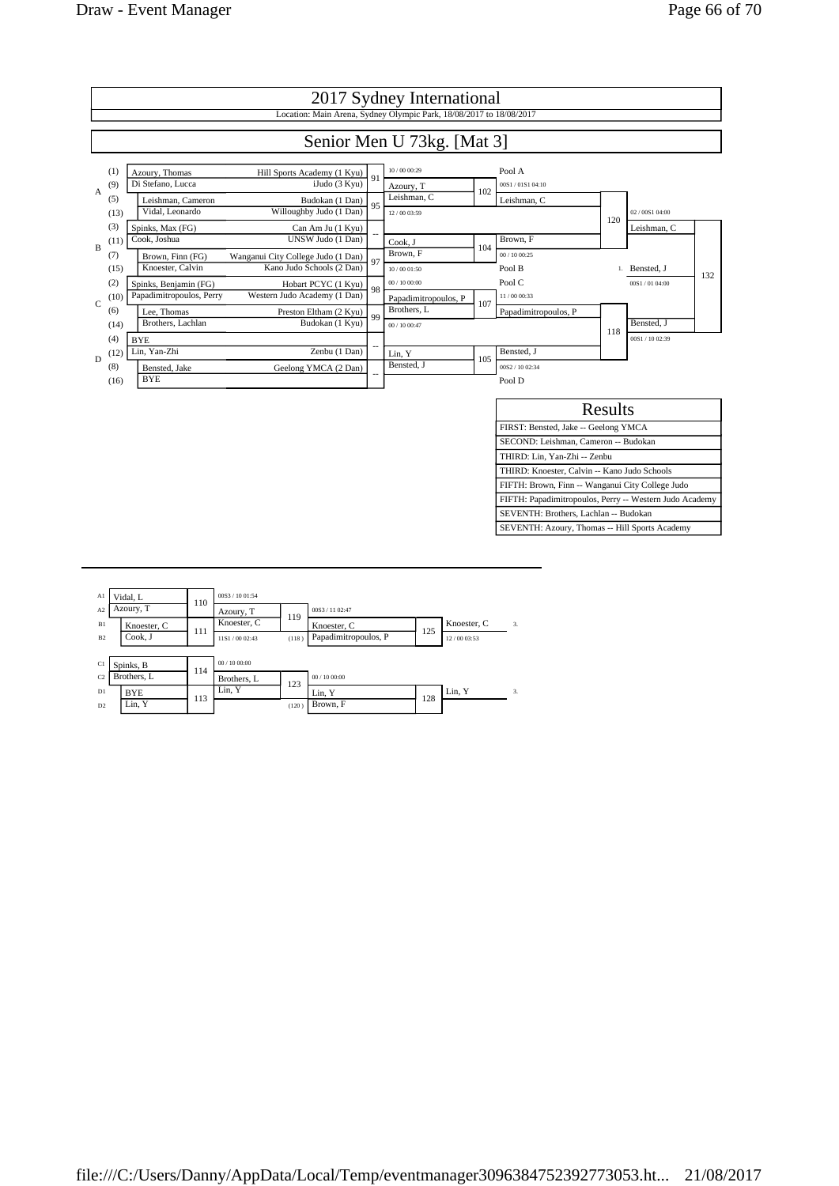# 2017 Sydney International

Location: Main Arena, Sydney Olympic Park, 18/08/2017 to 18/08/2017

## Senior Men U 73kg. [Mat 3]

| Pool | Seed | Name | Club | Match | Result | Winner |
|---|---|---|---|---|---|---|
| A | (1) | Azoury, Thomas | Hill Sports Academy (1 Kyu) | 91 | 10 / 00 00:29 | Azoury, T |
| A | (9) | Di Stefano, Lucca | iJudo (3 Kyu) | | | |
| A | (5) | Leishman, Cameron | Budokan (1 Dan) | 95 | 12 / 00 03:59 | Leishman, C |
| A | (13) | Vidal, Leonardo | Willoughby Judo (1 Dan) | | | |
| B | (3) | Spinks, Max (FG) | Can Am Ju (1 Kyu) | -- | | Cook, J |
| B | (11) | Cook, Joshua | UNSW Judo (1 Dan) | | | |
| B | (7) | Brown, Finn (FG) | Wanganui City College Judo (1 Dan) | 97 | 10 / 00 01:50 | Brown, F |
| B | (15) | Knoester, Calvin | Kano Judo Schools (2 Dan) | | | |
| C | (2) | Spinks, Benjamin (FG) | Hobart PCYC (1 Kyu) | 98 | 00 / 10 00:00 | Papadimitropoulos, P |
| C | (10) | Papadimitropoulos, Perry | Western Judo Academy (1 Dan) | | | |
| C | (6) | Lee, Thomas | Preston Eltham (2 Kyu) | 99 | 00 / 10 00:47 | Brothers, L |
| C | (14) | Brothers, Lachlan | Budokan (1 Kyu) | | | |
| D | (4) | BYE | | -- | | Lin, Y |
| D | (12) | Lin, Yan-Zhi | Zenbu (1 Dan) | | | |
| D | (8) | Bensted, Jake | Geelong YMCA (2 Dan) | -- | | Bensted, J |
| D | (16) | BYE | | | | |

| Match | Contestants | Result | Winner |
|---|---|---|---|
| 102 | Azoury, T / Leishman, C | 00S1 / 01S1 04:10 | Leishman, C (Pool A) |
| 104 | Cook, J / Brown, F | 00 / 10 00:25 | Brown, F (Pool B) |
| 107 | Papadimitropoulos, P / Brothers, L | 11 / 00 00:33 | Papadimitropoulos, P (Pool C) |
| 105 | Lin, Y / Bensted, J | 00S2 / 10 02:34 | Bensted, J (Pool D) |
| 120 | Leishman, C / Brown, F | 02 / 00S1 04:00 | Leishman, C |
| 118 | Papadimitropoulos, P / Bensted, J | 00S1 / 10 02:39 | Bensted, J |
| 132 | Leishman, C / Bensted, J | 00S1 / 01 04:00 | 1. Bensted, J |

### Results

| Results |
|---|
| FIRST: Bensted, Jake -- Geelong YMCA |
| SECOND: Leishman, Cameron -- Budokan |
| THIRD: Lin, Yan-Zhi -- Zenbu |
| THIRD: Knoester, Calvin -- Kano Judo Schools |
| FIFTH: Brown, Finn -- Wanganui City College Judo |
| FIFTH: Papadimitropoulos, Perry -- Western Judo Academy |
| SEVENTH: Brothers, Lachlan -- Budokan |
| SEVENTH: Azoury, Thomas -- Hill Sports Academy |

### Repechage

| Match | Contestants | Result | Winner |
|---|---|---|---|
| 110 | A1 Vidal, L / A2 Azoury, T | 00S3 / 10 01:54 | Azoury, T |
| 111 | B1 Knoester, C / B2 Cook, J | 11S1 / 00 02:43 | Knoester, C |
| 119 | Azoury, T / Knoester, C | 00S3 / 11 02:47 | Knoester, C |
| 125 | Knoester, C / Papadimitropoulos, P (118) | 12 / 00 03:53 | Knoester, C — 3. |
| 114 | C1 Spinks, B / C2 Brothers, L | 00 / 10 00:00 | Brothers, L |
| 113 | D1 BYE / D2 Lin, Y | | Lin, Y |
| 123 | Brothers, L / Lin, Y | 00 / 10 00:00 | Lin, Y |
| 128 | Lin, Y / Brown, F (120) | | Lin, Y — 3. |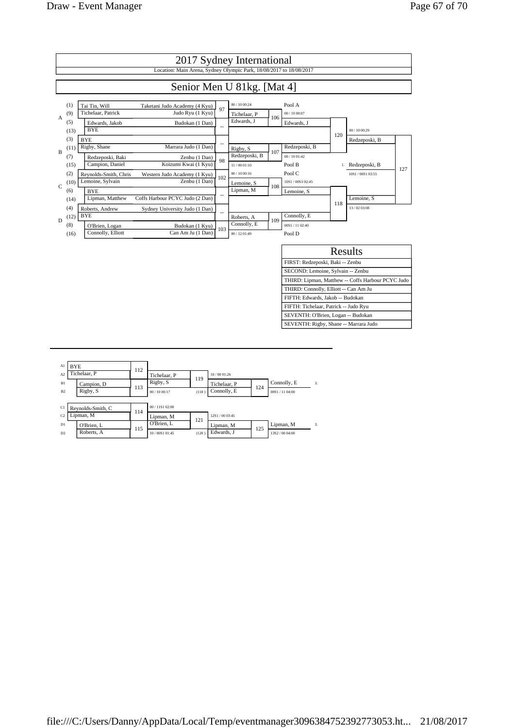# 2017 Sydney International

Location: Main Arena, Sydney Olympic Park, 18/08/2017 to 18/08/2017

## Senior Men U 81kg. [Mat 4]

### Main Draw

| Pool | Seed | Name | Club | Match | Winner / Score |
|---|---|---|---|---|---|
| A | (1) | Tai Tin, Will | Taketani Judo Academy (4 Kyu) | 97 | Tichelaar, P (00 / 10 00:24) |
| A | (9) | Tichelaar, Patrick | Judo Ryu (1 Kyu) | | |
| A | (5) | Edwards, Jakob | Budokan (1 Dan) | -- | Edwards, J |
| A | (13) | BYE | | | |
| B | (3) | BYE | | -- | Rigby, S |
| B | (11) | Rigby, Shane | Marrara Judo (1 Dan) | | |
| B | (7) | Redzeposki, Baki | Zenbu (1 Dan) | 98 | Redzeposki, B (11 / 00 01:10) |
| B | (15) | Campion, Daniel | Koizumi Kwai (1 Kyu) | | |
| C | (2) | Reynolds-Smith, Chris | Western Judo Academy (1 Kyu) | 102 | Lemoine, S (00 / 10 00:16) |
| C | (10) | Lemoine, Sylvain | Zenbu (1 Dan) | | |
| C | (6) | BYE | | -- | Lipman, M |
| C | (14) | Lipman, Matthew | Coffs Harbour PCYC Judo (2 Dan) | | |
| D | (4) | Roberts, Andrew | Sydney University Judo (1 Dan) | -- | Roberts, A |
| D | (12) | BYE | | | |
| D | (8) | O'Brien, Logan | Budokan (1 Kyu) | 103 | Connolly, E (00 / 12 01:49) |
| D | (16) | Connolly, Elliott | Can Am Ju (1 Dan) | | |

| Match | Contestants | Winner | Score |
|---|---|---|---|
| 106 | Tichelaar, P vs Edwards, J | Edwards, J (Pool A) | 00 / 10 00:07 |
| 107 | Rigby, S vs Redzeposki, B | Redzeposki, B (Pool B) | 00 / 10 01:42 |
| 108 | Lemoine, S vs Lipman, M | Lemoine, S (Pool C) | 10S1 / 00S3 02:45 |
| 109 | Roberts, A vs Connolly, E | Connolly, E (Pool D) | 00S1 / 11 02:40 |
| 120 | Edwards, J vs Redzeposki, B | Redzeposki, B | 00 / 10 00:29 |
| 118 | Lemoine, S vs Connolly, E | Lemoine, S | 13 / 02 03:08 |
| 127 | Redzeposki, B vs Lemoine, S | 1. Redzeposki, B | 10S1 / 00S1 03:55 |

### Results

| Results |
|---|
| FIRST: Redzeposki, Baki -- Zenbu |
| SECOND: Lemoine, Sylvain -- Zenbu |
| THIRD: Lipman, Matthew -- Coffs Harbour PCYC Judo |
| THIRD: Connolly, Elliott -- Can Am Ju |
| FIFTH: Edwards, Jakob -- Budokan |
| FIFTH: Tichelaar, Patrick -- Judo Ryu |
| SEVENTH: O'Brien, Logan -- Budokan |
| SEVENTH: Rigby, Shane -- Marrara Judo |

### Repechage

| Position | Name | Match | Winner | Score |
|---|---|---|---|---|
| A1 | BYE | 112 | Tichelaar, P | |
| A2 | Tichelaar, P | | | |
| B1 | Campion, D | 113 | Rigby, S | 00 / 10 00:17 |
| B2 | Rigby, S | | | |
| C1 | Reynolds-Smith, C | 114 | Lipman, M | 00 / 11S1 02:00 |
| C2 | Lipman, M | | | |
| D1 | O'Brien, L | 115 | O'Brien, L | 10 / 00S1 01:45 |
| D2 | Roberts, A | | | |

| Match | Contestants | Winner | Score |
|---|---|---|---|
| 119 | Tichelaar, P vs Rigby, S | Tichelaar, P | 10 / 00 01:26 |
| 121 | Lipman, M vs O'Brien, L | Lipman, M | 12S1 / 00 03:45 |
| 124 | Tichelaar, P vs Connolly, E (118) | Connolly, E — 3. | 00S1 / 11 04:00 |
| 125 | Lipman, M vs Edwards, J (120) | Lipman, M — 3. | 13S2 / 00 04:00 |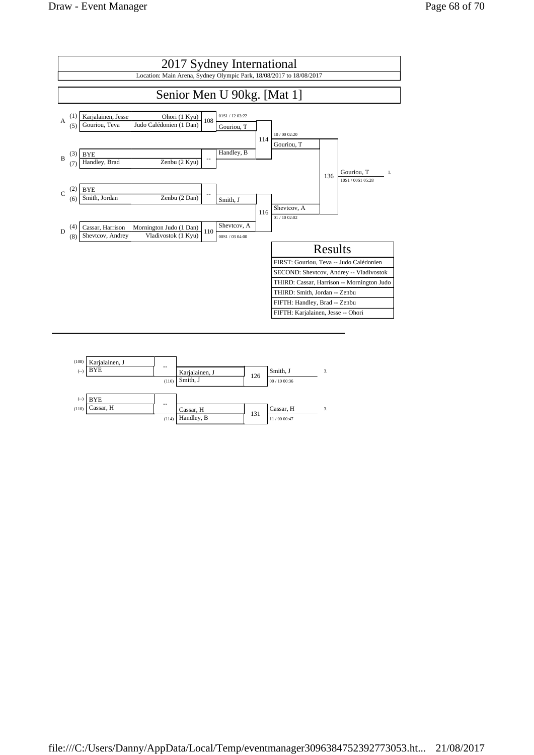# 2017 Sydney International

Location: Main Arena, Sydney Olympic Park, 18/08/2017 to 18/08/2017

## Senior Men U 90kg. [Mat 1]

| Pool | Seed | Name | Club | Contest | Winner | Score |
|---|---|---|---|---|---|---|
| A | (1) | Karjalainen, Jesse | Ohori (1 Kyu) | 108 | Gouriou, T | 01S1 / 12 03:22 |
| | (5) | Gouriou, Teva | Judo Calédonien (1 Dan) | | | |
| B | (3) | BYE | | -- | Handley, B | |
| | (7) | Handley, Brad | Zenbu (2 Kyu) | | | |
| C | (2) | BYE | | -- | Smith, J | |
| | (6) | Smith, Jordan | Zenbu (2 Dan) | | | |
| D | (4) | Cassar, Harrison | Mornington Judo (1 Dan) | 110 | Shevtcov, A | 00S1 / 03 04:00 |
| | (8) | Shevtcov, Andrey | Vladivostok (1 Kyu) | | | |

| Contest | Competitors | Winner | Score |
|---|---|---|---|
| 114 | Gouriou, T vs Handley, B | Gouriou, T | 10 / 00 02:20 |
| 116 | Smith, J vs Shevtcov, A | Shevtcov, A | 01 / 10 02:02 |
| 136 | Gouriou, T vs Shevtcov, A | Gouriou, T (1.) | 10S1 / 00S1 05:28 |

### Results

| Results |
|---|
| FIRST: Gouriou, Teva -- Judo Calédonien |
| SECOND: Shevtcov, Andrey -- Vladivostok |
| THIRD: Cassar, Harrison -- Mornington Judo |
| THIRD: Smith, Jordan -- Zenbu |
| FIFTH: Handley, Brad -- Zenbu |
| FIFTH: Karjalainen, Jesse -- Ohori |

### Repechage

| From | Name | Contest | Winner | From | Opponent | Contest | Winner | Score | Place |
|---|---|---|---|---|---|---|---|---|---|
| (108) | Karjalainen, J | -- | Karjalainen, J | (116) | Smith, J | 126 | Smith, J | 00 / 10 00:36 | 3. |
| (--) | BYE | | | | | | | | |
| (--) | BYE | -- | Cassar, H | (114) | Handley, B | 131 | Cassar, H | 11 / 00 00:47 | 3. |
| (110) | Cassar, H | | | | | | | | |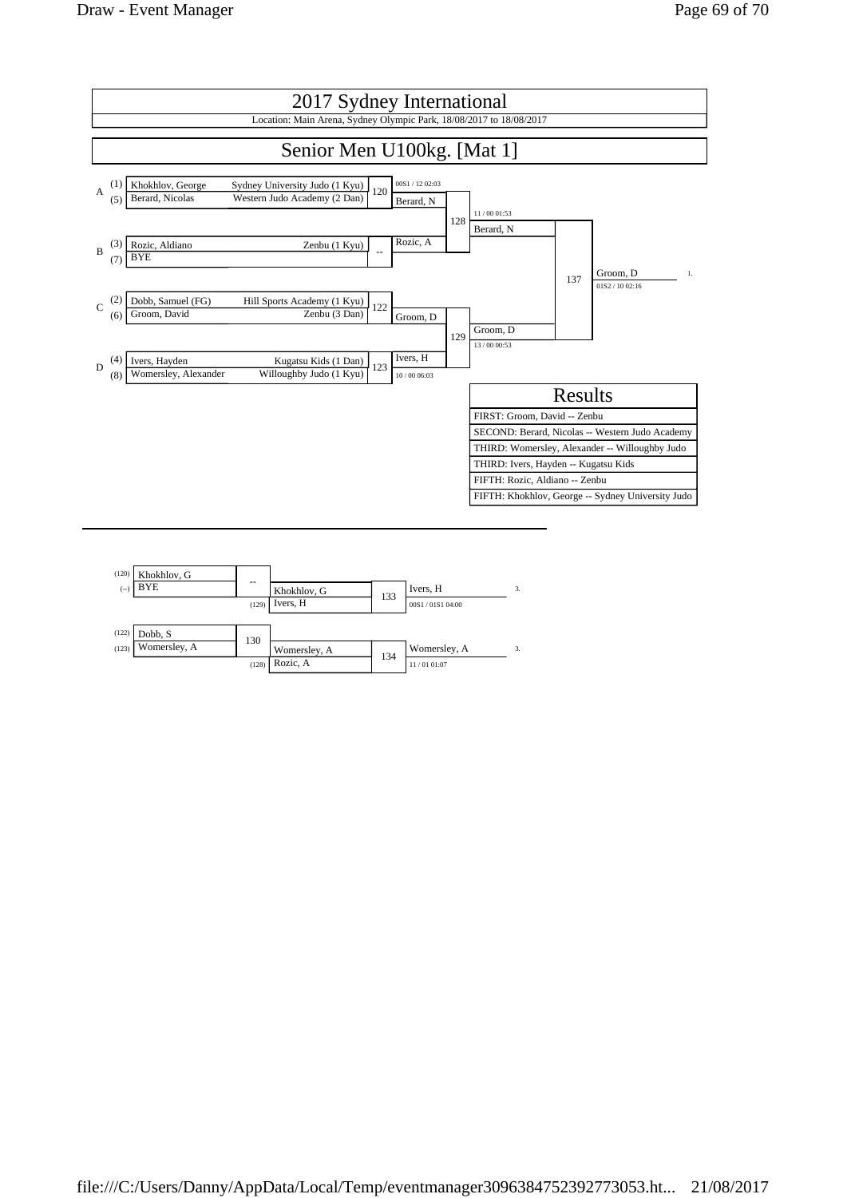# 2017 Sydney International

Location: Main Arena, Sydney Olympic Park, 18/08/2017 to 18/08/2017

## Senior Men U100kg. [Mat 1]

| Pool | Seed | Name | Club | Match | Winner | Score |
|---|---|---|---|---|---|---|
| A | (1) | Khokhlov, George | Sydney University Judo (1 Kyu) | 120 | Berard, N | 00S1 / 12 02:03 |
| | (5) | Berard, Nicolas | Western Judo Academy (2 Dan) | | | |
| B | (3) | Rozic, Aldiano | Zenbu (1 Kyu) | -- | Rozic, A | |
| | (7) | BYE | | | | |
| C | (2) | Dobb, Samuel (FG) | Hill Sports Academy (1 Kyu) | 122 | Groom, D | |
| | (6) | Groom, David | Zenbu (3 Dan) | | | |
| D | (4) | Ivers, Hayden | Kugatsu Kids (1 Dan) | 123 | Ivers, H | 10 / 00 06:03 |
| | (8) | Womersley, Alexander | Willoughby Judo (1 Kyu) | | | |

| Match | Competitors | Winner | Score |
|---|---|---|---|
| 128 | Berard, N vs Rozic, A | Berard, N | 11 / 00 01:53 |
| 129 | Groom, D vs Ivers, H | Groom, D | 13 / 00 00:53 |
| 137 | Berard, N vs Groom, D | Groom, D (1.) | 01S2 / 10 02:16 |

### Results

| Results |
|---|
| FIRST: Groom, David -- Zenbu |
| SECOND: Berard, Nicolas -- Western Judo Academy |
| THIRD: Womersley, Alexander -- Willoughby Judo |
| THIRD: Ivers, Hayden -- Kugatsu Kids |
| FIFTH: Rozic, Aldiano -- Zenbu |
| FIFTH: Khokhlov, George -- Sydney University Judo |

### Repechage

| From | Name | Match | Winner | From | Opponent | Match | Winner | Score | Place |
|---|---|---|---|---|---|---|---|---|---|
| (120) | Khokhlov, G | -- | Khokhlov, G | (129) | Ivers, H | 133 | Ivers, H | 00S1 / 01S1 04:00 | 3. |
| (--) | BYE | | | | | | | | |
| (122) | Dobb, S | 130 | Womersley, A | (128) | Rozic, A | 134 | Womersley, A | 11 / 01 01:07 | 3. |
| (123) | Womersley, A | | | | | | | | |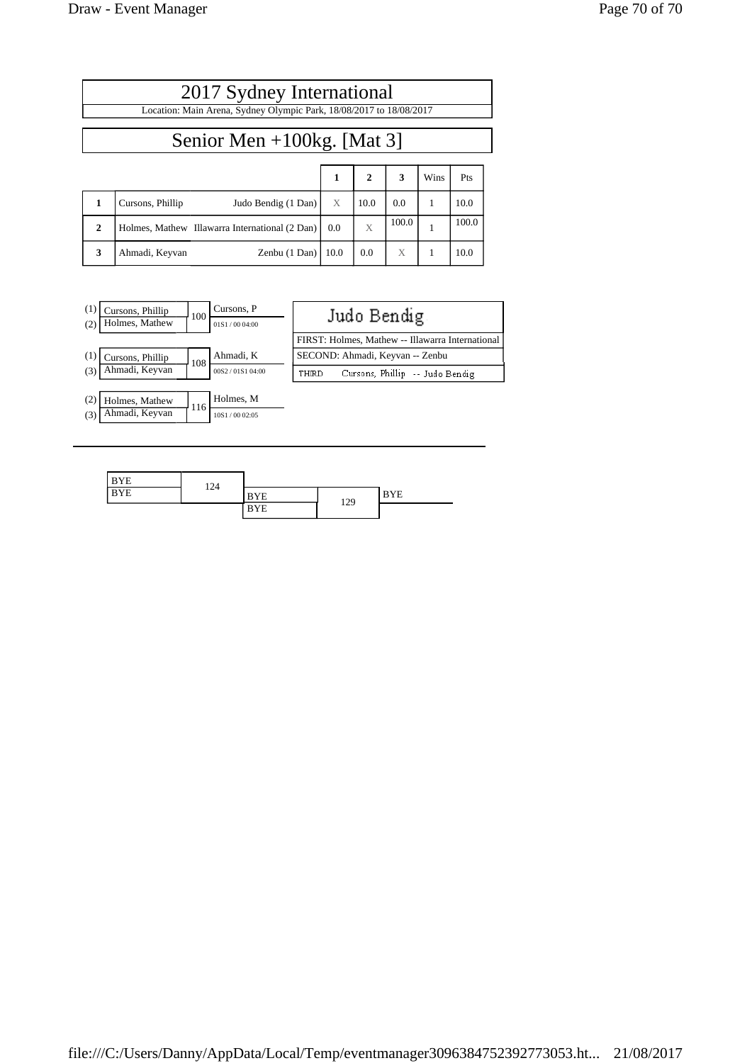# 2017 Sydney International

Location: Main Arena, Sydney Olympic Park, 18/08/2017 to 18/08/2017

## Senior Men +100kg. [Mat 3]

| | | | 1 | 2 | 3 | Wins | Pts |
|---|---|---|---|---|---|---|---|
| 1 | Cursons, Phillip | Judo Bendig (1 Dan) | X | 10.0 | 0.0 | 1 | 10.0 |
| 2 | Holmes, Mathew | Illawarra International (2 Dan) | 0.0 | X | 100.0 | 1 | 100.0 |
| 3 | Ahmadi, Keyvan | Zenbu (1 Dan) | 10.0 | 0.0 | X | 1 | 10.0 |

(1) Cursons, Phillip
(2) Holmes, Mathew
100 — Cursons, P
01S1 / 00 04:00

(1) Cursons, Phillip
(3) Ahmadi, Keyvan
108 — Ahmadi, K
00S2 / 01S1 04:00

(2) Holmes, Mathew
(3) Ahmadi, Keyvan
116 — Holmes, M
10S1 / 00 02:05

Judo Bendig

FIRST: Holmes, Mathew -- Illawarra International
SECOND: Ahmadi, Keyvan -- Zenbu
THIRD Cursons, Phillip -- Judo Bendig

BYE
BYE
124 — BYE

BYE
BYE
129 — BYE